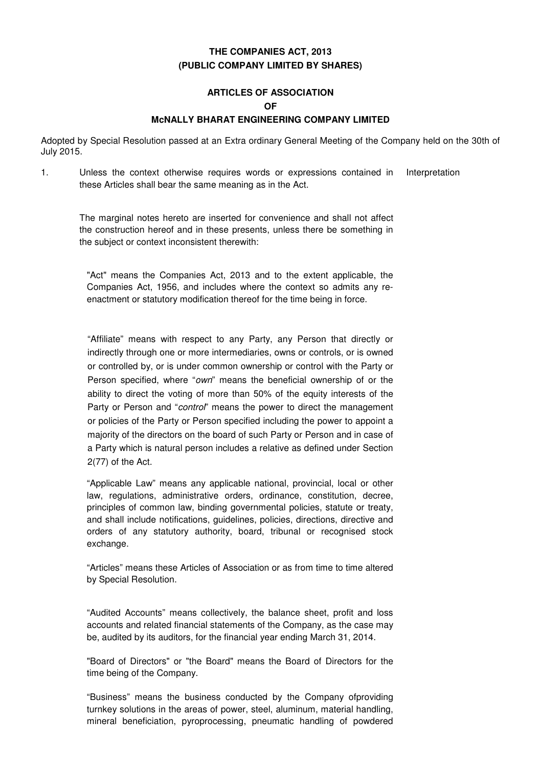**THE COMPANIES ACT, 2013**
**(PUBLIC COMPANY LIMITED BY SHARES)**

**ARTICLES OF ASSOCIATION**
**OF**
**McNALLY BHARAT ENGINEERING COMPANY LIMITED**

Adopted by Special Resolution passed at an Extra ordinary General Meeting of the Company held on the 30th of July 2015.

1. Unless the context otherwise requires words or expressions contained in these Articles shall bear the same meaning as in the Act. Interpretation

The marginal notes hereto are inserted for convenience and shall not affect the construction hereof and in these presents, unless there be something in the subject or context inconsistent therewith:

"Act" means the Companies Act, 2013 and to the extent applicable, the Companies Act, 1956, and includes where the context so admits any re-enactment or statutory modification thereof for the time being in force.

"Affiliate" means with respect to any Party, any Person that directly or indirectly through one or more intermediaries, owns or controls, or is owned or controlled by, or is under common ownership or control with the Party or Person specified, where "*own*" means the beneficial ownership of or the ability to direct the voting of more than 50% of the equity interests of the Party or Person and "*control*" means the power to direct the management or policies of the Party or Person specified including the power to appoint a majority of the directors on the board of such Party or Person and in case of a Party which is natural person includes a relative as defined under Section 2(77) of the Act.

"Applicable Law" means any applicable national, provincial, local or other law, regulations, administrative orders, ordinance, constitution, decree, principles of common law, binding governmental policies, statute or treaty, and shall include notifications, guidelines, policies, directions, directive and orders of any statutory authority, board, tribunal or recognised stock exchange.

"Articles" means these Articles of Association or as from time to time altered by Special Resolution.

"Audited Accounts" means collectively, the balance sheet, profit and loss accounts and related financial statements of the Company, as the case may be, audited by its auditors, for the financial year ending March 31, 2014.

"Board of Directors" or "the Board" means the Board of Directors for the time being of the Company.

"Business" means the business conducted by the Company ofproviding turnkey solutions in the areas of power, steel, aluminum, material handling, mineral beneficiation, pyroprocessing, pneumatic handling of powdered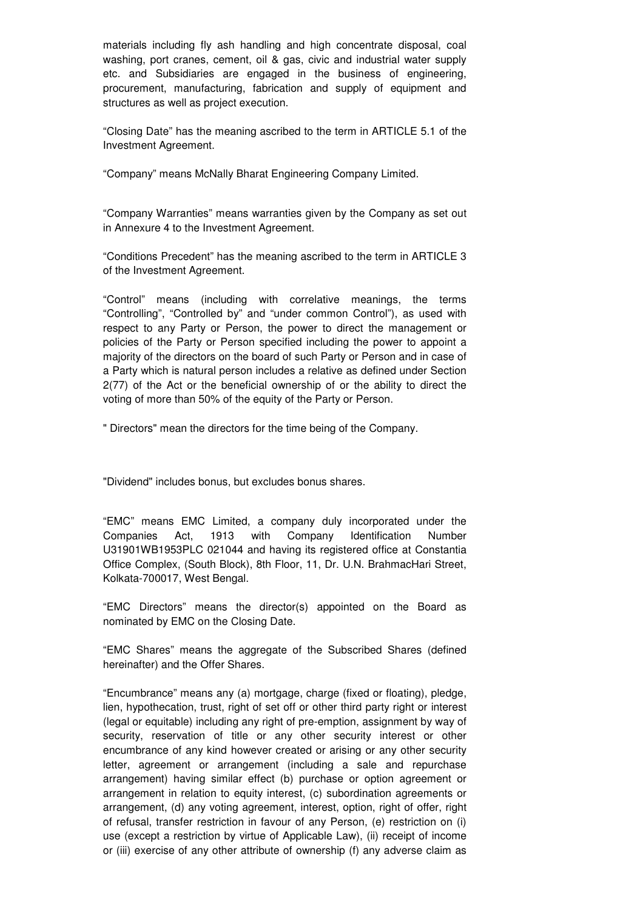materials including fly ash handling and high concentrate disposal, coal washing, port cranes, cement, oil & gas, civic and industrial water supply etc. and Subsidiaries are engaged in the business of engineering, procurement, manufacturing, fabrication and supply of equipment and structures as well as project execution.

"Closing Date" has the meaning ascribed to the term in ARTICLE 5.1 of the Investment Agreement.

"Company" means McNally Bharat Engineering Company Limited.

"Company Warranties" means warranties given by the Company as set out in Annexure 4 to the Investment Agreement.

"Conditions Precedent" has the meaning ascribed to the term in ARTICLE 3 of the Investment Agreement.

"Control" means (including with correlative meanings, the terms "Controlling", "Controlled by" and "under common Control"), as used with respect to any Party or Person, the power to direct the management or policies of the Party or Person specified including the power to appoint a majority of the directors on the board of such Party or Person and in case of a Party which is natural person includes a relative as defined under Section 2(77) of the Act or the beneficial ownership of or the ability to direct the voting of more than 50% of the equity of the Party or Person.

" Directors" mean the directors for the time being of the Company.

"Dividend" includes bonus, but excludes bonus shares.

"EMC" means EMC Limited, a company duly incorporated under the Companies Act, 1913 with Company Identification Number U31901WB1953PLC 021044 and having its registered office at Constantia Office Complex, (South Block), 8th Floor, 11, Dr. U.N. BrahmacHari Street, Kolkata-700017, West Bengal.

"EMC Directors" means the director(s) appointed on the Board as nominated by EMC on the Closing Date.

"EMC Shares" means the aggregate of the Subscribed Shares (defined hereinafter) and the Offer Shares.

"Encumbrance" means any (a) mortgage, charge (fixed or floating), pledge, lien, hypothecation, trust, right of set off or other third party right or interest (legal or equitable) including any right of pre-emption, assignment by way of security, reservation of title or any other security interest or other encumbrance of any kind however created or arising or any other security letter, agreement or arrangement (including a sale and repurchase arrangement) having similar effect (b) purchase or option agreement or arrangement in relation to equity interest, (c) subordination agreements or arrangement, (d) any voting agreement, interest, option, right of offer, right of refusal, transfer restriction in favour of any Person, (e) restriction on (i) use (except a restriction by virtue of Applicable Law), (ii) receipt of income or (iii) exercise of any other attribute of ownership (f) any adverse claim as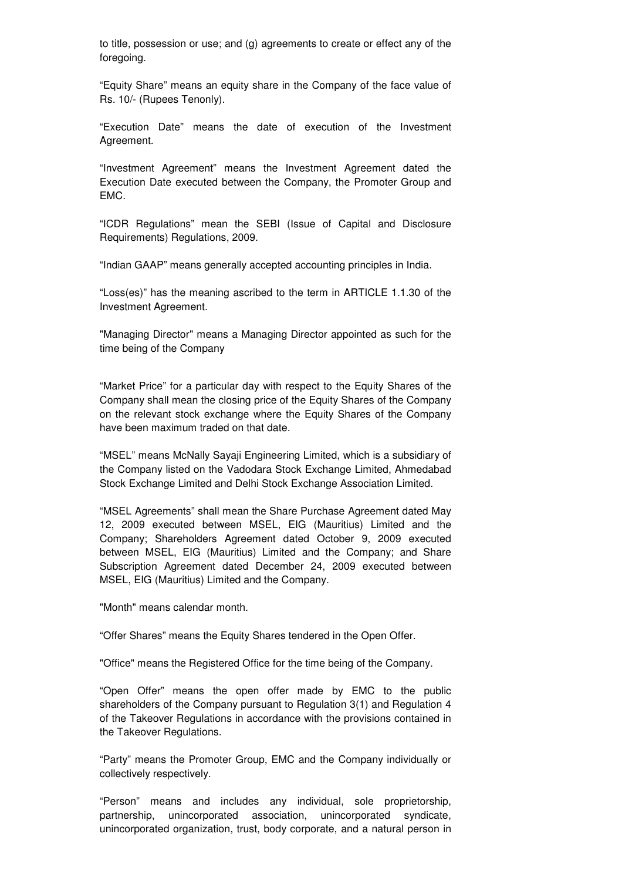to title, possession or use; and (g) agreements to create or effect any of the foregoing.

"Equity Share" means an equity share in the Company of the face value of Rs. 10/- (Rupees Tenonly).

"Execution Date" means the date of execution of the Investment Agreement.

"Investment Agreement" means the Investment Agreement dated the Execution Date executed between the Company, the Promoter Group and EMC.

"ICDR Regulations" mean the SEBI (Issue of Capital and Disclosure Requirements) Regulations, 2009.

"Indian GAAP" means generally accepted accounting principles in India.

"Loss(es)" has the meaning ascribed to the term in ARTICLE 1.1.30 of the Investment Agreement.

"Managing Director" means a Managing Director appointed as such for the time being of the Company

"Market Price" for a particular day with respect to the Equity Shares of the Company shall mean the closing price of the Equity Shares of the Company on the relevant stock exchange where the Equity Shares of the Company have been maximum traded on that date.

"MSEL" means McNally Sayaji Engineering Limited, which is a subsidiary of the Company listed on the Vadodara Stock Exchange Limited, Ahmedabad Stock Exchange Limited and Delhi Stock Exchange Association Limited.

"MSEL Agreements" shall mean the Share Purchase Agreement dated May 12, 2009 executed between MSEL, EIG (Mauritius) Limited and the Company; Shareholders Agreement dated October 9, 2009 executed between MSEL, EIG (Mauritius) Limited and the Company; and Share Subscription Agreement dated December 24, 2009 executed between MSEL, EIG (Mauritius) Limited and the Company.

"Month" means calendar month.

"Offer Shares" means the Equity Shares tendered in the Open Offer.

"Office" means the Registered Office for the time being of the Company.

"Open Offer" means the open offer made by EMC to the public shareholders of the Company pursuant to Regulation 3(1) and Regulation 4 of the Takeover Regulations in accordance with the provisions contained in the Takeover Regulations.

"Party" means the Promoter Group, EMC and the Company individually or collectively respectively.

"Person" means and includes any individual, sole proprietorship, partnership, unincorporated association, unincorporated syndicate, unincorporated organization, trust, body corporate, and a natural person in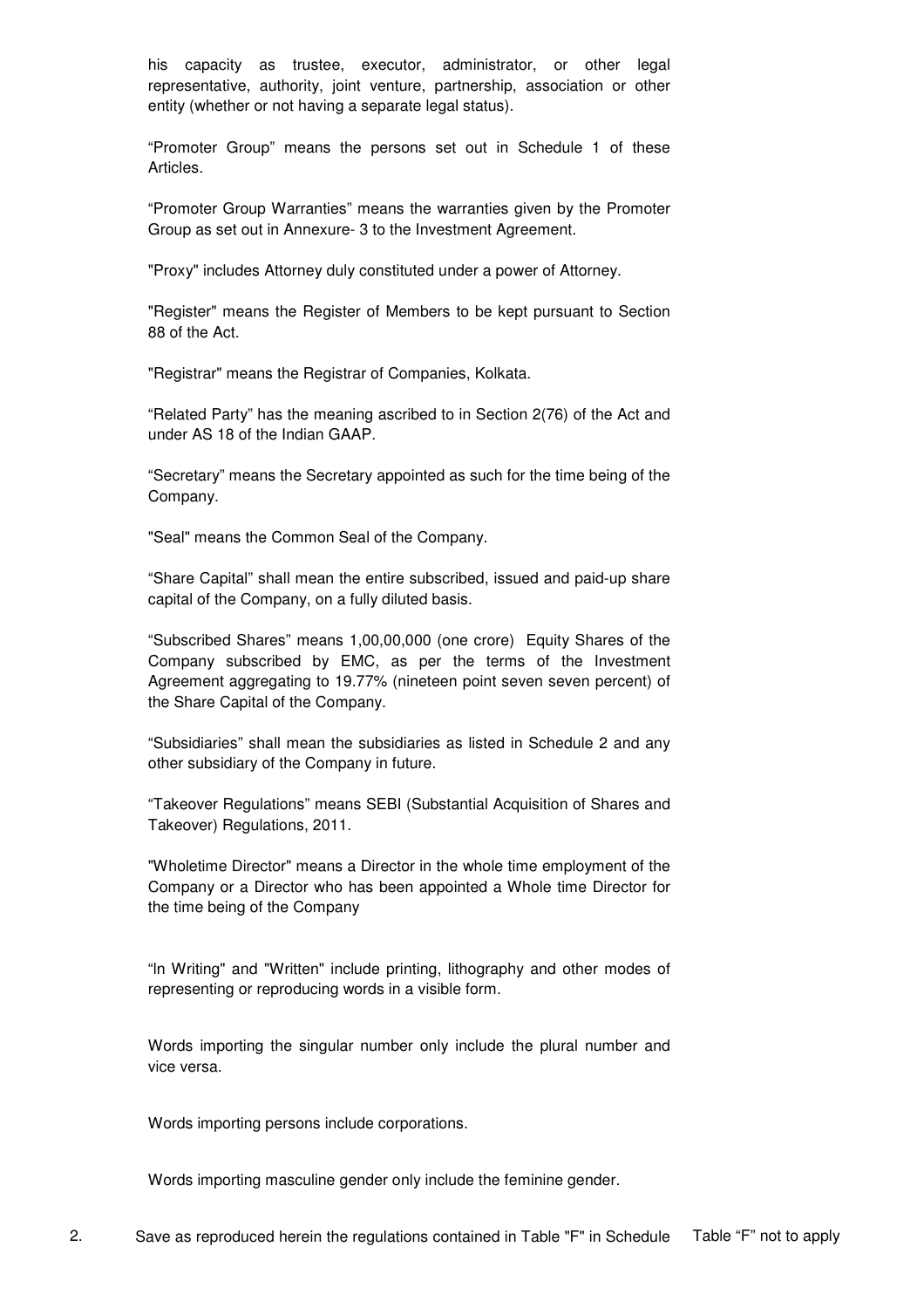his capacity as trustee, executor, administrator, or other legal representative, authority, joint venture, partnership, association or other entity (whether or not having a separate legal status).

"Promoter Group" means the persons set out in Schedule 1 of these Articles.

"Promoter Group Warranties" means the warranties given by the Promoter Group as set out in Annexure- 3 to the Investment Agreement.

"Proxy" includes Attorney duly constituted under a power of Attorney.

"Register" means the Register of Members to be kept pursuant to Section 88 of the Act.

"Registrar" means the Registrar of Companies, Kolkata.

"Related Party" has the meaning ascribed to in Section 2(76) of the Act and under AS 18 of the Indian GAAP.

"Secretary" means the Secretary appointed as such for the time being of the Company.

"Seal" means the Common Seal of the Company.

"Share Capital" shall mean the entire subscribed, issued and paid-up share capital of the Company, on a fully diluted basis.

"Subscribed Shares" means 1,00,00,000 (one crore) Equity Shares of the Company subscribed by EMC, as per the terms of the Investment Agreement aggregating to 19.77% (nineteen point seven seven percent) of the Share Capital of the Company.

"Subsidiaries" shall mean the subsidiaries as listed in Schedule 2 and any other subsidiary of the Company in future.

"Takeover Regulations" means SEBI (Substantial Acquisition of Shares and Takeover) Regulations, 2011.

"Wholetime Director" means a Director in the whole time employment of the Company or a Director who has been appointed a Whole time Director for the time being of the Company

"In Writing" and "Written" include printing, lithography and other modes of representing or reproducing words in a visible form.

Words importing the singular number only include the plural number and vice versa.

Words importing persons include corporations.

Words importing masculine gender only include the feminine gender.

2. Save as reproduced herein the regulations contained in Table "F" in Schedule — Table "F" not to apply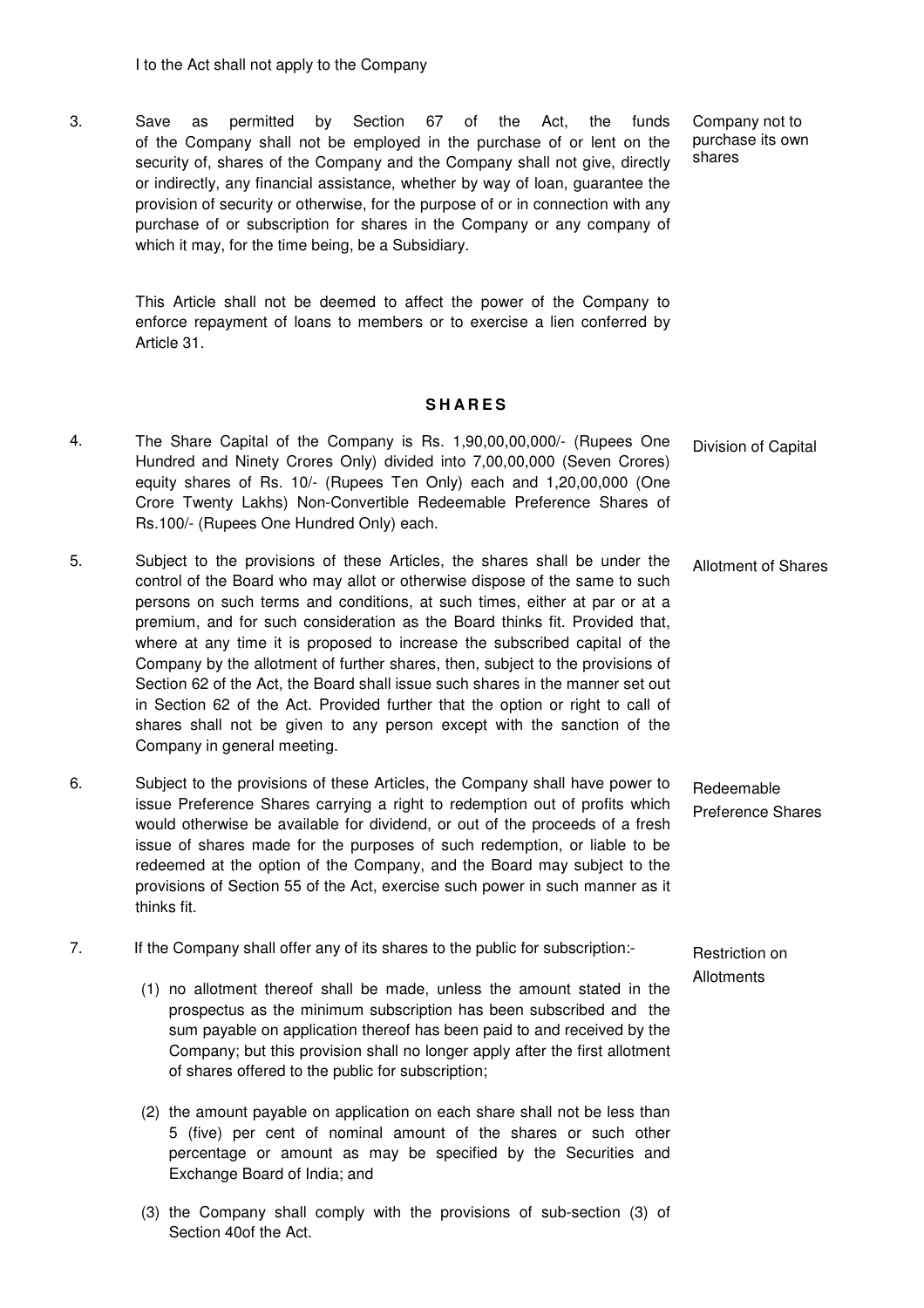I to the Act shall not apply to the Company

3. Save as permitted by Section 67 of the Act, the funds of the Company shall not be employed in the purchase of or lent on the security of, shares of the Company and the Company shall not give, directly or indirectly, any financial assistance, whether by way of loan, guarantee the provision of security or otherwise, for the purpose of or in connection with any purchase of or subscription for shares in the Company or any company of which it may, for the time being, be a Subsidiary. *Company not to purchase its own shares*

   This Article shall not be deemed to affect the power of the Company to enforce repayment of loans to members or to exercise a lien conferred by Article 31.

## SHARES

4. The Share Capital of the Company is Rs. 1,90,00,00,000/- (Rupees One Hundred and Ninety Crores Only) divided into 7,00,00,000 (Seven Crores) equity shares of Rs. 10/- (Rupees Ten Only) each and 1,20,00,000 (One Crore Twenty Lakhs) Non-Convertible Redeemable Preference Shares of Rs.100/- (Rupees One Hundred Only) each. *Division of Capital*

5. Subject to the provisions of these Articles, the shares shall be under the control of the Board who may allot or otherwise dispose of the same to such persons on such terms and conditions, at such times, either at par or at a premium, and for such consideration as the Board thinks fit. Provided that, where at any time it is proposed to increase the subscribed capital of the Company by the allotment of further shares, then, subject to the provisions of Section 62 of the Act, the Board shall issue such shares in the manner set out in Section 62 of the Act. Provided further that the option or right to call of shares shall not be given to any person except with the sanction of the Company in general meeting. *Allotment of Shares*

6. Subject to the provisions of these Articles, the Company shall have power to issue Preference Shares carrying a right to redemption out of profits which would otherwise be available for dividend, or out of the proceeds of a fresh issue of shares made for the purposes of such redemption, or liable to be redeemed at the option of the Company, and the Board may subject to the provisions of Section 55 of the Act, exercise such power in such manner as it thinks fit. *Redeemable Preference Shares*

7. If the Company shall offer any of its shares to the public for subscription:- *Restriction on Allotments*

   (1) no allotment thereof shall be made, unless the amount stated in the prospectus as the minimum subscription has been subscribed and the sum payable on application thereof has been paid to and received by the Company; but this provision shall no longer apply after the first allotment of shares offered to the public for subscription;

   (2) the amount payable on application on each share shall not be less than 5 (five) per cent of nominal amount of the shares or such other percentage or amount as may be specified by the Securities and Exchange Board of India; and

   (3) the Company shall comply with the provisions of sub-section (3) of Section 40of the Act.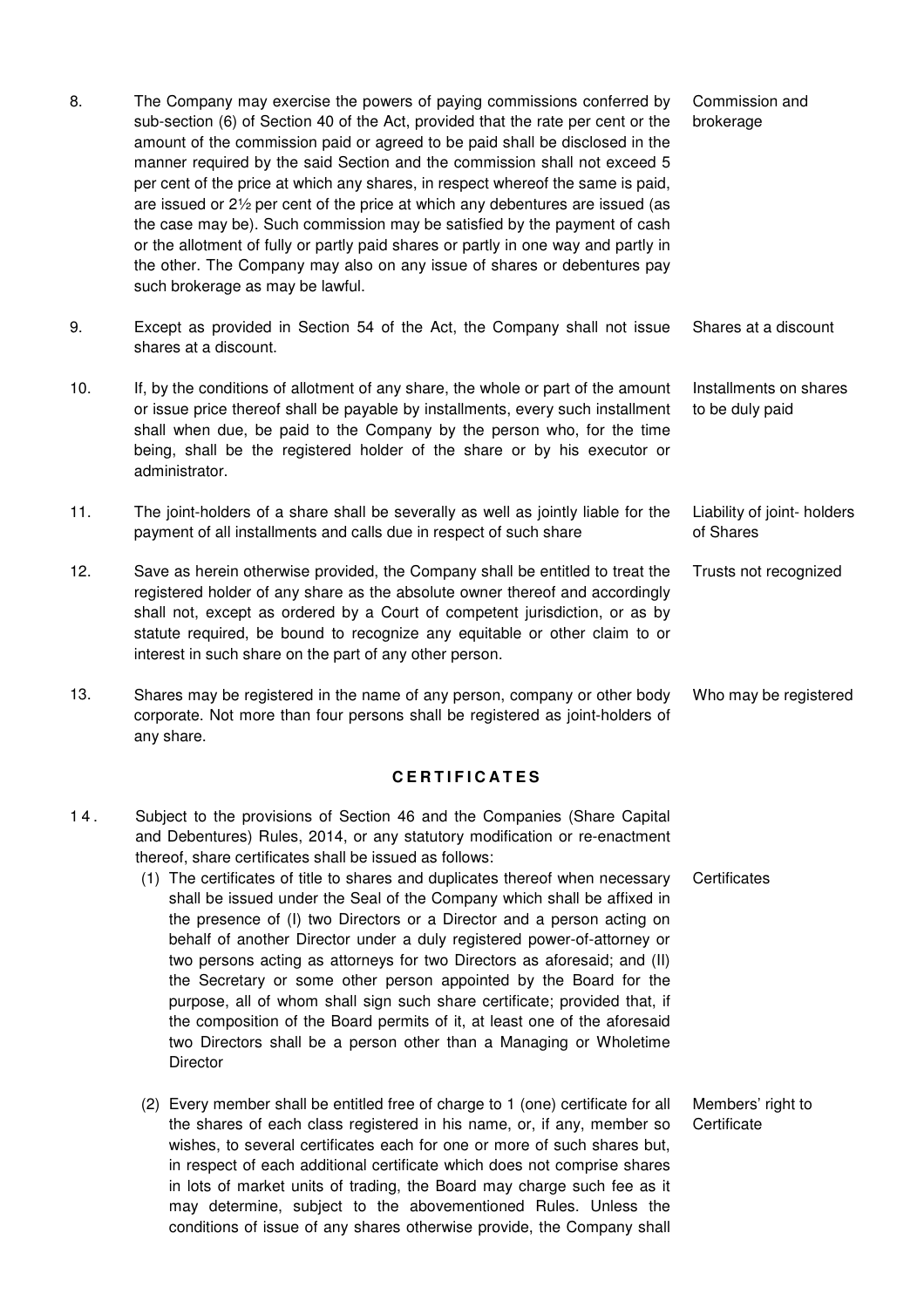8. The Company may exercise the powers of paying commissions conferred by sub-section (6) of Section 40 of the Act, provided that the rate per cent or the amount of the commission paid or agreed to be paid shall be disclosed in the manner required by the said Section and the commission shall not exceed 5 per cent of the price at which any shares, in respect whereof the same is paid, are issued or 2½ per cent of the price at which any debentures are issued (as the case may be). Such commission may be satisfied by the payment of cash or the allotment of fully or partly paid shares or partly in one way and partly in the other. The Company may also on any issue of shares or debentures pay such brokerage as may be lawful. — *Commission and brokerage*

9. Except as provided in Section 54 of the Act, the Company shall not issue shares at a discount. — *Shares at a discount*

10. If, by the conditions of allotment of any share, the whole or part of the amount or issue price thereof shall be payable by installments, every such installment shall when due, be paid to the Company by the person who, for the time being, shall be the registered holder of the share or by his executor or administrator. — *Installments on shares to be duly paid*

11. The joint-holders of a share shall be severally as well as jointly liable for the payment of all installments and calls due in respect of such share — *Liability of joint- holders of Shares*

12. Save as herein otherwise provided, the Company shall be entitled to treat the registered holder of any share as the absolute owner thereof and accordingly shall not, except as ordered by a Court of competent jurisdiction, or as by statute required, be bound to recognize any equitable or other claim to or interest in such share on the part of any other person. — *Trusts not recognized*

13. Shares may be registered in the name of any person, company or other body corporate. Not more than four persons shall be registered as joint-holders of any share. — *Who may be registered*

## CERTIFICATES

14. Subject to the provisions of Section 46 and the Companies (Share Capital and Debentures) Rules, 2014, or any statutory modification or re-enactment thereof, share certificates shall be issued as follows:

    (1) The certificates of title to shares and duplicates thereof when necessary shall be issued under the Seal of the Company which shall be affixed in the presence of (I) two Directors or a Director and a person acting on behalf of another Director under a duly registered power-of-attorney or two persons acting as attorneys for two Directors as aforesaid; and (II) the Secretary or some other person appointed by the Board for the purpose, all of whom shall sign such share certificate; provided that, if the composition of the Board permits of it, at least one of the aforesaid two Directors shall be a person other than a Managing or Wholetime Director — *Certificates*

    (2) Every member shall be entitled free of charge to 1 (one) certificate for all the shares of each class registered in his name, or, if any, member so wishes, to several certificates each for one or more of such shares but, in respect of each additional certificate which does not comprise shares in lots of market units of trading, the Board may charge such fee as it may determine, subject to the abovementioned Rules. Unless the conditions of issue of any shares otherwise provide, the Company shall — *Members' right to Certificate*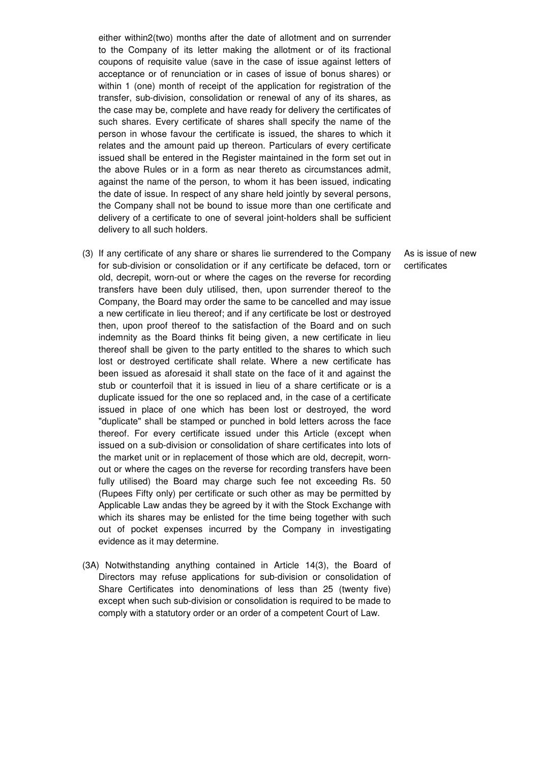either within2(two) months after the date of allotment and on surrender to the Company of its letter making the allotment or of its fractional coupons of requisite value (save in the case of issue against letters of acceptance or of renunciation or in cases of issue of bonus shares) or within 1 (one) month of receipt of the application for registration of the transfer, sub-division, consolidation or renewal of any of its shares, as the case may be, complete and have ready for delivery the certificates of such shares. Every certificate of shares shall specify the name of the person in whose favour the certificate is issued, the shares to which it relates and the amount paid up thereon. Particulars of every certificate issued shall be entered in the Register maintained in the form set out in the above Rules or in a form as near thereto as circumstances admit, against the name of the person, to whom it has been issued, indicating the date of issue. In respect of any share held jointly by several persons, the Company shall not be bound to issue more than one certificate and delivery of a certificate to one of several joint-holders shall be sufficient delivery to all such holders.

*As is issue of new certificates*

(3) If any certificate of any share or shares lie surrendered to the Company for sub-division or consolidation or if any certificate be defaced, torn or old, decrepit, worn-out or where the cages on the reverse for recording transfers have been duly utilised, then, upon surrender thereof to the Company, the Board may order the same to be cancelled and may issue a new certificate in lieu thereof; and if any certificate be lost or destroyed then, upon proof thereof to the satisfaction of the Board and on such indemnity as the Board thinks fit being given, a new certificate in lieu thereof shall be given to the party entitled to the shares to which such lost or destroyed certificate shall relate. Where a new certificate has been issued as aforesaid it shall state on the face of it and against the stub or counterfoil that it is issued in lieu of a share certificate or is a duplicate issued for the one so replaced and, in the case of a certificate issued in place of one which has been lost or destroyed, the word "duplicate" shall be stamped or punched in bold letters across the face thereof. For every certificate issued under this Article (except when issued on a sub-division or consolidation of share certificates into lots of the market unit or in replacement of those which are old, decrepit, worn-out or where the cages on the reverse for recording transfers have been fully utilised) the Board may charge such fee not exceeding Rs. 50 (Rupees Fifty only) per certificate or such other as may be permitted by Applicable Law andas they be agreed by it with the Stock Exchange with which its shares may be enlisted for the time being together with such out of pocket expenses incurred by the Company in investigating evidence as it may determine.

(3A) Notwithstanding anything contained in Article 14(3), the Board of Directors may refuse applications for sub-division or consolidation of Share Certificates into denominations of less than 25 (twenty five) except when such sub-division or consolidation is required to be made to comply with a statutory order or an order of a competent Court of Law.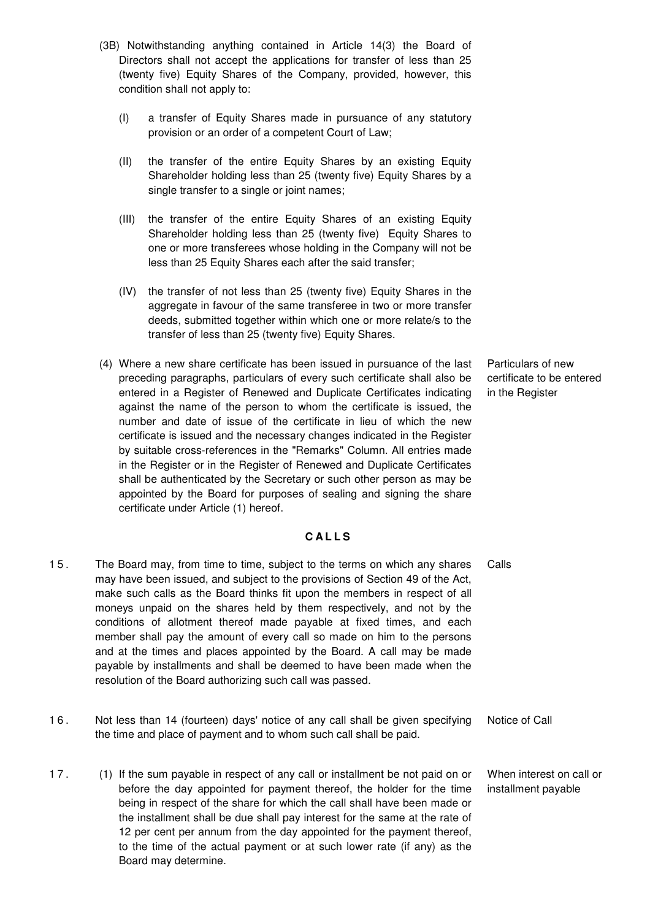(3B) Notwithstanding anything contained in Article 14(3) the Board of Directors shall not accept the applications for transfer of less than 25 (twenty five) Equity Shares of the Company, provided, however, this condition shall not apply to:

(I) a transfer of Equity Shares made in pursuance of any statutory provision or an order of a competent Court of Law;

(II) the transfer of the entire Equity Shares by an existing Equity Shareholder holding less than 25 (twenty five) Equity Shares by a single transfer to a single or joint names;

(III) the transfer of the entire Equity Shares of an existing Equity Shareholder holding less than 25 (twenty five) Equity Shares to one or more transferees whose holding in the Company will not be less than 25 Equity Shares each after the said transfer;

(IV) the transfer of not less than 25 (twenty five) Equity Shares in the aggregate in favour of the same transferee in two or more transfer deeds, submitted together within which one or more relate/s to the transfer of less than 25 (twenty five) Equity Shares.

*Particulars of new certificate to be entered in the Register*

(4) Where a new share certificate has been issued in pursuance of the last preceding paragraphs, particulars of every such certificate shall also be entered in a Register of Renewed and Duplicate Certificates indicating against the name of the person to whom the certificate is issued, the number and date of issue of the certificate in lieu of which the new certificate is issued and the necessary changes indicated in the Register by suitable cross-references in the "Remarks" Column. All entries made in the Register or in the Register of Renewed and Duplicate Certificates shall be authenticated by the Secretary or such other person as may be appointed by the Board for purposes of sealing and signing the share certificate under Article (1) hereof.

## CALLS

*Calls*

15. The Board may, from time to time, subject to the terms on which any shares may have been issued, and subject to the provisions of Section 49 of the Act, make such calls as the Board thinks fit upon the members in respect of all moneys unpaid on the shares held by them respectively, and not by the conditions of allotment thereof made payable at fixed times, and each member shall pay the amount of every call so made on him to the persons and at the times and places appointed by the Board. A call may be made payable by installments and shall be deemed to have been made when the resolution of the Board authorizing such call was passed.

*Notice of Call*

16. Not less than 14 (fourteen) days' notice of any call shall be given specifying the time and place of payment and to whom such call shall be paid.

*When interest on call or installment payable*

17. (1) If the sum payable in respect of any call or installment be not paid on or before the day appointed for payment thereof, the holder for the time being in respect of the share for which the call shall have been made or the installment shall be due shall pay interest for the same at the rate of 12 per cent per annum from the day appointed for the payment thereof, to the time of the actual payment or at such lower rate (if any) as the Board may determine.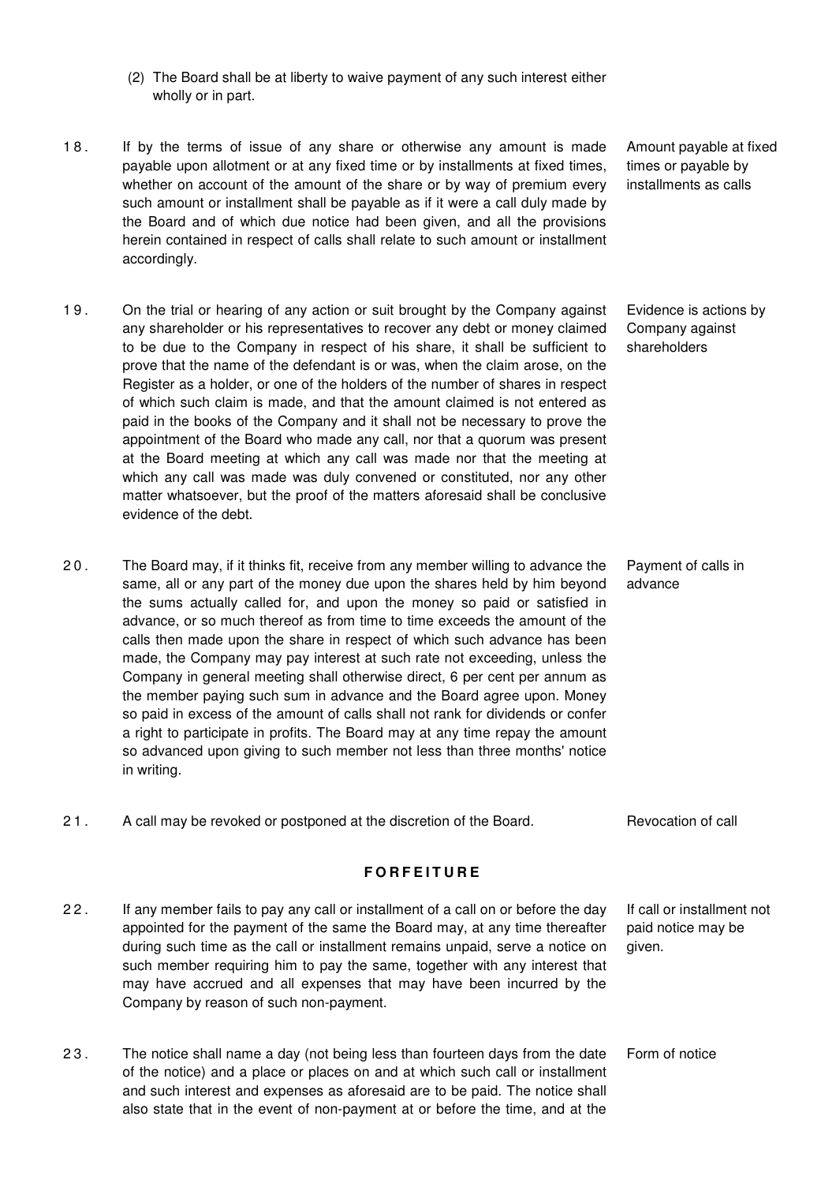(2) The Board shall be at liberty to waive payment of any such interest either wholly or in part.

18. If by the terms of issue of any share or otherwise any amount is made payable upon allotment or at any fixed time or by installments at fixed times, whether on account of the amount of the share or by way of premium every such amount or installment shall be payable as if it were a call duly made by the Board and of which due notice had been given, and all the provisions herein contained in respect of calls shall relate to such amount or installment accordingly. *Amount payable at fixed times or payable by installments as calls*

19. On the trial or hearing of any action or suit brought by the Company against any shareholder or his representatives to recover any debt or money claimed to be due to the Company in respect of his share, it shall be sufficient to prove that the name of the defendant is or was, when the claim arose, on the Register as a holder, or one of the holders of the number of shares in respect of which such claim is made, and that the amount claimed is not entered as paid in the books of the Company and it shall not be necessary to prove the appointment of the Board who made any call, nor that a quorum was present at the Board meeting at which any call was made nor that the meeting at which any call was made was duly convened or constituted, nor any other matter whatsoever, but the proof of the matters aforesaid shall be conclusive evidence of the debt. *Evidence is actions by Company against shareholders*

20. The Board may, if it thinks fit, receive from any member willing to advance the same, all or any part of the money due upon the shares held by him beyond the sums actually called for, and upon the money so paid or satisfied in advance, or so much thereof as from time to time exceeds the amount of the calls then made upon the share in respect of which such advance has been made, the Company may pay interest at such rate not exceeding, unless the Company in general meeting shall otherwise direct, 6 per cent per annum as the member paying such sum in advance and the Board agree upon. Money so paid in excess of the amount of calls shall not rank for dividends or confer a right to participate in profits. The Board may at any time repay the amount so advanced upon giving to such member not less than three months' notice in writing. *Payment of calls in advance*

21. A call may be revoked or postponed at the discretion of the Board. *Revocation of call*

## FORFEITURE

22. If any member fails to pay any call or installment of a call on or before the day appointed for the payment of the same the Board may, at any time thereafter during such time as the call or installment remains unpaid, serve a notice on such member requiring him to pay the same, together with any interest that may have accrued and all expenses that may have been incurred by the Company by reason of such non-payment. *If call or installment not paid notice may be given.*

23. The notice shall name a day (not being less than fourteen days from the date of the notice) and a place or places on and at which such call or installment and such interest and expenses as aforesaid are to be paid. The notice shall also state that in the event of non-payment at or before the time, and at the *Form of notice*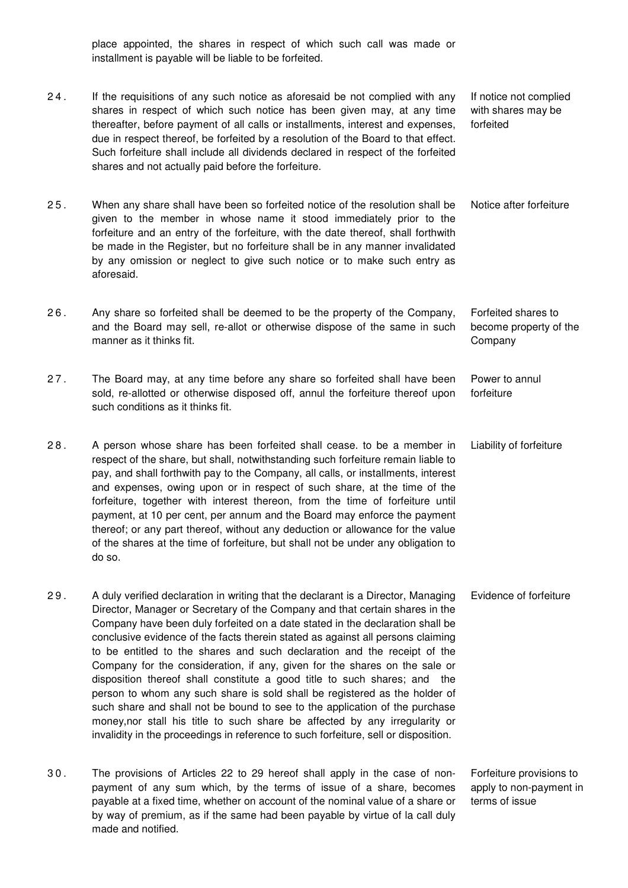place appointed, the shares in respect of which such call was made or installment is payable will be liable to be forfeited.

**If notice not complied with shares may be forfeited**

24. If the requisitions of any such notice as aforesaid be not complied with any shares in respect of which such notice has been given may, at any time thereafter, before payment of all calls or installments, interest and expenses, due in respect thereof, be forfeited by a resolution of the Board to that effect. Such forfeiture shall include all dividends declared in respect of the forfeited shares and not actually paid before the forfeiture.

**Notice after forfeiture**

25. When any share shall have been so forfeited notice of the resolution shall be given to the member in whose name it stood immediately prior to the forfeiture and an entry of the forfeiture, with the date thereof, shall forthwith be made in the Register, but no forfeiture shall be in any manner invalidated by any omission or neglect to give such notice or to make such entry as aforesaid.

**Forfeited shares to become property of the Company**

26. Any share so forfeited shall be deemed to be the property of the Company, and the Board may sell, re-allot or otherwise dispose of the same in such manner as it thinks fit.

**Power to annul forfeiture**

27. The Board may, at any time before any share so forfeited shall have been sold, re-allotted or otherwise disposed off, annul the forfeiture thereof upon such conditions as it thinks fit.

**Liability of forfeiture**

28. A person whose share has been forfeited shall cease. to be a member in respect of the share, but shall, notwithstanding such forfeiture remain liable to pay, and shall forthwith pay to the Company, all calls, or installments, interest and expenses, owing upon or in respect of such share, at the time of the forfeiture, together with interest thereon, from the time of forfeiture until payment, at 10 per cent, per annum and the Board may enforce the payment thereof; or any part thereof, without any deduction or allowance for the value of the shares at the time of forfeiture, but shall not be under any obligation to do so.

**Evidence of forfeiture**

29. A duly verified declaration in writing that the declarant is a Director, Managing Director, Manager or Secretary of the Company and that certain shares in the Company have been duly forfeited on a date stated in the declaration shall be conclusive evidence of the facts therein stated as against all persons claiming to be entitled to the shares and such declaration and the receipt of the Company for the consideration, if any, given for the shares on the sale or disposition thereof shall constitute a good title to such shares; and the person to whom any such share is sold shall be registered as the holder of such share and shall not be bound to see to the application of the purchase money,nor stall his title to such share be affected by any irregularity or invalidity in the proceedings in reference to such forfeiture, sell or disposition.

**Forfeiture provisions to apply to non-payment in terms of issue**

30. The provisions of Articles 22 to 29 hereof shall apply in the case of non-payment of any sum which, by the terms of issue of a share, becomes payable at a fixed time, whether on account of the nominal value of a share or by way of premium, as if the same had been payable by virtue of la call duly made and notified.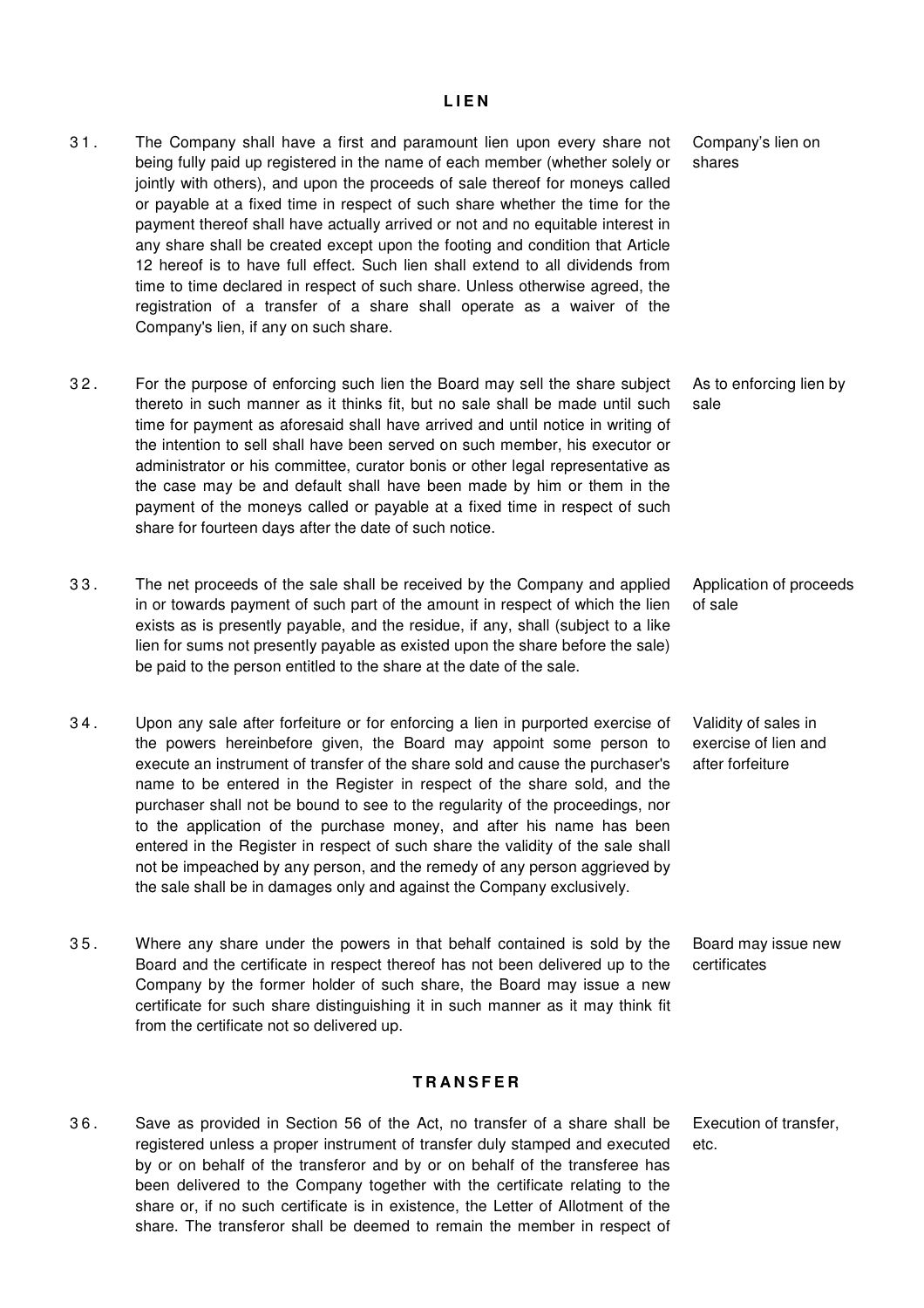## LIEN

31. The Company shall have a first and paramount lien upon every share not being fully paid up registered in the name of each member (whether solely or jointly with others), and upon the proceeds of sale thereof for moneys called or payable at a fixed time in respect of such share whether the time for the payment thereof shall have actually arrived or not and no equitable interest in any share shall be created except upon the footing and condition that Article 12 hereof is to have full effect. Such lien shall extend to all dividends from time to time declared in respect of such share. Unless otherwise agreed, the registration of a transfer of a share shall operate as a waiver of the Company's lien, if any on such share.

*Company's lien on shares*

32. For the purpose of enforcing such lien the Board may sell the share subject thereto in such manner as it thinks fit, but no sale shall be made until such time for payment as aforesaid shall have arrived and until notice in writing of the intention to sell shall have been served on such member, his executor or administrator or his committee, curator bonis or other legal representative as the case may be and default shall have been made by him or them in the payment of the moneys called or payable at a fixed time in respect of such share for fourteen days after the date of such notice.

*As to enforcing lien by sale*

33. The net proceeds of the sale shall be received by the Company and applied in or towards payment of such part of the amount in respect of which the lien exists as is presently payable, and the residue, if any, shall (subject to a like lien for sums not presently payable as existed upon the share before the sale) be paid to the person entitled to the share at the date of the sale.

*Application of proceeds of sale*

34. Upon any sale after forfeiture or for enforcing a lien in purported exercise of the powers hereinbefore given, the Board may appoint some person to execute an instrument of transfer of the share sold and cause the purchaser's name to be entered in the Register in respect of the share sold, and the purchaser shall not be bound to see to the regularity of the proceedings, nor to the application of the purchase money, and after his name has been entered in the Register in respect of such share the validity of the sale shall not be impeached by any person, and the remedy of any person aggrieved by the sale shall be in damages only and against the Company exclusively.

*Validity of sales in exercise of lien and after forfeiture*

35. Where any share under the powers in that behalf contained is sold by the Board and the certificate in respect thereof has not been delivered up to the Company by the former holder of such share, the Board may issue a new certificate for such share distinguishing it in such manner as it may think fit from the certificate not so delivered up.

*Board may issue new certificates*

## TRANSFER

36. Save as provided in Section 56 of the Act, no transfer of a share shall be registered unless a proper instrument of transfer duly stamped and executed by or on behalf of the transferor and by or on behalf of the transferee has been delivered to the Company together with the certificate relating to the share or, if no such certificate is in existence, the Letter of Allotment of the share. The transferor shall be deemed to remain the member in respect of

*Execution of transfer, etc.*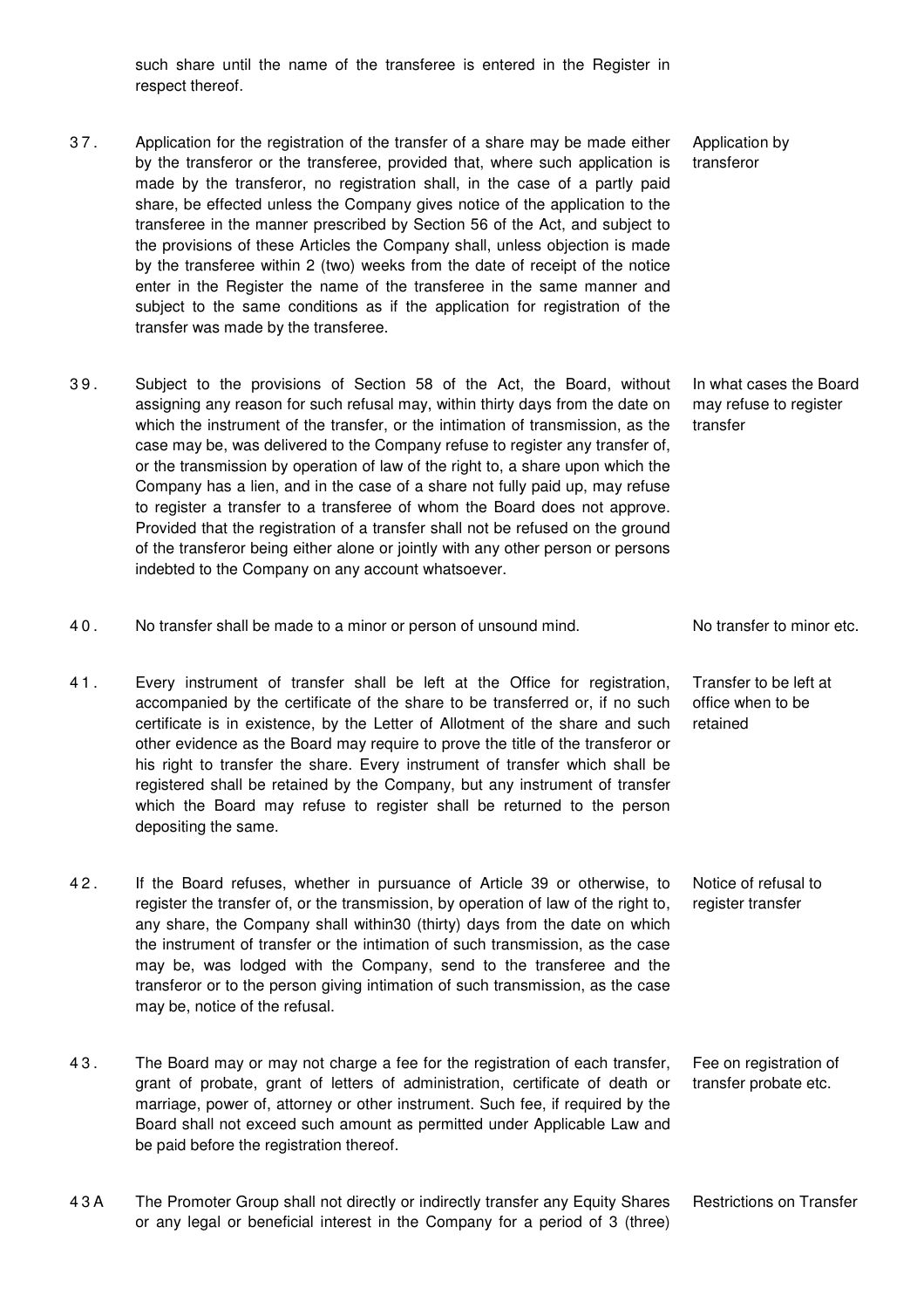such share until the name of the transferee is entered in the Register in respect thereof.

37. Application for the registration of the transfer of a share may be made either by the transferor or the transferee, provided that, where such application is made by the transferor, no registration shall, in the case of a partly paid share, be effected unless the Company gives notice of the application to the transferee in the manner prescribed by Section 56 of the Act, and subject to the provisions of these Articles the Company shall, unless objection is made by the transferee within 2 (two) weeks from the date of receipt of the notice enter in the Register the name of the transferee in the same manner and subject to the same conditions as if the application for registration of the transfer was made by the transferee.

*Application by transferor*

39. Subject to the provisions of Section 58 of the Act, the Board, without assigning any reason for such refusal may, within thirty days from the date on which the instrument of the transfer, or the intimation of transmission, as the case may be, was delivered to the Company refuse to register any transfer of, or the transmission by operation of law of the right to, a share upon which the Company has a lien, and in the case of a share not fully paid up, may refuse to register a transfer to a transferee of whom the Board does not approve. Provided that the registration of a transfer shall not be refused on the ground of the transferor being either alone or jointly with any other person or persons indebted to the Company on any account whatsoever.

*In what cases the Board may refuse to register transfer*

40. No transfer shall be made to a minor or person of unsound mind.

*No transfer to minor etc.*

41. Every instrument of transfer shall be left at the Office for registration, accompanied by the certificate of the share to be transferred or, if no such certificate is in existence, by the Letter of Allotment of the share and such other evidence as the Board may require to prove the title of the transferor or his right to transfer the share. Every instrument of transfer which shall be registered shall be retained by the Company, but any instrument of transfer which the Board may refuse to register shall be returned to the person depositing the same.

*Transfer to be left at office when to be retained*

42. If the Board refuses, whether in pursuance of Article 39 or otherwise, to register the transfer of, or the transmission, by operation of law of the right to, any share, the Company shall within30 (thirty) days from the date on which the instrument of transfer or the intimation of such transmission, as the case may be, was lodged with the Company, send to the transferee and the transferor or to the person giving intimation of such transmission, as the case may be, notice of the refusal.

*Notice of refusal to register transfer*

43. The Board may or may not charge a fee for the registration of each transfer, grant of probate, grant of letters of administration, certificate of death or marriage, power of, attorney or other instrument. Such fee, if required by the Board shall not exceed such amount as permitted under Applicable Law and be paid before the registration thereof.

*Fee on registration of transfer probate etc.*

43A The Promoter Group shall not directly or indirectly transfer any Equity Shares or any legal or beneficial interest in the Company for a period of 3 (three)

*Restrictions on Transfer*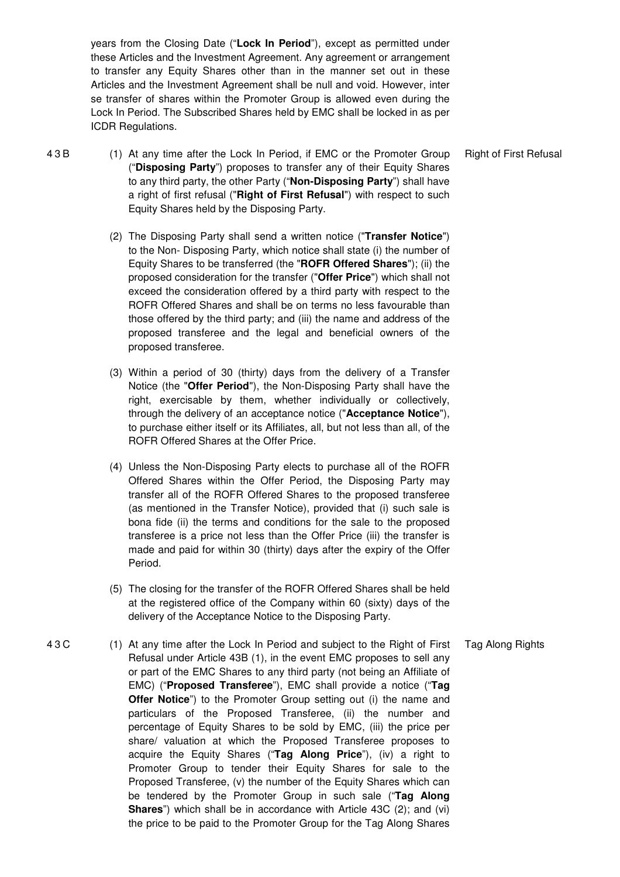years from the Closing Date ("**Lock In Period**"), except as permitted under these Articles and the Investment Agreement. Any agreement or arrangement to transfer any Equity Shares other than in the manner set out in these Articles and the Investment Agreement shall be null and void. However, inter se transfer of shares within the Promoter Group is allowed even during the Lock In Period. The Subscribed Shares held by EMC shall be locked in as per ICDR Regulations.

**43B — Right of First Refusal**

(1) At any time after the Lock In Period, if EMC or the Promoter Group ("**Disposing Party**") proposes to transfer any of their Equity Shares to any third party, the other Party ("**Non-Disposing Party**") shall have a right of first refusal ("**Right of First Refusal**") with respect to such Equity Shares held by the Disposing Party.

(2) The Disposing Party shall send a written notice ("**Transfer Notice**") to the Non- Disposing Party, which notice shall state (i) the number of Equity Shares to be transferred (the "**ROFR Offered Shares**"); (ii) the proposed consideration for the transfer ("**Offer Price**") which shall not exceed the consideration offered by a third party with respect to the ROFR Offered Shares and shall be on terms no less favourable than those offered by the third party; and (iii) the name and address of the proposed transferee and the legal and beneficial owners of the proposed transferee.

(3) Within a period of 30 (thirty) days from the delivery of a Transfer Notice (the "**Offer Period**"), the Non-Disposing Party shall have the right, exercisable by them, whether individually or collectively, through the delivery of an acceptance notice ("**Acceptance Notice**"), to purchase either itself or its Affiliates, all, but not less than all, of the ROFR Offered Shares at the Offer Price.

(4) Unless the Non-Disposing Party elects to purchase all of the ROFR Offered Shares within the Offer Period, the Disposing Party may transfer all of the ROFR Offered Shares to the proposed transferee (as mentioned in the Transfer Notice), provided that (i) such sale is bona fide (ii) the terms and conditions for the sale to the proposed transferee is a price not less than the Offer Price (iii) the transfer is made and paid for within 30 (thirty) days after the expiry of the Offer Period.

(5) The closing for the transfer of the ROFR Offered Shares shall be held at the registered office of the Company within 60 (sixty) days of the delivery of the Acceptance Notice to the Disposing Party.

**43C — Tag Along Rights**

(1) At any time after the Lock In Period and subject to the Right of First Refusal under Article 43B (1), in the event EMC proposes to sell any or part of the EMC Shares to any third party (not being an Affiliate of EMC) ("**Proposed Transferee**"), EMC shall provide a notice ("**Tag Offer Notice**") to the Promoter Group setting out (i) the name and particulars of the Proposed Transferee, (ii) the number and percentage of Equity Shares to be sold by EMC, (iii) the price per share/ valuation at which the Proposed Transferee proposes to acquire the Equity Shares ("**Tag Along Price**"), (iv) a right to Promoter Group to tender their Equity Shares for sale to the Proposed Transferee, (v) the number of the Equity Shares which can be tendered by the Promoter Group in such sale ("**Tag Along Shares**") which shall be in accordance with Article 43C (2); and (vi) the price to be paid to the Promoter Group for the Tag Along Shares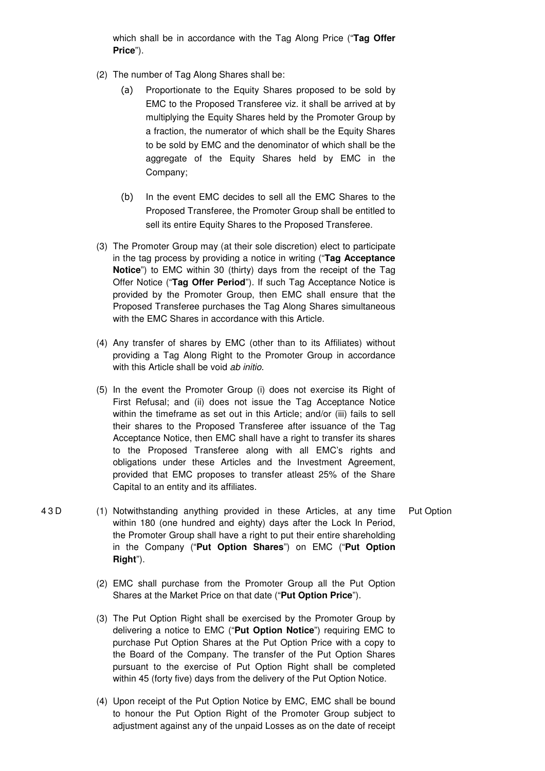which shall be in accordance with the Tag Along Price ("**Tag Offer Price**").

(2) The number of Tag Along Shares shall be:

(a) Proportionate to the Equity Shares proposed to be sold by EMC to the Proposed Transferee viz. it shall be arrived at by multiplying the Equity Shares held by the Promoter Group by a fraction, the numerator of which shall be the Equity Shares to be sold by EMC and the denominator of which shall be the aggregate of the Equity Shares held by EMC in the Company;

(b) In the event EMC decides to sell all the EMC Shares to the Proposed Transferee, the Promoter Group shall be entitled to sell its entire Equity Shares to the Proposed Transferee.

(3) The Promoter Group may (at their sole discretion) elect to participate in the tag process by providing a notice in writing ("**Tag Acceptance Notice**") to EMC within 30 (thirty) days from the receipt of the Tag Offer Notice ("**Tag Offer Period**"). If such Tag Acceptance Notice is provided by the Promoter Group, then EMC shall ensure that the Proposed Transferee purchases the Tag Along Shares simultaneous with the EMC Shares in accordance with this Article.

(4) Any transfer of shares by EMC (other than to its Affiliates) without providing a Tag Along Right to the Promoter Group in accordance with this Article shall be void *ab initio*.

(5) In the event the Promoter Group (i) does not exercise its Right of First Refusal; and (ii) does not issue the Tag Acceptance Notice within the timeframe as set out in this Article; and/or (iii) fails to sell their shares to the Proposed Transferee after issuance of the Tag Acceptance Notice, then EMC shall have a right to transfer its shares to the Proposed Transferee along with all EMC's rights and obligations under these Articles and the Investment Agreement, provided that EMC proposes to transfer atleast 25% of the Share Capital to an entity and its affiliates.

**43 D** — **Put Option**

(1) Notwithstanding anything provided in these Articles, at any time within 180 (one hundred and eighty) days after the Lock In Period, the Promoter Group shall have a right to put their entire shareholding in the Company ("**Put Option Shares**") on EMC ("**Put Option Right**").

(2) EMC shall purchase from the Promoter Group all the Put Option Shares at the Market Price on that date ("**Put Option Price**").

(3) The Put Option Right shall be exercised by the Promoter Group by delivering a notice to EMC ("**Put Option Notice**") requiring EMC to purchase Put Option Shares at the Put Option Price with a copy to the Board of the Company. The transfer of the Put Option Shares pursuant to the exercise of Put Option Right shall be completed within 45 (forty five) days from the delivery of the Put Option Notice.

(4) Upon receipt of the Put Option Notice by EMC, EMC shall be bound to honour the Put Option Right of the Promoter Group subject to adjustment against any of the unpaid Losses as on the date of receipt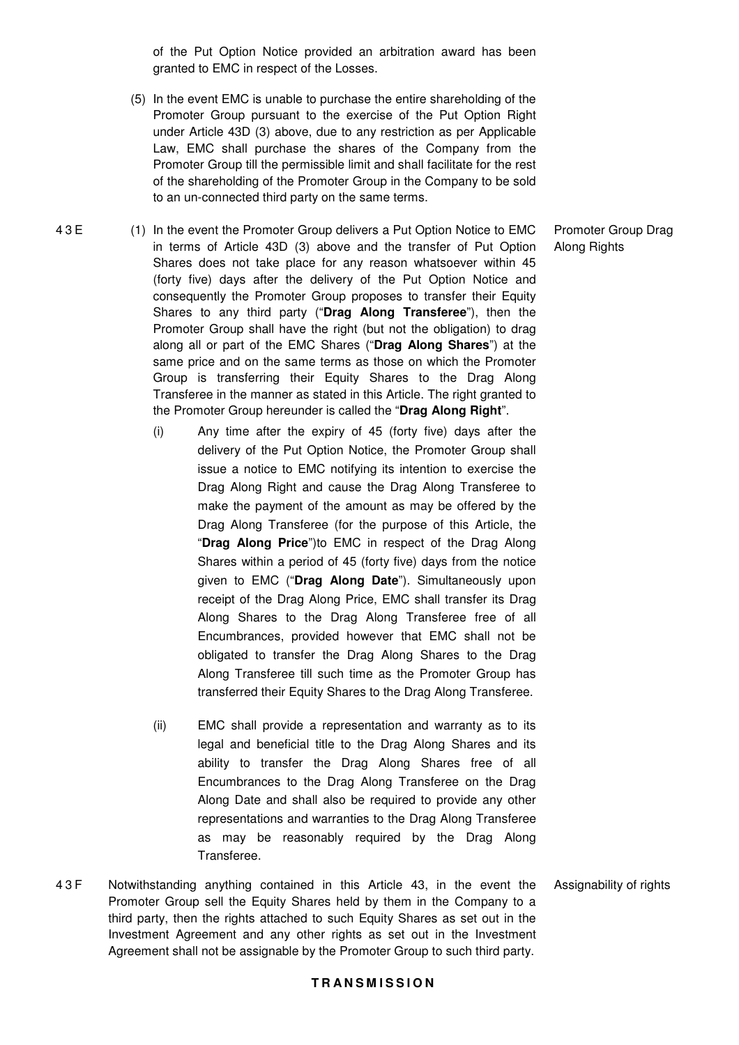of the Put Option Notice provided an arbitration award has been granted to EMC in respect of the Losses.

(5) In the event EMC is unable to purchase the entire shareholding of the Promoter Group pursuant to the exercise of the Put Option Right under Article 43D (3) above, due to any restriction as per Applicable Law, EMC shall purchase the shares of the Company from the Promoter Group till the permissible limit and shall facilitate for the rest of the shareholding of the Promoter Group in the Company to be sold to an un-connected third party on the same terms.

**43E** — *Promoter Group Drag Along Rights*

(1) In the event the Promoter Group delivers a Put Option Notice to EMC in terms of Article 43D (3) above and the transfer of Put Option Shares does not take place for any reason whatsoever within 45 (forty five) days after the delivery of the Put Option Notice and consequently the Promoter Group proposes to transfer their Equity Shares to any third party ("**Drag Along Transferee**"), then the Promoter Group shall have the right (but not the obligation) to drag along all or part of the EMC Shares ("**Drag Along Shares**") at the same price and on the same terms as those on which the Promoter Group is transferring their Equity Shares to the Drag Along Transferee in the manner as stated in this Article. The right granted to the Promoter Group hereunder is called the "**Drag Along Right**".

(i) Any time after the expiry of 45 (forty five) days after the delivery of the Put Option Notice, the Promoter Group shall issue a notice to EMC notifying its intention to exercise the Drag Along Right and cause the Drag Along Transferee to make the payment of the amount as may be offered by the Drag Along Transferee (for the purpose of this Article, the "**Drag Along Price**")to EMC in respect of the Drag Along Shares within a period of 45 (forty five) days from the notice given to EMC ("**Drag Along Date**"). Simultaneously upon receipt of the Drag Along Price, EMC shall transfer its Drag Along Shares to the Drag Along Transferee free of all Encumbrances, provided however that EMC shall not be obligated to transfer the Drag Along Shares to the Drag Along Transferee till such time as the Promoter Group has transferred their Equity Shares to the Drag Along Transferee.

(ii) EMC shall provide a representation and warranty as to its legal and beneficial title to the Drag Along Shares and its ability to transfer the Drag Along Shares free of all Encumbrances to the Drag Along Transferee on the Drag Along Date and shall also be required to provide any other representations and warranties to the Drag Along Transferee as may be reasonably required by the Drag Along Transferee.

**43F** — *Assignability of rights*

Notwithstanding anything contained in this Article 43, in the event the Promoter Group sell the Equity Shares held by them in the Company to a third party, then the rights attached to such Equity Shares as set out in the Investment Agreement and any other rights as set out in the Investment Agreement shall not be assignable by the Promoter Group to such third party.

## TRANSMISSION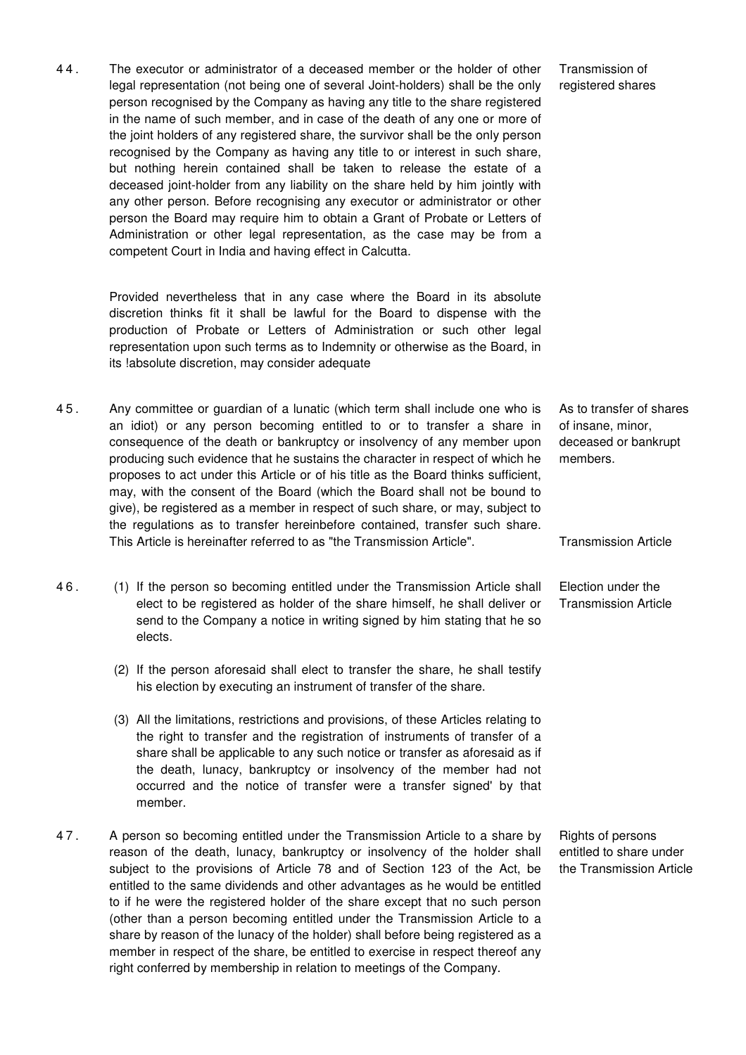**44.** The executor or administrator of a deceased member or the holder of other legal representation (not being one of several Joint-holders) shall be the only person recognised by the Company as having any title to the share registered in the name of such member, and in case of the death of any one or more of the joint holders of any registered share, the survivor shall be the only person recognised by the Company as having any title to or interest in such share, but nothing herein contained shall be taken to release the estate of a deceased joint-holder from any liability on the share held by him jointly with any other person. Before recognising any executor or administrator or other person the Board may require him to obtain a Grant of Probate or Letters of Administration or other legal representation, as the case may be from a competent Court in India and having effect in Calcutta.

*Transmission of registered shares*

Provided nevertheless that in any case where the Board in its absolute discretion thinks fit it shall be lawful for the Board to dispense with the production of Probate or Letters of Administration or such other legal representation upon such terms as to Indemnity or otherwise as the Board, in its !absolute discretion, may consider adequate

**45.** Any committee or guardian of a lunatic (which term shall include one who is an idiot) or any person becoming entitled to or to transfer a share in consequence of the death or bankruptcy or insolvency of any member upon producing such evidence that he sustains the character in respect of which he proposes to act under this Article or of his title as the Board thinks sufficient, may, with the consent of the Board (which the Board shall not be bound to give), be registered as a member in respect of such share, or may, subject to the regulations as to transfer hereinbefore contained, transfer such share. This Article is hereinafter referred to as "the Transmission Article".

*As to transfer of shares of insane, minor, deceased or bankrupt members.*

*Transmission Article*

**46.** (1) If the person so becoming entitled under the Transmission Article shall elect to be registered as holder of the share himself, he shall deliver or send to the Company a notice in writing signed by him stating that he so elects.

*Election under the Transmission Article*

(2) If the person aforesaid shall elect to transfer the share, he shall testify his election by executing an instrument of transfer of the share.

(3) All the limitations, restrictions and provisions, of these Articles relating to the right to transfer and the registration of instruments of transfer of a share shall be applicable to any such notice or transfer as aforesaid as if the death, lunacy, bankruptcy or insolvency of the member had not occurred and the notice of transfer were a transfer signed' by that member.

**47.** A person so becoming entitled under the Transmission Article to a share by reason of the death, lunacy, bankruptcy or insolvency of the holder shall subject to the provisions of Article 78 and of Section 123 of the Act, be entitled to the same dividends and other advantages as he would be entitled to if he were the registered holder of the share except that no such person (other than a person becoming entitled under the Transmission Article to a share by reason of the lunacy of the holder) shall before being registered as a member in respect of the share, be entitled to exercise in respect thereof any right conferred by membership in relation to meetings of the Company.

*Rights of persons entitled to share under the Transmission Article*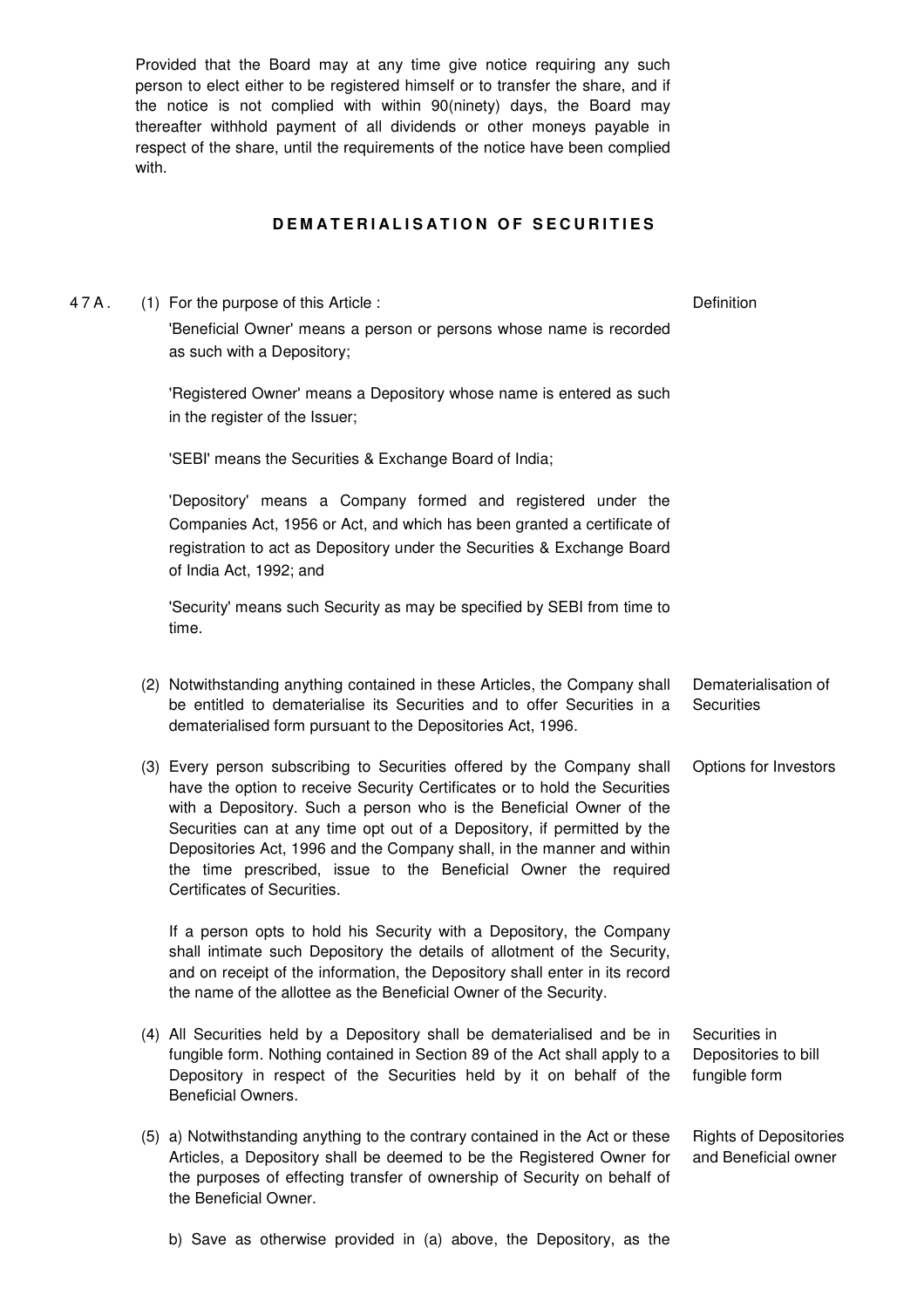Provided that the Board may at any time give notice requiring any such person to elect either to be registered himself or to transfer the share, and if the notice is not complied with within 90(ninety) days, the Board may thereafter withhold payment of all dividends or other moneys payable in respect of the share, until the requirements of the notice have been complied with.

## DEMATERIALISATION OF SECURITIES

**47A.** (1) For the purpose of this Article : *Definition*

'Beneficial Owner' means a person or persons whose name is recorded as such with a Depository;

'Registered Owner' means a Depository whose name is entered as such in the register of the Issuer;

'SEBI' means the Securities & Exchange Board of India;

'Depository' means a Company formed and registered under the Companies Act, 1956 or Act, and which has been granted a certificate of registration to act as Depository under the Securities & Exchange Board of India Act, 1992; and

'Security' means such Security as may be specified by SEBI from time to time.

(2) Notwithstanding anything contained in these Articles, the Company shall be entitled to dematerialise its Securities and to offer Securities in a dematerialised form pursuant to the Depositories Act, 1996. *Dematerialisation of Securities*

(3) Every person subscribing to Securities offered by the Company shall have the option to receive Security Certificates or to hold the Securities with a Depository. Such a person who is the Beneficial Owner of the Securities can at any time opt out of a Depository, if permitted by the Depositories Act, 1996 and the Company shall, in the manner and within the time prescribed, issue to the Beneficial Owner the required Certificates of Securities. *Options for Investors*

If a person opts to hold his Security with a Depository, the Company shall intimate such Depository the details of allotment of the Security, and on receipt of the information, the Depository shall enter in its record the name of the allottee as the Beneficial Owner of the Security.

(4) All Securities held by a Depository shall be dematerialised and be in fungible form. Nothing contained in Section 89 of the Act shall apply to a Depository in respect of the Securities held by it on behalf of the Beneficial Owners. *Securities in Depositories to bill fungible form*

(5) a) Notwithstanding anything to the contrary contained in the Act or these Articles, a Depository shall be deemed to be the Registered Owner for the purposes of effecting transfer of ownership of Security on behalf of the Beneficial Owner. *Rights of Depositories and Beneficial owner*

b) Save as otherwise provided in (a) above, the Depository, as the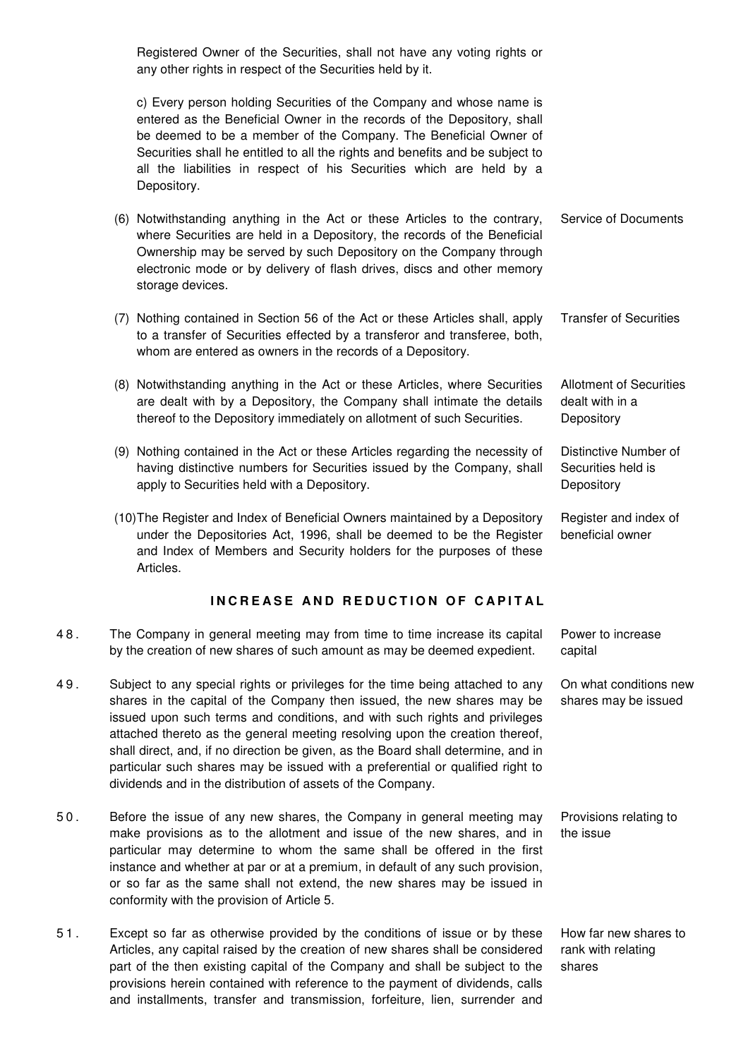Registered Owner of the Securities, shall not have any voting rights or any other rights in respect of the Securities held by it.

c) Every person holding Securities of the Company and whose name is entered as the Beneficial Owner in the records of the Depository, shall be deemed to be a member of the Company. The Beneficial Owner of Securities shall he entitled to all the rights and benefits and be subject to all the liabilities in respect of his Securities which are held by a Depository.

(6) Notwithstanding anything in the Act or these Articles to the contrary, where Securities are held in a Depository, the records of the Beneficial Ownership may be served by such Depository on the Company through electronic mode or by delivery of flash drives, discs and other memory storage devices. *Service of Documents*

(7) Nothing contained in Section 56 of the Act or these Articles shall, apply to a transfer of Securities effected by a transferor and transferee, both, whom are entered as owners in the records of a Depository. *Transfer of Securities*

(8) Notwithstanding anything in the Act or these Articles, where Securities are dealt with by a Depository, the Company shall intimate the details thereof to the Depository immediately on allotment of such Securities. *Allotment of Securities dealt with in a Depository*

(9) Nothing contained in the Act or these Articles regarding the necessity of having distinctive numbers for Securities issued by the Company, shall apply to Securities held with a Depository. *Distinctive Number of Securities held is Depository*

(10) The Register and Index of Beneficial Owners maintained by a Depository under the Depositories Act, 1996, shall be deemed to be the Register and Index of Members and Security holders for the purposes of these Articles. *Register and index of beneficial owner*

## INCREASE AND REDUCTION OF CAPITAL

48. The Company in general meeting may from time to time increase its capital by the creation of new shares of such amount as may be deemed expedient. *Power to increase capital*

49. Subject to any special rights or privileges for the time being attached to any shares in the capital of the Company then issued, the new shares may be issued upon such terms and conditions, and with such rights and privileges attached thereto as the general meeting resolving upon the creation thereof, shall direct, and, if no direction be given, as the Board shall determine, and in particular such shares may be issued with a preferential or qualified right to dividends and in the distribution of assets of the Company. *On what conditions new shares may be issued*

50. Before the issue of any new shares, the Company in general meeting may make provisions as to the allotment and issue of the new shares, and in particular may determine to whom the same shall be offered in the first instance and whether at par or at a premium, in default of any such provision, or so far as the same shall not extend, the new shares may be issued in conformity with the provision of Article 5. *Provisions relating to the issue*

51. Except so far as otherwise provided by the conditions of issue or by these Articles, any capital raised by the creation of new shares shall be considered part of the then existing capital of the Company and shall be subject to the provisions herein contained with reference to the payment of dividends, calls and installments, transfer and transmission, forfeiture, lien, surrender and *How far new shares to rank with relating shares*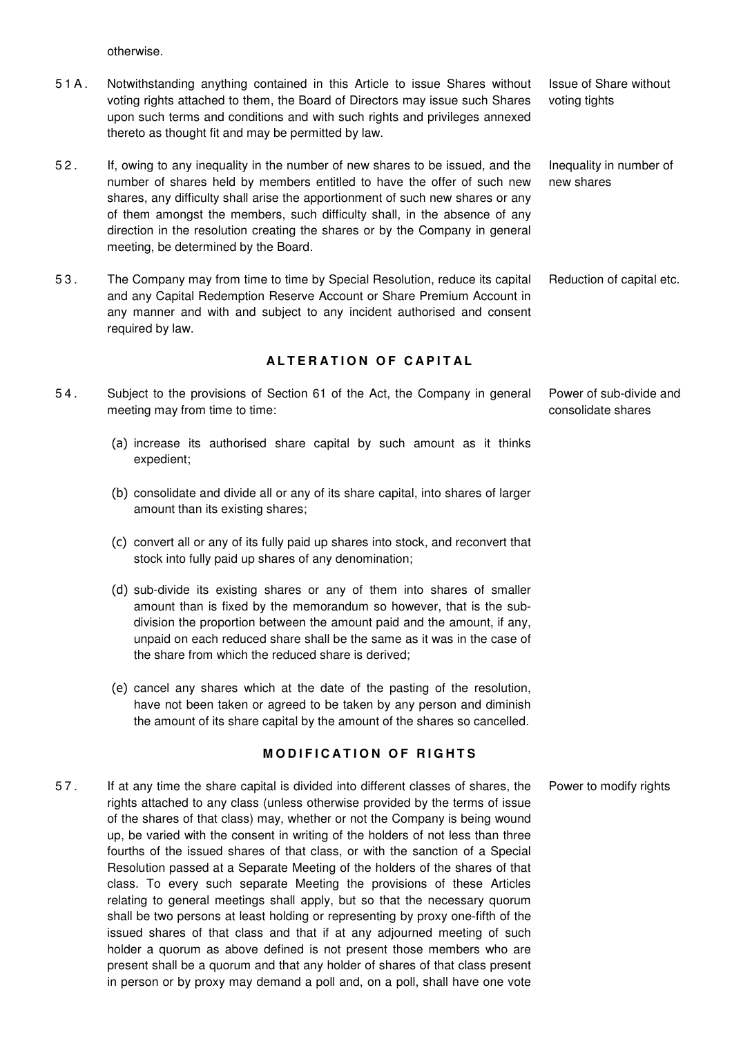otherwise.

51A. Notwithstanding anything contained in this Article to issue Shares without voting rights attached to them, the Board of Directors may issue such Shares upon such terms and conditions and with such rights and privileges annexed thereto as thought fit and may be permitted by law. *Issue of Share without voting tights*

52. If, owing to any inequality in the number of new shares to be issued, and the number of shares held by members entitled to have the offer of such new shares, any difficulty shall arise the apportionment of such new shares or any of them amongst the members, such difficulty shall, in the absence of any direction in the resolution creating the shares or by the Company in general meeting, be determined by the Board. *Inequality in number of new shares*

53. The Company may from time to time by Special Resolution, reduce its capital and any Capital Redemption Reserve Account or Share Premium Account in any manner and with and subject to any incident authorised and consent required by law. *Reduction of capital etc.*

## ALTERATION OF CAPITAL

54. Subject to the provisions of Section 61 of the Act, the Company in general meeting may from time to time: *Power of sub-divide and consolidate shares*

(a) increase its authorised share capital by such amount as it thinks expedient;

(b) consolidate and divide all or any of its share capital, into shares of larger amount than its existing shares;

(c) convert all or any of its fully paid up shares into stock, and reconvert that stock into fully paid up shares of any denomination;

(d) sub-divide its existing shares or any of them into shares of smaller amount than is fixed by the memorandum so however, that is the sub-division the proportion between the amount paid and the amount, if any, unpaid on each reduced share shall be the same as it was in the case of the share from which the reduced share is derived;

(e) cancel any shares which at the date of the pasting of the resolution, have not been taken or agreed to be taken by any person and diminish the amount of its share capital by the amount of the shares so cancelled.

## MODIFICATION OF RIGHTS

57. If at any time the share capital is divided into different classes of shares, the rights attached to any class (unless otherwise provided by the terms of issue of the shares of that class) may, whether or not the Company is being wound up, be varied with the consent in writing of the holders of not less than three fourths of the issued shares of that class, or with the sanction of a Special Resolution passed at a Separate Meeting of the holders of the shares of that class. To every such separate Meeting the provisions of these Articles relating to general meetings shall apply, but so that the necessary quorum shall be two persons at least holding or representing by proxy one-fifth of the issued shares of that class and that if at any adjourned meeting of such holder a quorum as above defined is not present those members who are present shall be a quorum and that any holder of shares of that class present in person or by proxy may demand a poll and, on a poll, shall have one vote *Power to modify rights*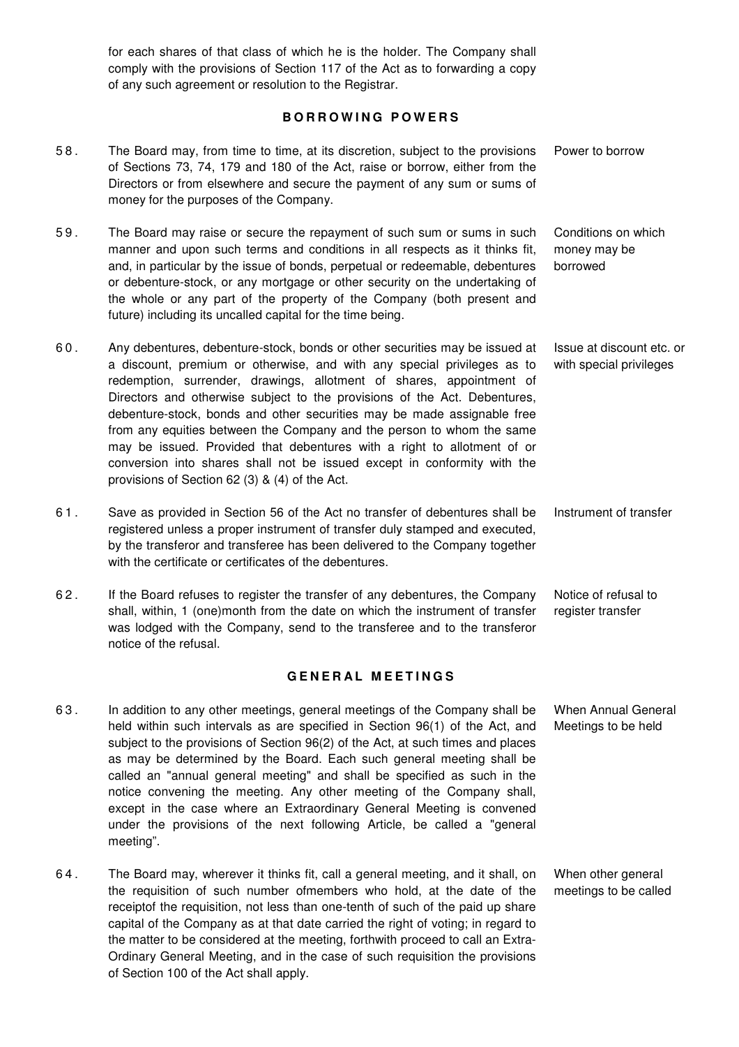for each shares of that class of which he is the holder. The Company shall comply with the provisions of Section 117 of the Act as to forwarding a copy of any such agreement or resolution to the Registrar.

## BORROWING POWERS

58. The Board may, from time to time, at its discretion, subject to the provisions of Sections 73, 74, 179 and 180 of the Act, raise or borrow, either from the Directors or from elsewhere and secure the payment of any sum or sums of money for the purposes of the Company. *Power to borrow*

59. The Board may raise or secure the repayment of such sum or sums in such manner and upon such terms and conditions in all respects as it thinks fit, and, in particular by the issue of bonds, perpetual or redeemable, debentures or debenture-stock, or any mortgage or other security on the undertaking of the whole or any part of the property of the Company (both present and future) including its uncalled capital for the time being. *Conditions on which money may be borrowed*

60. Any debentures, debenture-stock, bonds or other securities may be issued at a discount, premium or otherwise, and with any special privileges as to redemption, surrender, drawings, allotment of shares, appointment of Directors and otherwise subject to the provisions of the Act. Debentures, debenture-stock, bonds and other securities may be made assignable free from any equities between the Company and the person to whom the same may be issued. Provided that debentures with a right to allotment of or conversion into shares shall not be issued except in conformity with the provisions of Section 62 (3) & (4) of the Act. *Issue at discount etc. or with special privileges*

61. Save as provided in Section 56 of the Act no transfer of debentures shall be registered unless a proper instrument of transfer duly stamped and executed, by the transferor and transferee has been delivered to the Company together with the certificate or certificates of the debentures. *Instrument of transfer*

62. If the Board refuses to register the transfer of any debentures, the Company shall, within, 1 (one)month from the date on which the instrument of transfer was lodged with the Company, send to the transferee and to the transferor notice of the refusal. *Notice of refusal to register transfer*

## GENERAL MEETINGS

63. In addition to any other meetings, general meetings of the Company shall be held within such intervals as are specified in Section 96(1) of the Act, and subject to the provisions of Section 96(2) of the Act, at such times and places as may be determined by the Board. Each such general meeting shall be called an "annual general meeting" and shall be specified as such in the notice convening the meeting. Any other meeting of the Company shall, except in the case where an Extraordinary General Meeting is convened under the provisions of the next following Article, be called a "general meeting". *When Annual General Meetings to be held*

64. The Board may, wherever it thinks fit, call a general meeting, and it shall, on the requisition of such number ofmembers who hold, at the date of the receiptof the requisition, not less than one-tenth of such of the paid up share capital of the Company as at that date carried the right of voting; in regard to the matter to be considered at the meeting, forthwith proceed to call an Extra-Ordinary General Meeting, and in the case of such requisition the provisions of Section 100 of the Act shall apply. *When other general meetings to be called*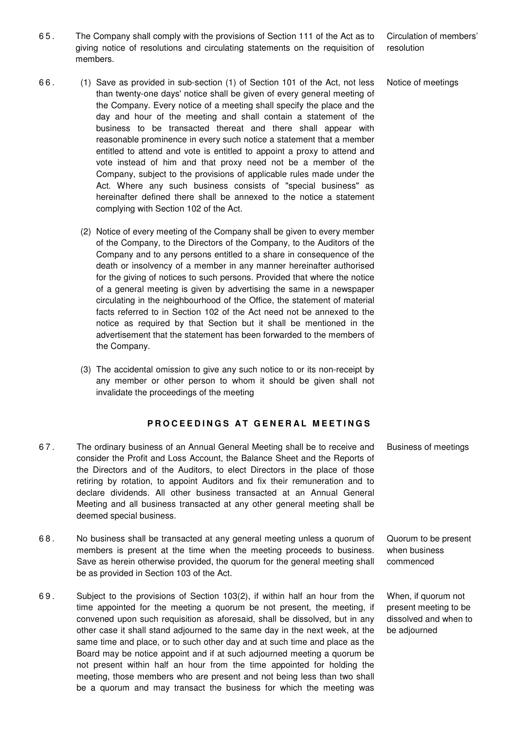65. The Company shall comply with the provisions of Section 111 of the Act as to giving notice of resolutions and circulating statements on the requisition of members. *Circulation of members' resolution*

66. (1) Save as provided in sub-section (1) of Section 101 of the Act, not less than twenty-one days' notice shall be given of every general meeting of the Company. Every notice of a meeting shall specify the place and the day and hour of the meeting and shall contain a statement of the business to be transacted thereat and there shall appear with reasonable prominence in every such notice a statement that a member entitled to attend and vote is entitled to appoint a proxy to attend and vote instead of him and that proxy need not be a member of the Company, subject to the provisions of applicable rules made under the Act. Where any such business consists of "special business" as hereinafter defined there shall be annexed to the notice a statement complying with Section 102 of the Act. *Notice of meetings*

(2) Notice of every meeting of the Company shall be given to every member of the Company, to the Directors of the Company, to the Auditors of the Company and to any persons entitled to a share in consequence of the death or insolvency of a member in any manner hereinafter authorised for the giving of notices to such persons. Provided that where the notice of a general meeting is given by advertising the same in a newspaper circulating in the neighbourhood of the Office, the statement of material facts referred to in Section 102 of the Act need not be annexed to the notice as required by that Section but it shall be mentioned in the advertisement that the statement has been forwarded to the members of the Company.

(3) The accidental omission to give any such notice to or its non-receipt by any member or other person to whom it should be given shall not invalidate the proceedings of the meeting

## PROCEEDINGS AT GENERAL MEETINGS

67. The ordinary business of an Annual General Meeting shall be to receive and consider the Profit and Loss Account, the Balance Sheet and the Reports of the Directors and of the Auditors, to elect Directors in the place of those retiring by rotation, to appoint Auditors and fix their remuneration and to declare dividends. All other business transacted at an Annual General Meeting and all business transacted at any other general meeting shall be deemed special business. *Business of meetings*

68. No business shall be transacted at any general meeting unless a quorum of members is present at the time when the meeting proceeds to business. Save as herein otherwise provided, the quorum for the general meeting shall be as provided in Section 103 of the Act. *Quorum to be present when business commenced*

69. Subject to the provisions of Section 103(2), if within half an hour from the time appointed for the meeting a quorum be not present, the meeting, if convened upon such requisition as aforesaid, shall be dissolved, but in any other case it shall stand adjourned to the same day in the next week, at the same time and place, or to such other day and at such time and place as the Board may be notice appoint and if at such adjourned meeting a quorum be not present within half an hour from the time appointed for holding the meeting, those members who are present and not being less than two shall be a quorum and may transact the business for which the meeting was *When, if quorum not present meeting to be dissolved and when to be adjourned*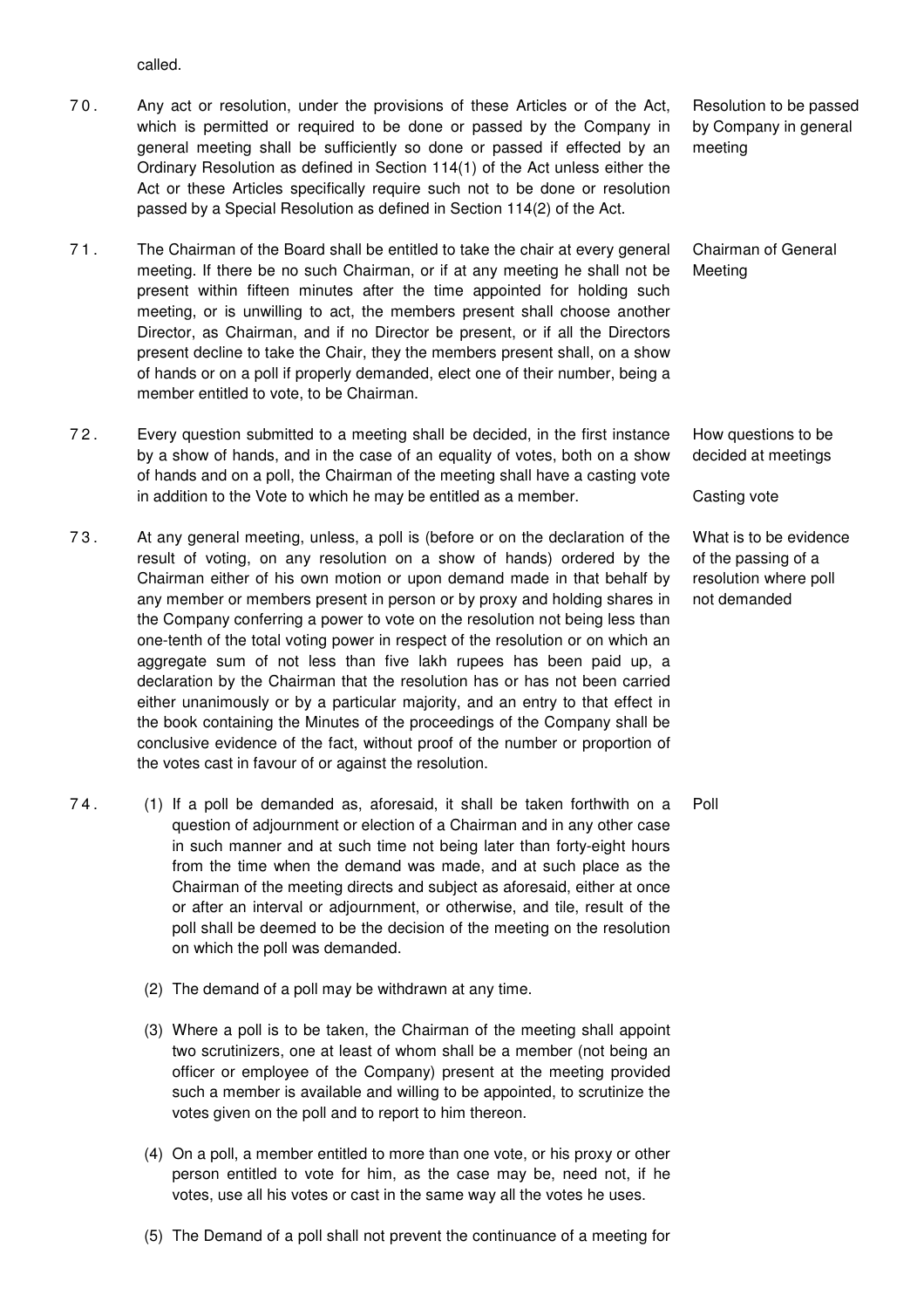called.

70. Any act or resolution, under the provisions of these Articles or of the Act, which is permitted or required to be done or passed by the Company in general meeting shall be sufficiently so done or passed if effected by an Ordinary Resolution as defined in Section 114(1) of the Act unless either the Act or these Articles specifically require such not to be done or resolution passed by a Special Resolution as defined in Section 114(2) of the Act.

*Resolution to be passed by Company in general meeting*

71. The Chairman of the Board shall be entitled to take the chair at every general meeting. If there be no such Chairman, or if at any meeting he shall not be present within fifteen minutes after the time appointed for holding such meeting, or is unwilling to act, the members present shall choose another Director, as Chairman, and if no Director be present, or if all the Directors present decline to take the Chair, they the members present shall, on a show of hands or on a poll if properly demanded, elect one of their number, being a member entitled to vote, to be Chairman.

*Chairman of General Meeting*

72. Every question submitted to a meeting shall be decided, in the first instance by a show of hands, and in the case of an equality of votes, both on a show of hands and on a poll, the Chairman of the meeting shall have a casting vote in addition to the Vote to which he may be entitled as a member.

*How questions to be decided at meetings*

*Casting vote*

73. At any general meeting, unless, a poll is (before or on the declaration of the result of voting, on any resolution on a show of hands) ordered by the Chairman either of his own motion or upon demand made in that behalf by any member or members present in person or by proxy and holding shares in the Company conferring a power to vote on the resolution not being less than one-tenth of the total voting power in respect of the resolution or on which an aggregate sum of not less than five lakh rupees has been paid up, a declaration by the Chairman that the resolution has or has not been carried either unanimously or by a particular majority, and an entry to that effect in the book containing the Minutes of the proceedings of the Company shall be conclusive evidence of the fact, without proof of the number or proportion of the votes cast in favour of or against the resolution.

*What is to be evidence of the passing of a resolution where poll not demanded*

74. (1) If a poll be demanded as, aforesaid, it shall be taken forthwith on a question of adjournment or election of a Chairman and in any other case in such manner and at such time not being later than forty-eight hours from the time when the demand was made, and at such place as the Chairman of the meeting directs and subject as aforesaid, either at once or after an interval or adjournment, or otherwise, and tile, result of the poll shall be deemed to be the decision of the meeting on the resolution on which the poll was demanded.

*Poll*

(2) The demand of a poll may be withdrawn at any time.

(3) Where a poll is to be taken, the Chairman of the meeting shall appoint two scrutinizers, one at least of whom shall be a member (not being an officer or employee of the Company) present at the meeting provided such a member is available and willing to be appointed, to scrutinize the votes given on the poll and to report to him thereon.

(4) On a poll, a member entitled to more than one vote, or his proxy or other person entitled to vote for him, as the case may be, need not, if he votes, use all his votes or cast in the same way all the votes he uses.

(5) The Demand of a poll shall not prevent the continuance of a meeting for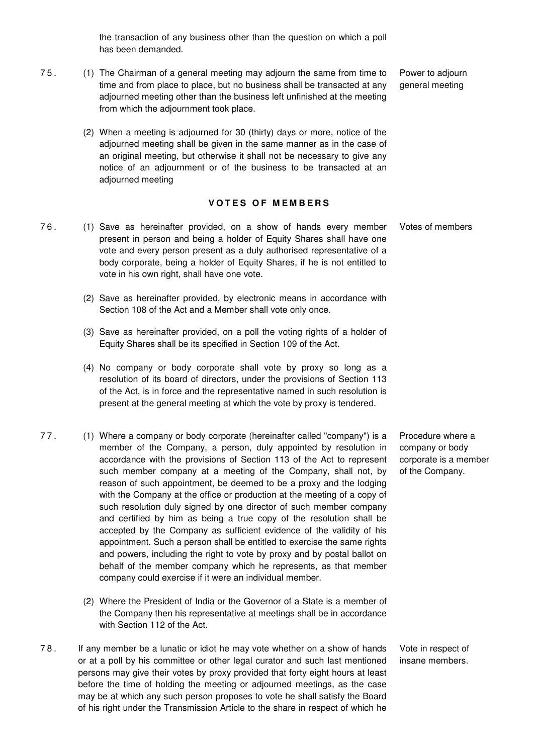the transaction of any business other than the question on which a poll has been demanded.

75. (1) The Chairman of a general meeting may adjourn the same from time to time and from place to place, but no business shall be transacted at any adjourned meeting other than the business left unfinished at the meeting from which the adjournment took place.

*Power to adjourn general meeting*

(2) When a meeting is adjourned for 30 (thirty) days or more, notice of the adjourned meeting shall be given in the same manner as in the case of an original meeting, but otherwise it shall not be necessary to give any notice of an adjournment or of the business to be transacted at an adjourned meeting

## VOTES OF MEMBERS

76. (1) Save as hereinafter provided, on a show of hands every member present in person and being a holder of Equity Shares shall have one vote and every person present as a duly authorised representative of a body corporate, being a holder of Equity Shares, if he is not entitled to vote in his own right, shall have one vote.

*Votes of members*

(2) Save as hereinafter provided, by electronic means in accordance with Section 108 of the Act and a Member shall vote only once.

(3) Save as hereinafter provided, on a poll the voting rights of a holder of Equity Shares shall be its specified in Section 109 of the Act.

(4) No company or body corporate shall vote by proxy so long as a resolution of its board of directors, under the provisions of Section 113 of the Act, is in force and the representative named in such resolution is present at the general meeting at which the vote by proxy is tendered.

77. (1) Where a company or body corporate (hereinafter called "company") is a member of the Company, a person, duly appointed by resolution in accordance with the provisions of Section 113 of the Act to represent such member company at a meeting of the Company, shall not, by reason of such appointment, be deemed to be a proxy and the lodging with the Company at the office or production at the meeting of a copy of such resolution duly signed by one director of such member company and certified by him as being a true copy of the resolution shall be accepted by the Company as sufficient evidence of the validity of his appointment. Such a person shall be entitled to exercise the same rights and powers, including the right to vote by proxy and by postal ballot on behalf of the member company which he represents, as that member company could exercise if it were an individual member.

*Procedure where a company or body corporate is a member of the Company.*

(2) Where the President of India or the Governor of a State is a member of the Company then his representative at meetings shall be in accordance with Section 112 of the Act.

78. If any member be a lunatic or idiot he may vote whether on a show of hands or at a poll by his committee or other legal curator and such last mentioned persons may give their votes by proxy provided that forty eight hours at least before the time of holding the meeting or adjourned meetings, as the case may be at which any such person proposes to vote he shall satisfy the Board of his right under the Transmission Article to the share in respect of which he

*Vote in respect of insane members.*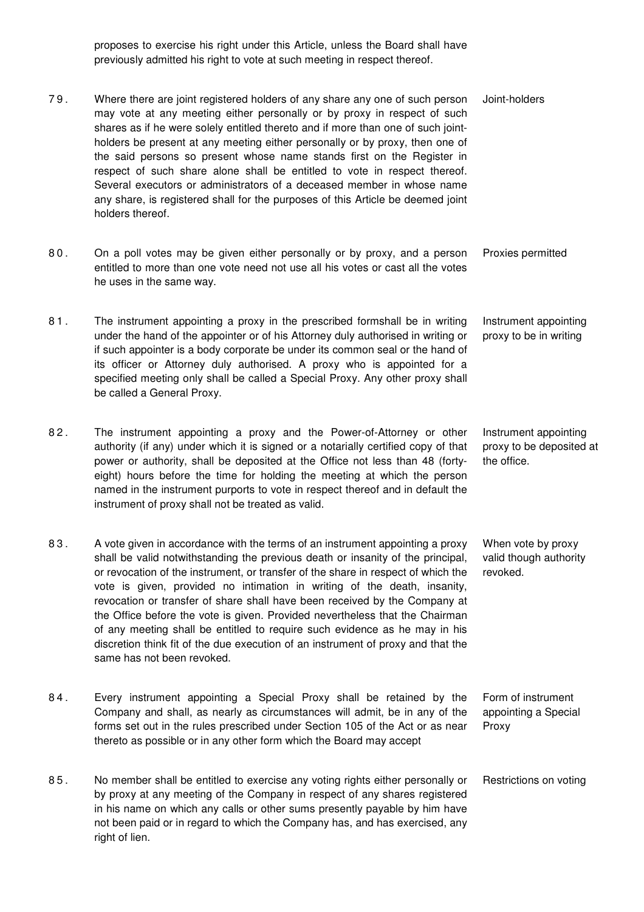proposes to exercise his right under this Article, unless the Board shall have previously admitted his right to vote at such meeting in respect thereof.

79. **Joint-holders** — Where there are joint registered holders of any share any one of such person may vote at any meeting either personally or by proxy in respect of such shares as if he were solely entitled thereto and if more than one of such joint-holders be present at any meeting either personally or by proxy, then one of the said persons so present whose name stands first on the Register in respect of such share alone shall be entitled to vote in respect thereof. Several executors or administrators of a deceased member in whose name any share, is registered shall for the purposes of this Article be deemed joint holders thereof.

80. **Proxies permitted** — On a poll votes may be given either personally or by proxy, and a person entitled to more than one vote need not use all his votes or cast all the votes he uses in the same way.

81. **Instrument appointing proxy to be in writing** — The instrument appointing a proxy in the prescribed formshall be in writing under the hand of the appointer or of his Attorney duly authorised in writing or if such appointer is a body corporate be under its common seal or the hand of its officer or Attorney duly authorised. A proxy who is appointed for a specified meeting only shall be called a Special Proxy. Any other proxy shall be called a General Proxy.

82. **Instrument appointing proxy to be deposited at the office.** — The instrument appointing a proxy and the Power-of-Attorney or other authority (if any) under which it is signed or a notarially certified copy of that power or authority, shall be deposited at the Office not less than 48 (forty-eight) hours before the time for holding the meeting at which the person named in the instrument purports to vote in respect thereof and in default the instrument of proxy shall not be treated as valid.

83. **When vote by proxy valid though authority revoked.** — A vote given in accordance with the terms of an instrument appointing a proxy shall be valid notwithstanding the previous death or insanity of the principal, or revocation of the instrument, or transfer of the share in respect of which the vote is given, provided no intimation in writing of the death, insanity, revocation or transfer of share shall have been received by the Company at the Office before the vote is given. Provided nevertheless that the Chairman of any meeting shall be entitled to require such evidence as he may in his discretion think fit of the due execution of an instrument of proxy and that the same has not been revoked.

84. **Form of instrument appointing a Special Proxy** — Every instrument appointing a Special Proxy shall be retained by the Company and shall, as nearly as circumstances will admit, be in any of the forms set out in the rules prescribed under Section 105 of the Act or as near thereto as possible or in any other form which the Board may accept

85. **Restrictions on voting** — No member shall be entitled to exercise any voting rights either personally or by proxy at any meeting of the Company in respect of any shares registered in his name on which any calls or other sums presently payable by him have not been paid or in regard to which the Company has, and has exercised, any right of lien.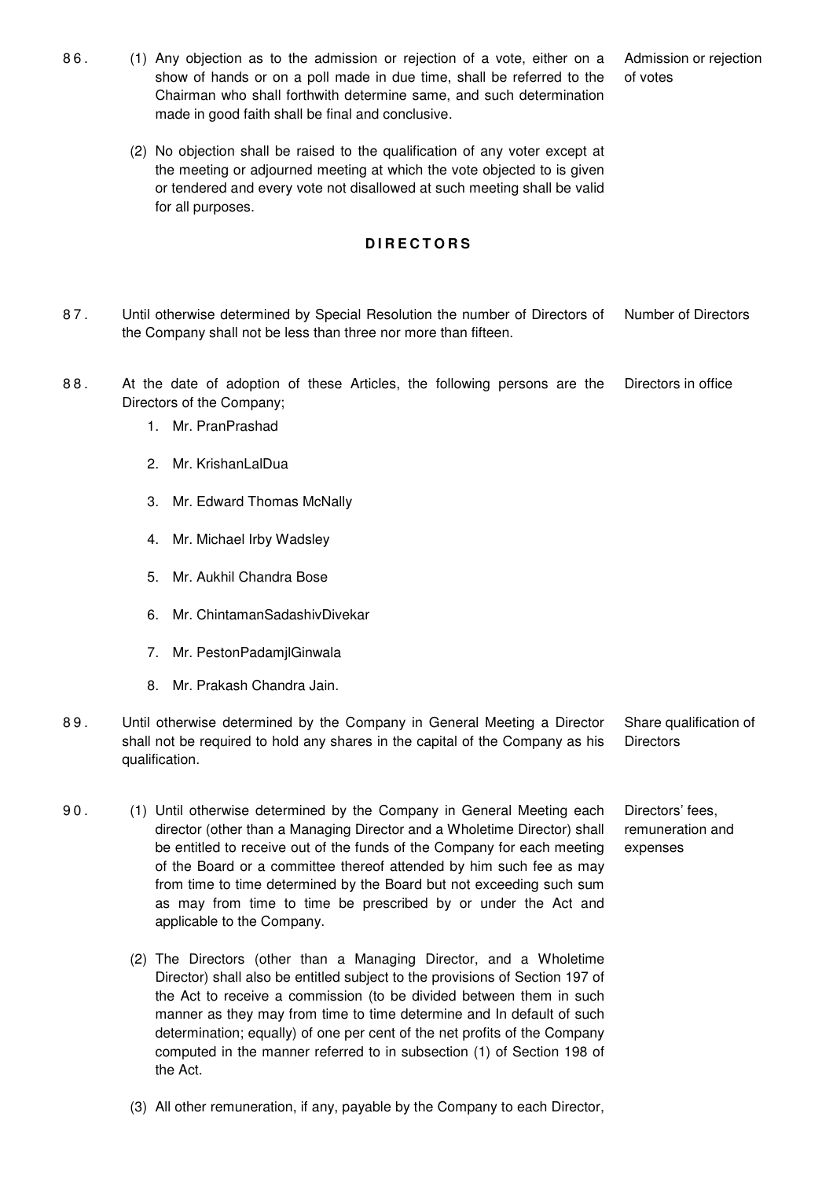86. (1) Any objection as to the admission or rejection of a vote, either on a show of hands or on a poll made in due time, shall be referred to the Chairman who shall forthwith determine same, and such determination made in good faith shall be final and conclusive. — *Admission or rejection of votes*

(2) No objection shall be raised to the qualification of any voter except at the meeting or adjourned meeting at which the vote objected to is given or tendered and every vote not disallowed at such meeting shall be valid for all purposes.

## DIRECTORS

87. Until otherwise determined by Special Resolution the number of Directors of the Company shall not be less than three nor more than fifteen. — *Number of Directors*

88. At the date of adoption of these Articles, the following persons are the Directors of the Company; — *Directors in office*

1. Mr. PranPrashad
2. Mr. KrishanLalDua
3. Mr. Edward Thomas McNally
4. Mr. Michael Irby Wadsley
5. Mr. Aukhil Chandra Bose
6. Mr. ChintamanSadashivDivekar
7. Mr. PestonPadamjlGinwala
8. Mr. Prakash Chandra Jain.

89. Until otherwise determined by the Company in General Meeting a Director shall not be required to hold any shares in the capital of the Company as his qualification. — *Share qualification of Directors*

90. (1) Until otherwise determined by the Company in General Meeting each director (other than a Managing Director and a Wholetime Director) shall be entitled to receive out of the funds of the Company for each meeting of the Board or a committee thereof attended by him such fee as may from time to time determined by the Board but not exceeding such sum as may from time to time be prescribed by or under the Act and applicable to the Company. — *Directors' fees, remuneration and expenses*

(2) The Directors (other than a Managing Director, and a Wholetime Director) shall also be entitled subject to the provisions of Section 197 of the Act to receive a commission (to be divided between them in such manner as they may from time to time determine and In default of such determination; equally) of one per cent of the net profits of the Company computed in the manner referred to in subsection (1) of Section 198 of the Act.

(3) All other remuneration, if any, payable by the Company to each Director,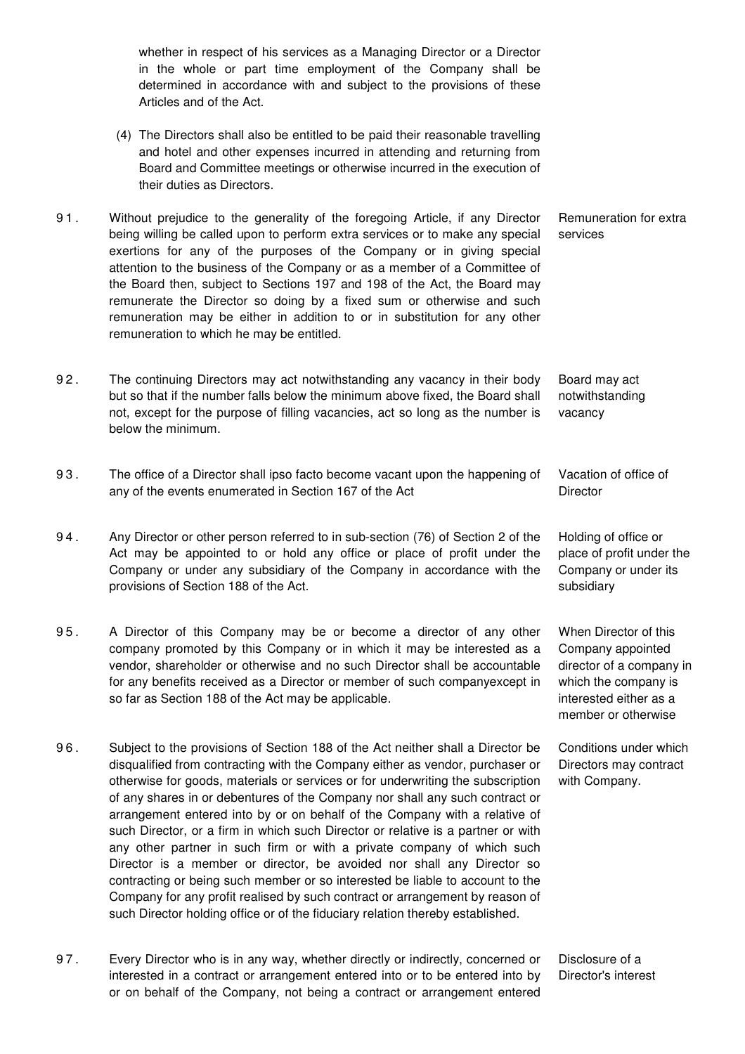whether in respect of his services as a Managing Director or a Director in the whole or part time employment of the Company shall be determined in accordance with and subject to the provisions of these Articles and of the Act.

(4) The Directors shall also be entitled to be paid their reasonable travelling and hotel and other expenses incurred in attending and returning from Board and Committee meetings or otherwise incurred in the execution of their duties as Directors.

**Remuneration for extra services**

91. Without prejudice to the generality of the foregoing Article, if any Director being willing be called upon to perform extra services or to make any special exertions for any of the purposes of the Company or in giving special attention to the business of the Company or as a member of a Committee of the Board then, subject to Sections 197 and 198 of the Act, the Board may remunerate the Director so doing by a fixed sum or otherwise and such remuneration may be either in addition to or in substitution for any other remuneration to which he may be entitled.

**Board may act notwithstanding vacancy**

92. The continuing Directors may act notwithstanding any vacancy in their body but so that if the number falls below the minimum above fixed, the Board shall not, except for the purpose of filling vacancies, act so long as the number is below the minimum.

**Vacation of office of Director**

93. The office of a Director shall ipso facto become vacant upon the happening of any of the events enumerated in Section 167 of the Act

**Holding of office or place of profit under the Company or under its subsidiary**

94. Any Director or other person referred to in sub-section (76) of Section 2 of the Act may be appointed to or hold any office or place of profit under the Company or under any subsidiary of the Company in accordance with the provisions of Section 188 of the Act.

**When Director of this Company appointed director of a company in which the company is interested either as a member or otherwise**

95. A Director of this Company may be or become a director of any other company promoted by this Company or in which it may be interested as a vendor, shareholder or otherwise and no such Director shall be accountable for any benefits received as a Director or member of such companyexcept in so far as Section 188 of the Act may be applicable.

**Conditions under which Directors may contract with Company.**

96. Subject to the provisions of Section 188 of the Act neither shall a Director be disqualified from contracting with the Company either as vendor, purchaser or otherwise for goods, materials or services or for underwriting the subscription of any shares in or debentures of the Company nor shall any such contract or arrangement entered into by or on behalf of the Company with a relative of such Director, or a firm in which such Director or relative is a partner or with any other partner in such firm or with a private company of which such Director is a member or director, be avoided nor shall any Director so contracting or being such member or so interested be liable to account to the Company for any profit realised by such contract or arrangement by reason of such Director holding office or of the fiduciary relation thereby established.

**Disclosure of a Director's interest**

97. Every Director who is in any way, whether directly or indirectly, concerned or interested in a contract or arrangement entered into or to be entered into by or on behalf of the Company, not being a contract or arrangement entered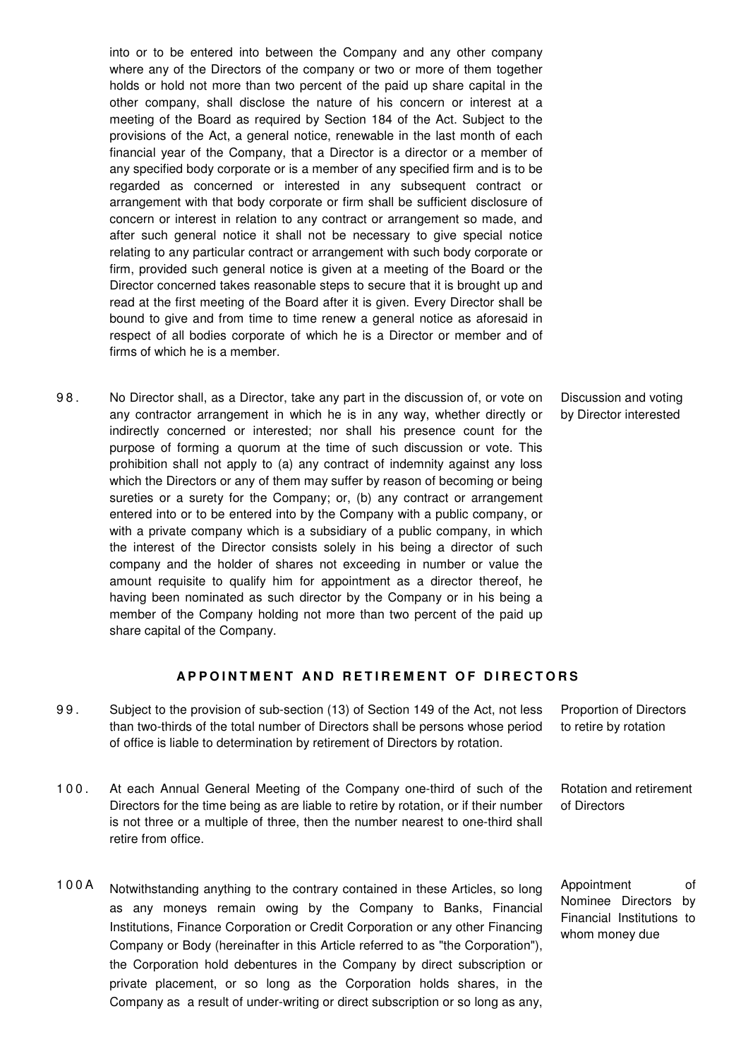into or to be entered into between the Company and any other company where any of the Directors of the company or two or more of them together holds or hold not more than two percent of the paid up share capital in the other company, shall disclose the nature of his concern or interest at a meeting of the Board as required by Section 184 of the Act. Subject to the provisions of the Act, a general notice, renewable in the last month of each financial year of the Company, that a Director is a director or a member of any specified body corporate or is a member of any specified firm and is to be regarded as concerned or interested in any subsequent contract or arrangement with that body corporate or firm shall be sufficient disclosure of concern or interest in relation to any contract or arrangement so made, and after such general notice it shall not be necessary to give special notice relating to any particular contract or arrangement with such body corporate or firm, provided such general notice is given at a meeting of the Board or the Director concerned takes reasonable steps to secure that it is brought up and read at the first meeting of the Board after it is given. Every Director shall be bound to give and from time to time renew a general notice as aforesaid in respect of all bodies corporate of which he is a Director or member and of firms of which he is a member.

98. No Director shall, as a Director, take any part in the discussion of, or vote on any contractor arrangement in which he is in any way, whether directly or indirectly concerned or interested; nor shall his presence count for the purpose of forming a quorum at the time of such discussion or vote. This prohibition shall not apply to (a) any contract of indemnity against any loss which the Directors or any of them may suffer by reason of becoming or being sureties or a surety for the Company; or, (b) any contract or arrangement entered into or to be entered into by the Company with a public company, or with a private company which is a subsidiary of a public company, in which the interest of the Director consists solely in his being a director of such company and the holder of shares not exceeding in number or value the amount requisite to qualify him for appointment as a director thereof, he having been nominated as such director by the Company or in his being a member of the Company holding not more than two percent of the paid up share capital of the Company.

*Discussion and voting by Director interested*

## APPOINTMENT AND RETIREMENT OF DIRECTORS

99. Subject to the provision of sub-section (13) of Section 149 of the Act, not less than two-thirds of the total number of Directors shall be persons whose period of office is liable to determination by retirement of Directors by rotation.

*Proportion of Directors to retire by rotation*

100. At each Annual General Meeting of the Company one-third of such of the Directors for the time being as are liable to retire by rotation, or if their number is not three or a multiple of three, then the number nearest to one-third shall retire from office.

*Rotation and retirement of Directors*

100A Notwithstanding anything to the contrary contained in these Articles, so long as any moneys remain owing by the Company to Banks, Financial Institutions, Finance Corporation or Credit Corporation or any other Financing Company or Body (hereinafter in this Article referred to as "the Corporation"), the Corporation hold debentures in the Company by direct subscription or private placement, or so long as the Corporation holds shares, in the Company as a result of under-writing or direct subscription or so long as any,

*Appointment of Nominee Directors by Financial Institutions to whom money due*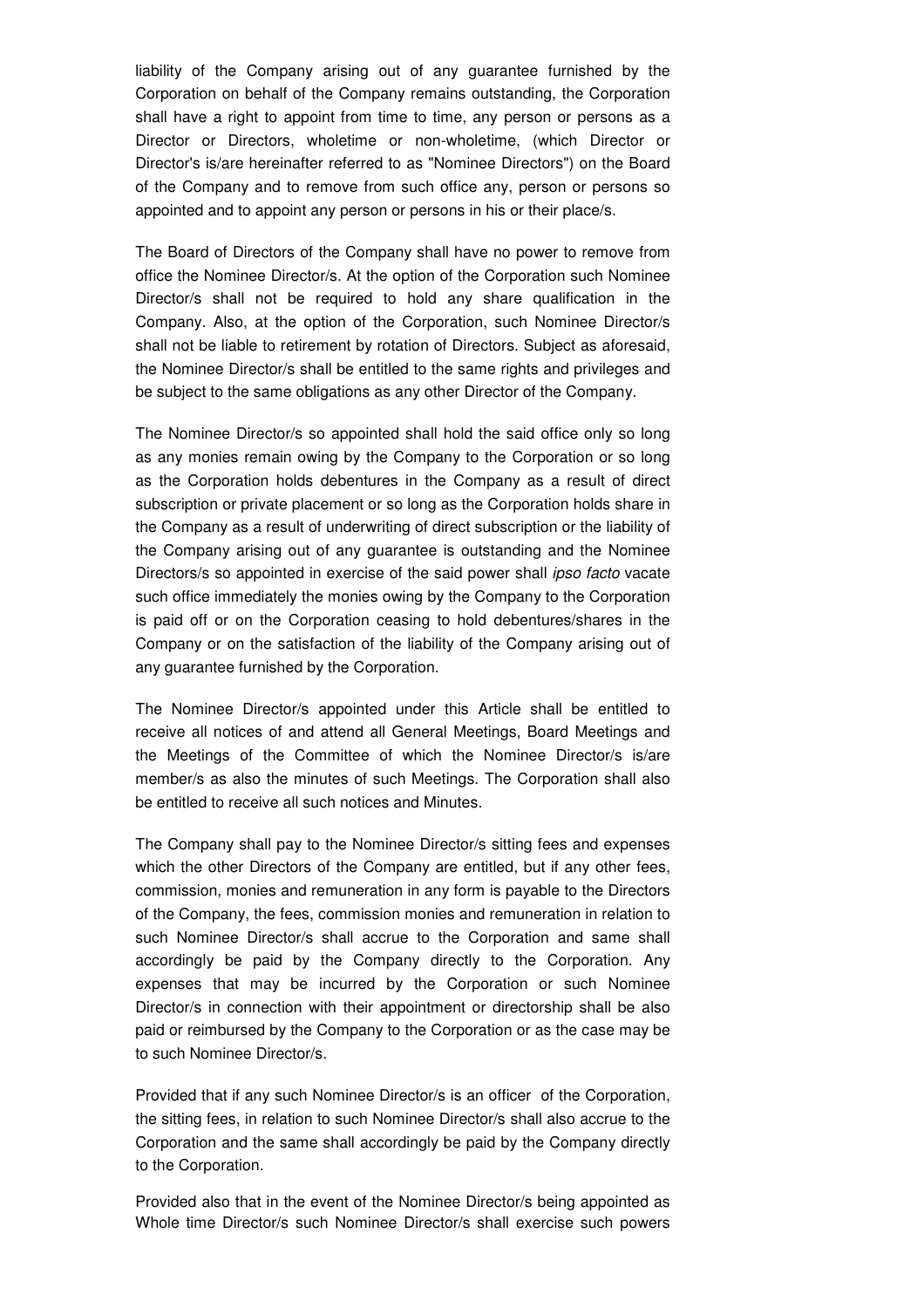liability of the Company arising out of any guarantee furnished by the Corporation on behalf of the Company remains outstanding, the Corporation shall have a right to appoint from time to time, any person or persons as a Director or Directors, wholetime or non-wholetime, (which Director or Director's is/are hereinafter referred to as "Nominee Directors") on the Board of the Company and to remove from such office any, person or persons so appointed and to appoint any person or persons in his or their place/s.

The Board of Directors of the Company shall have no power to remove from office the Nominee Director/s. At the option of the Corporation such Nominee Director/s shall not be required to hold any share qualification in the Company. Also, at the option of the Corporation, such Nominee Director/s shall not be liable to retirement by rotation of Directors. Subject as aforesaid, the Nominee Director/s shall be entitled to the same rights and privileges and be subject to the same obligations as any other Director of the Company.

The Nominee Director/s so appointed shall hold the said office only so long as any monies remain owing by the Company to the Corporation or so long as the Corporation holds debentures in the Company as a result of direct subscription or private placement or so long as the Corporation holds share in the Company as a result of underwriting of direct subscription or the liability of the Company arising out of any guarantee is outstanding and the Nominee Directors/s so appointed in exercise of the said power shall *ipso facto* vacate such office immediately the monies owing by the Company to the Corporation is paid off or on the Corporation ceasing to hold debentures/shares in the Company or on the satisfaction of the liability of the Company arising out of any guarantee furnished by the Corporation.

The Nominee Director/s appointed under this Article shall be entitled to receive all notices of and attend all General Meetings, Board Meetings and the Meetings of the Committee of which the Nominee Director/s is/are member/s as also the minutes of such Meetings. The Corporation shall also be entitled to receive all such notices and Minutes.

The Company shall pay to the Nominee Director/s sitting fees and expenses which the other Directors of the Company are entitled, but if any other fees, commission, monies and remuneration in any form is payable to the Directors of the Company, the fees, commission monies and remuneration in relation to such Nominee Director/s shall accrue to the Corporation and same shall accordingly be paid by the Company directly to the Corporation. Any expenses that may be incurred by the Corporation or such Nominee Director/s in connection with their appointment or directorship shall be also paid or reimbursed by the Company to the Corporation or as the case may be to such Nominee Director/s.

Provided that if any such Nominee Director/s is an officer of the Corporation, the sitting fees, in relation to such Nominee Director/s shall also accrue to the Corporation and the same shall accordingly be paid by the Company directly to the Corporation.

Provided also that in the event of the Nominee Director/s being appointed as Whole time Director/s such Nominee Director/s shall exercise such powers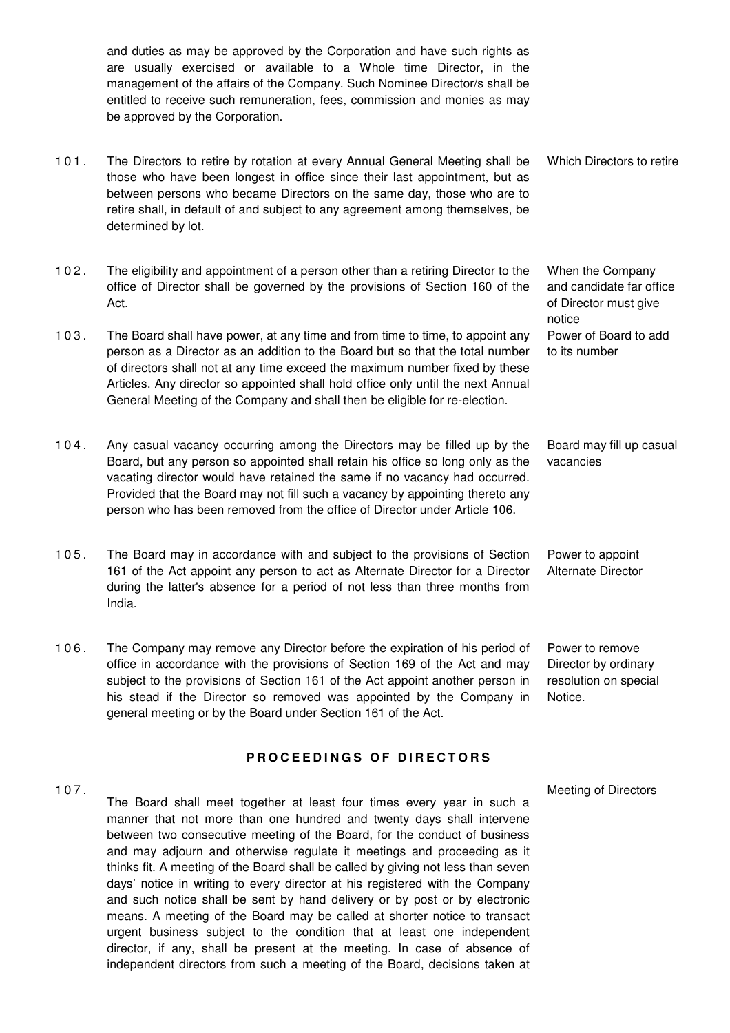and duties as may be approved by the Corporation and have such rights as are usually exercised or available to a Whole time Director, in the management of the affairs of the Company. Such Nominee Director/s shall be entitled to receive such remuneration, fees, commission and monies as may be approved by the Corporation.

**Which Directors to retire**

101. The Directors to retire by rotation at every Annual General Meeting shall be those who have been longest in office since their last appointment, but as between persons who became Directors on the same day, those who are to retire shall, in default of and subject to any agreement among themselves, be determined by lot.

**When the Company and candidate far office of Director must give notice**

102. The eligibility and appointment of a person other than a retiring Director to the office of Director shall be governed by the provisions of Section 160 of the Act.

**Power of Board to add to its number**

103. The Board shall have power, at any time and from time to time, to appoint any person as a Director as an addition to the Board but so that the total number of directors shall not at any time exceed the maximum number fixed by these Articles. Any director so appointed shall hold office only until the next Annual General Meeting of the Company and shall then be eligible for re-election.

**Board may fill up casual vacancies**

104. Any casual vacancy occurring among the Directors may be filled up by the Board, but any person so appointed shall retain his office so long only as the vacating director would have retained the same if no vacancy had occurred. Provided that the Board may not fill such a vacancy by appointing thereto any person who has been removed from the office of Director under Article 106.

**Power to appoint Alternate Director**

105. The Board may in accordance with and subject to the provisions of Section 161 of the Act appoint any person to act as Alternate Director for a Director during the latter's absence for a period of not less than three months from India.

**Power to remove Director by ordinary resolution on special Notice.**

106. The Company may remove any Director before the expiration of his period of office in accordance with the provisions of Section 169 of the Act and may subject to the provisions of Section 161 of the Act appoint another person in his stead if the Director so removed was appointed by the Company in general meeting or by the Board under Section 161 of the Act.

## PROCEEDINGS OF DIRECTORS

**Meeting of Directors**

107. The Board shall meet together at least four times every year in such a manner that not more than one hundred and twenty days shall intervene between two consecutive meeting of the Board, for the conduct of business and may adjourn and otherwise regulate it meetings and proceeding as it thinks fit. A meeting of the Board shall be called by giving not less than seven days' notice in writing to every director at his registered with the Company and such notice shall be sent by hand delivery or by post or by electronic means. A meeting of the Board may be called at shorter notice to transact urgent business subject to the condition that at least one independent director, if any, shall be present at the meeting. In case of absence of independent directors from such a meeting of the Board, decisions taken at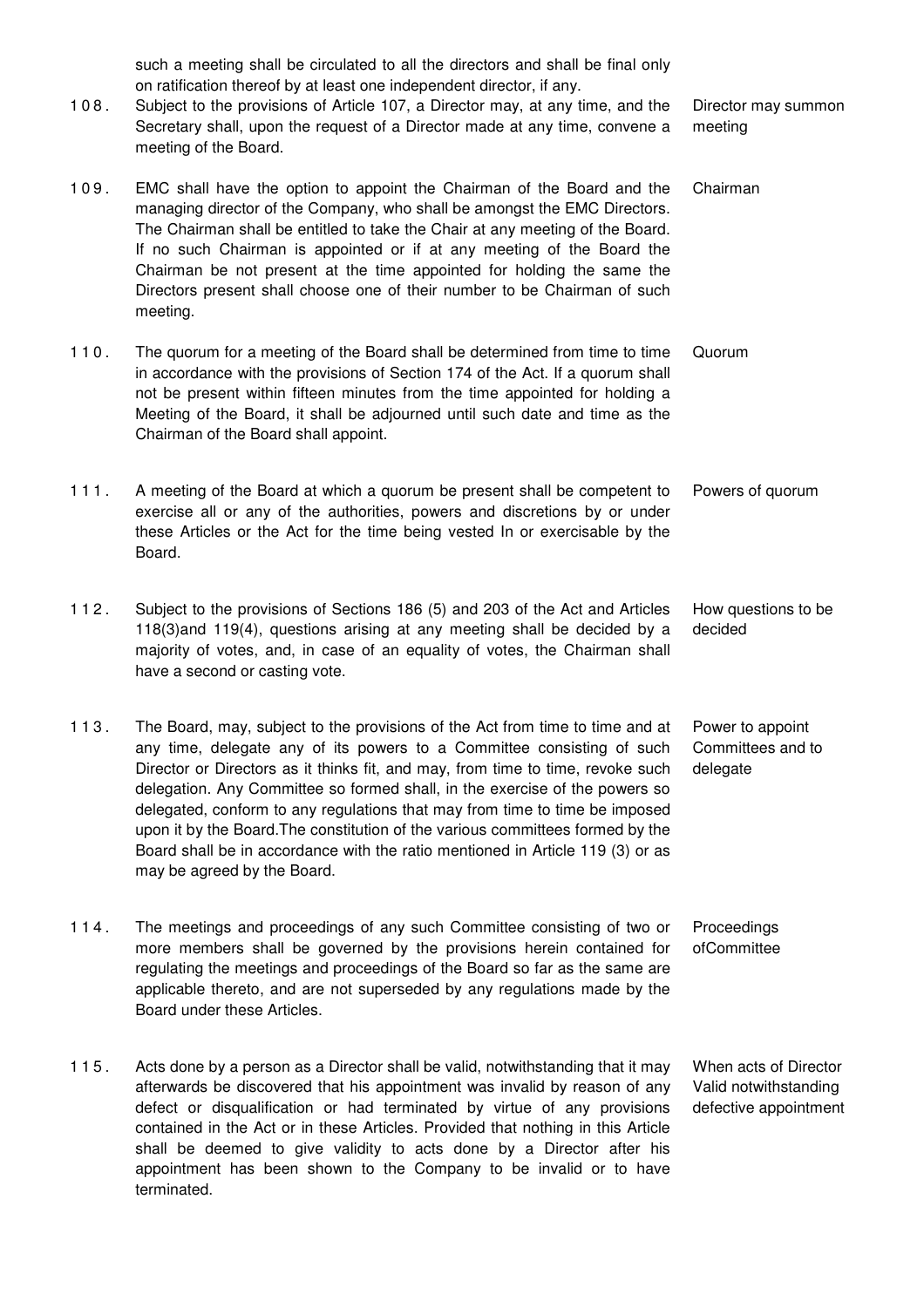such a meeting shall be circulated to all the directors and shall be final only on ratification thereof by at least one independent director, if any.

108. Subject to the provisions of Article 107, a Director may, at any time, and the Secretary shall, upon the request of a Director made at any time, convene a meeting of the Board. — *Director may summon meeting*

109. EMC shall have the option to appoint the Chairman of the Board and the managing director of the Company, who shall be amongst the EMC Directors. The Chairman shall be entitled to take the Chair at any meeting of the Board. If no such Chairman is appointed or if at any meeting of the Board the Chairman be not present at the time appointed for holding the same the Directors present shall choose one of their number to be Chairman of such meeting. — *Chairman*

110. The quorum for a meeting of the Board shall be determined from time to time in accordance with the provisions of Section 174 of the Act. If a quorum shall not be present within fifteen minutes from the time appointed for holding a Meeting of the Board, it shall be adjourned until such date and time as the Chairman of the Board shall appoint. — *Quorum*

111. A meeting of the Board at which a quorum be present shall be competent to exercise all or any of the authorities, powers and discretions by or under these Articles or the Act for the time being vested In or exercisable by the Board. — *Powers of quorum*

112. Subject to the provisions of Sections 186 (5) and 203 of the Act and Articles 118(3)and 119(4), questions arising at any meeting shall be decided by a majority of votes, and, in case of an equality of votes, the Chairman shall have a second or casting vote. — *How questions to be decided*

113. The Board, may, subject to the provisions of the Act from time to time and at any time, delegate any of its powers to a Committee consisting of such Director or Directors as it thinks fit, and may, from time to time, revoke such delegation. Any Committee so formed shall, in the exercise of the powers so delegated, conform to any regulations that may from time to time be imposed upon it by the Board.The constitution of the various committees formed by the Board shall be in accordance with the ratio mentioned in Article 119 (3) or as may be agreed by the Board. — *Power to appoint Committees and to delegate*

114. The meetings and proceedings of any such Committee consisting of two or more members shall be governed by the provisions herein contained for regulating the meetings and proceedings of the Board so far as the same are applicable thereto, and are not superseded by any regulations made by the Board under these Articles. — *Proceedings ofCommittee*

115. Acts done by a person as a Director shall be valid, notwithstanding that it may afterwards be discovered that his appointment was invalid by reason of any defect or disqualification or had terminated by virtue of any provisions contained in the Act or in these Articles. Provided that nothing in this Article shall be deemed to give validity to acts done by a Director after his appointment has been shown to the Company to be invalid or to have terminated. — *When acts of Director Valid notwithstanding defective appointment*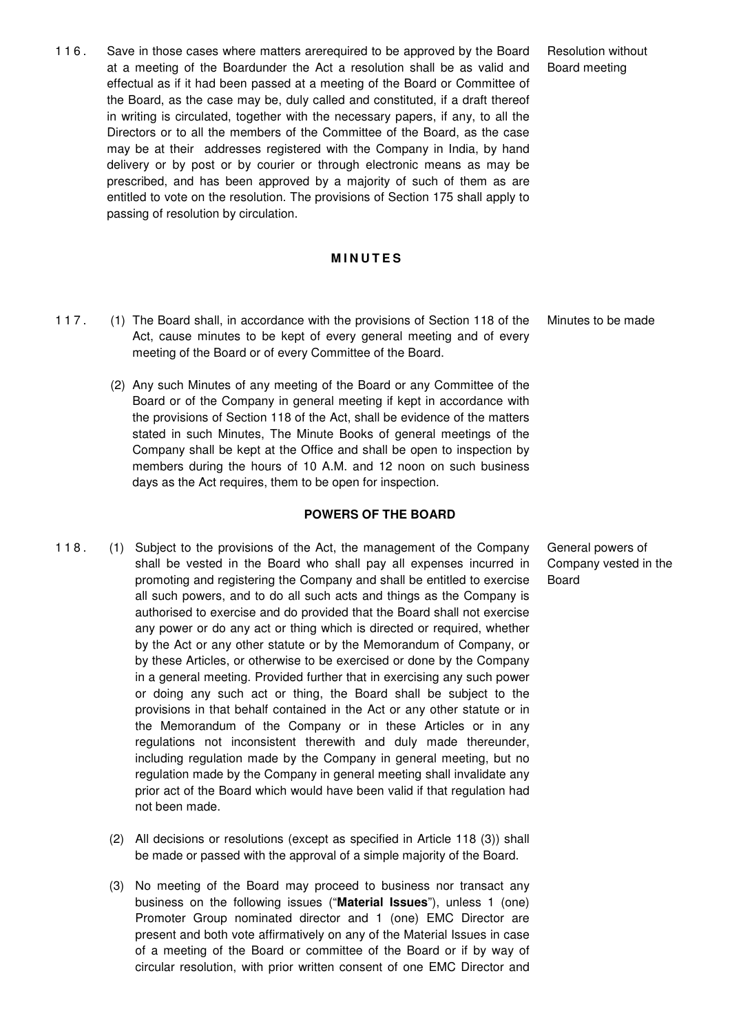116. Save in those cases where matters arerequired to be approved by the Board at a meeting of the Boardunder the Act a resolution shall be as valid and effectual as if it had been passed at a meeting of the Board or Committee of the Board, as the case may be, duly called and constituted, if a draft thereof in writing is circulated, together with the necessary papers, if any, to all the Directors or to all the members of the Committee of the Board, as the case may be at their addresses registered with the Company in India, by hand delivery or by post or by courier or through electronic means as may be prescribed, and has been approved by a majority of such of them as are entitled to vote on the resolution. The provisions of Section 175 shall apply to passing of resolution by circulation. *Resolution without Board meeting*

## MINUTES

117. (1) The Board shall, in accordance with the provisions of Section 118 of the Act, cause minutes to be kept of every general meeting and of every meeting of the Board or of every Committee of the Board. *Minutes to be made*

(2) Any such Minutes of any meeting of the Board or any Committee of the Board or of the Company in general meeting if kept in accordance with the provisions of Section 118 of the Act, shall be evidence of the matters stated in such Minutes, The Minute Books of general meetings of the Company shall be kept at the Office and shall be open to inspection by members during the hours of 10 A.M. and 12 noon on such business days as the Act requires, them to be open for inspection.

## POWERS OF THE BOARD

118. (1) Subject to the provisions of the Act, the management of the Company shall be vested in the Board who shall pay all expenses incurred in promoting and registering the Company and shall be entitled to exercise all such powers, and to do all such acts and things as the Company is authorised to exercise and do provided that the Board shall not exercise any power or do any act or thing which is directed or required, whether by the Act or any other statute or by the Memorandum of Company, or by these Articles, or otherwise to be exercised or done by the Company in a general meeting. Provided further that in exercising any such power or doing any such act or thing, the Board shall be subject to the provisions in that behalf contained in the Act or any other statute or in the Memorandum of the Company or in these Articles or in any regulations not inconsistent therewith and duly made thereunder, including regulation made by the Company in general meeting, but no regulation made by the Company in general meeting shall invalidate any prior act of the Board which would have been valid if that regulation had not been made. *General powers of Company vested in the Board*

(2) All decisions or resolutions (except as specified in Article 118 (3)) shall be made or passed with the approval of a simple majority of the Board.

(3) No meeting of the Board may proceed to business nor transact any business on the following issues ("**Material Issues**"), unless 1 (one) Promoter Group nominated director and 1 (one) EMC Director are present and both vote affirmatively on any of the Material Issues in case of a meeting of the Board or committee of the Board or if by way of circular resolution, with prior written consent of one EMC Director and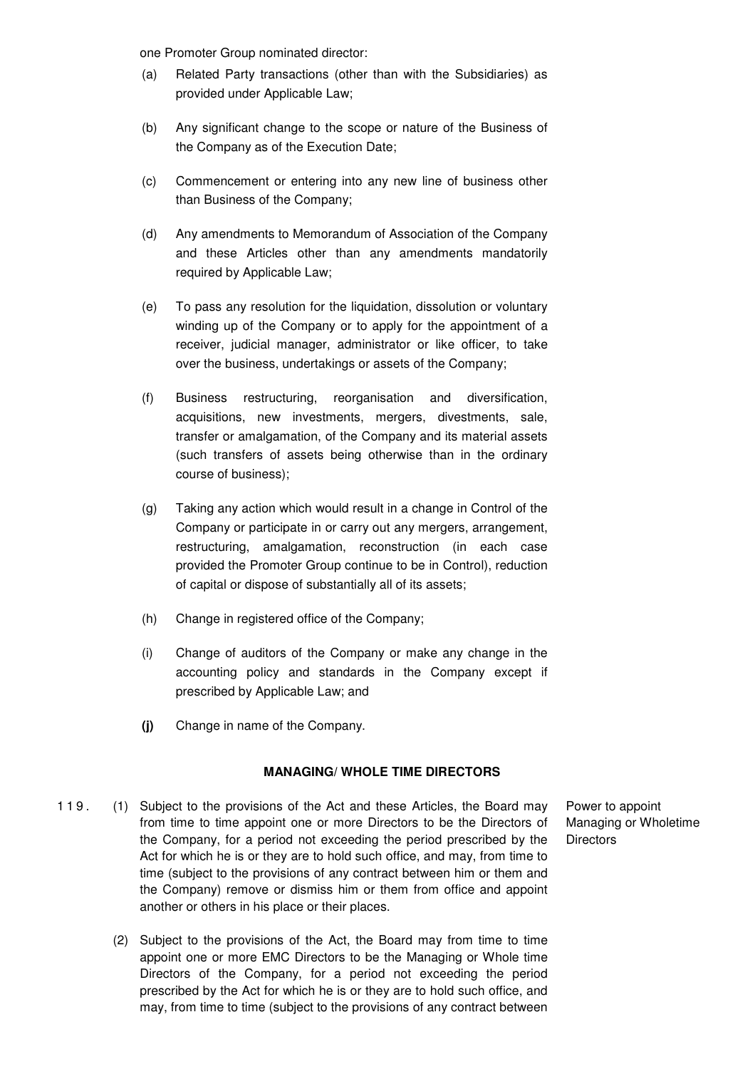one Promoter Group nominated director:

(a) Related Party transactions (other than with the Subsidiaries) as provided under Applicable Law;

(b) Any significant change to the scope or nature of the Business of the Company as of the Execution Date;

(c) Commencement or entering into any new line of business other than Business of the Company;

(d) Any amendments to Memorandum of Association of the Company and these Articles other than any amendments mandatorily required by Applicable Law;

(e) To pass any resolution for the liquidation, dissolution or voluntary winding up of the Company or to apply for the appointment of a receiver, judicial manager, administrator or like officer, to take over the business, undertakings or assets of the Company;

(f) Business restructuring, reorganisation and diversification, acquisitions, new investments, mergers, divestments, sale, transfer or amalgamation, of the Company and its material assets (such transfers of assets being otherwise than in the ordinary course of business);

(g) Taking any action which would result in a change in Control of the Company or participate in or carry out any mergers, arrangement, restructuring, amalgamation, reconstruction (in each case provided the Promoter Group continue to be in Control), reduction of capital or dispose of substantially all of its assets;

(h) Change in registered office of the Company;

(i) Change of auditors of the Company or make any change in the accounting policy and standards in the Company except if prescribed by Applicable Law; and

**(j)** Change in name of the Company.

**MANAGING/ WHOLE TIME DIRECTORS**

119. (1) Subject to the provisions of the Act and these Articles, the Board may from time to time appoint one or more Directors to be the Directors of the Company, for a period not exceeding the period prescribed by the Act for which he is or they are to hold such office, and may, from time to time (subject to the provisions of any contract between him or them and the Company) remove or dismiss him or them from office and appoint another or others in his place or their places.

Power to appoint Managing or Wholetime Directors

(2) Subject to the provisions of the Act, the Board may from time to time appoint one or more EMC Directors to be the Managing or Whole time Directors of the Company, for a period not exceeding the period prescribed by the Act for which he is or they are to hold such office, and may, from time to time (subject to the provisions of any contract between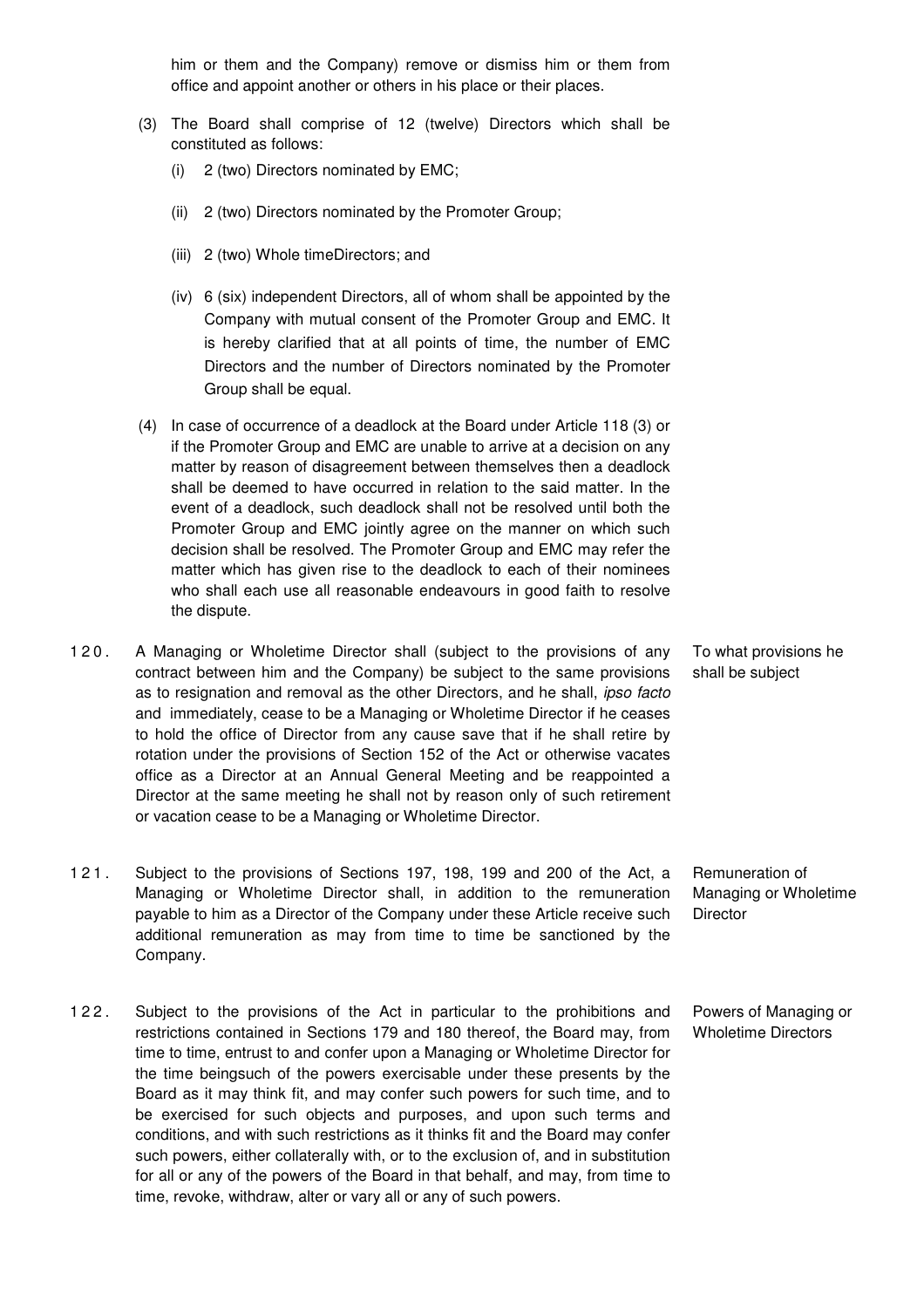him or them and the Company) remove or dismiss him or them from office and appoint another or others in his place or their places.

(3) The Board shall comprise of 12 (twelve) Directors which shall be constituted as follows:

(i) 2 (two) Directors nominated by EMC;

(ii) 2 (two) Directors nominated by the Promoter Group;

(iii) 2 (two) Whole timeDirectors; and

(iv) 6 (six) independent Directors, all of whom shall be appointed by the Company with mutual consent of the Promoter Group and EMC. It is hereby clarified that at all points of time, the number of EMC Directors and the number of Directors nominated by the Promoter Group shall be equal.

(4) In case of occurrence of a deadlock at the Board under Article 118 (3) or if the Promoter Group and EMC are unable to arrive at a decision on any matter by reason of disagreement between themselves then a deadlock shall be deemed to have occurred in relation to the said matter. In the event of a deadlock, such deadlock shall not be resolved until both the Promoter Group and EMC jointly agree on the manner on which such decision shall be resolved. The Promoter Group and EMC may refer the matter which has given rise to the deadlock to each of their nominees who shall each use all reasonable endeavours in good faith to resolve the dispute.

**120.** *To what provisions he shall be subject*

A Managing or Wholetime Director shall (subject to the provisions of any contract between him and the Company) be subject to the same provisions as to resignation and removal as the other Directors, and he shall, *ipso facto* and immediately, cease to be a Managing or Wholetime Director if he ceases to hold the office of Director from any cause save that if he shall retire by rotation under the provisions of Section 152 of the Act or otherwise vacates office as a Director at an Annual General Meeting and be reappointed a Director at the same meeting he shall not by reason only of such retirement or vacation cease to be a Managing or Wholetime Director.

**121.** *Remuneration of Managing or Wholetime Director*

Subject to the provisions of Sections 197, 198, 199 and 200 of the Act, a Managing or Wholetime Director shall, in addition to the remuneration payable to him as a Director of the Company under these Article receive such additional remuneration as may from time to time be sanctioned by the Company.

**122.** *Powers of Managing or Wholetime Directors*

Subject to the provisions of the Act in particular to the prohibitions and restrictions contained in Sections 179 and 180 thereof, the Board may, from time to time, entrust to and confer upon a Managing or Wholetime Director for the time beingsuch of the powers exercisable under these presents by the Board as it may think fit, and may confer such powers for such time, and to be exercised for such objects and purposes, and upon such terms and conditions, and with such restrictions as it thinks fit and the Board may confer such powers, either collaterally with, or to the exclusion of, and in substitution for all or any of the powers of the Board in that behalf, and may, from time to time, revoke, withdraw, alter or vary all or any of such powers.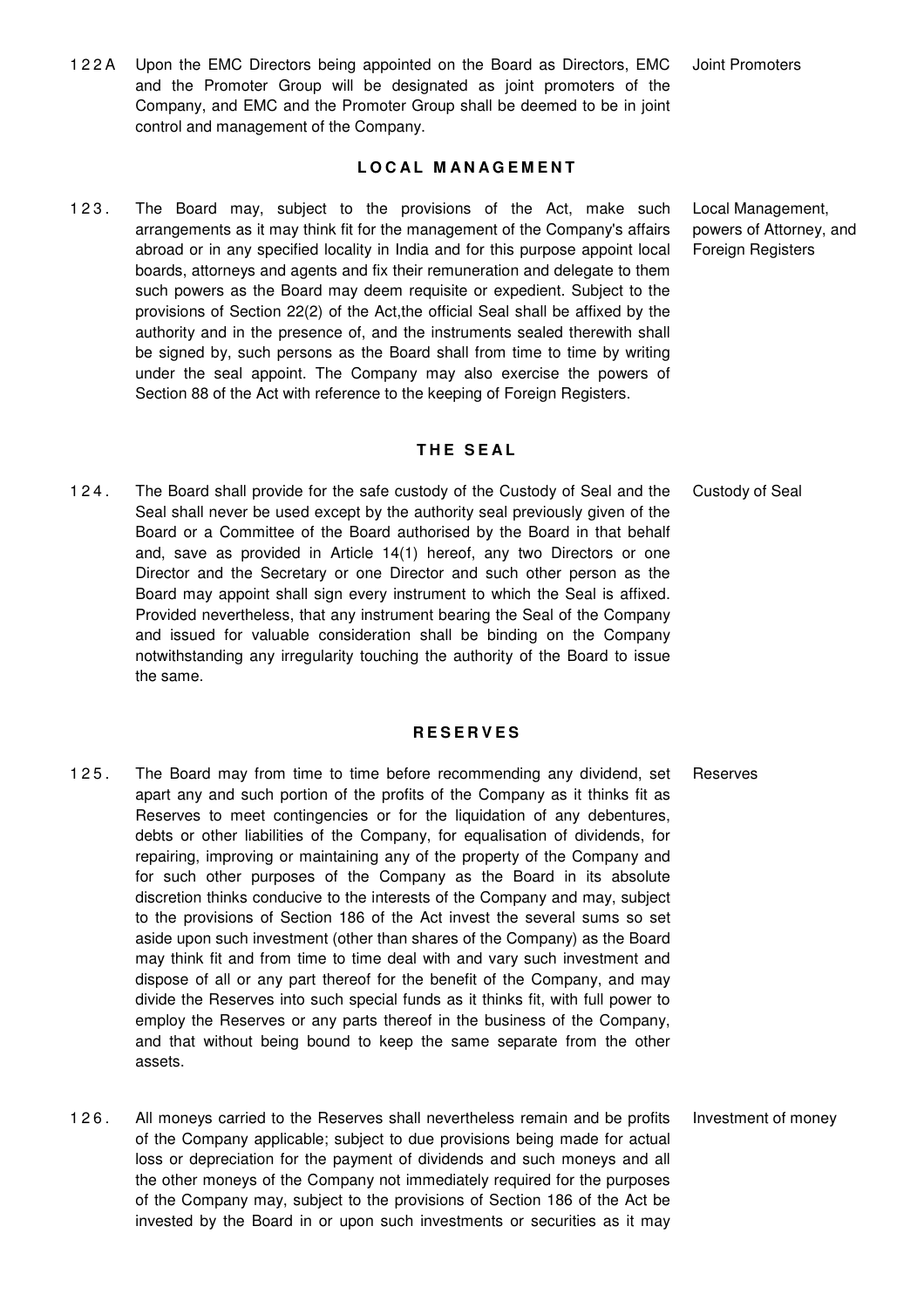122A Upon the EMC Directors being appointed on the Board as Directors, EMC and the Promoter Group will be designated as joint promoters of the Company, and EMC and the Promoter Group shall be deemed to be in joint control and management of the Company. — Joint Promoters

## LOCAL MANAGEMENT

123. The Board may, subject to the provisions of the Act, make such arrangements as it may think fit for the management of the Company's affairs abroad or in any specified locality in India and for this purpose appoint local boards, attorneys and agents and fix their remuneration and delegate to them such powers as the Board may deem requisite or expedient. Subject to the provisions of Section 22(2) of the Act,the official Seal shall be affixed by the authority and in the presence of, and the instruments sealed therewith shall be signed by, such persons as the Board shall from time to time by writing under the seal appoint. The Company may also exercise the powers of Section 88 of the Act with reference to the keeping of Foreign Registers. — Local Management, powers of Attorney, and Foreign Registers

## THE SEAL

124. The Board shall provide for the safe custody of the Custody of Seal and the Seal shall never be used except by the authority seal previously given of the Board or a Committee of the Board authorised by the Board in that behalf and, save as provided in Article 14(1) hereof, any two Directors or one Director and the Secretary or one Director and such other person as the Board may appoint shall sign every instrument to which the Seal is affixed. Provided nevertheless, that any instrument bearing the Seal of the Company and issued for valuable consideration shall be binding on the Company notwithstanding any irregularity touching the authority of the Board to issue the same. — Custody of Seal

## RESERVES

125. The Board may from time to time before recommending any dividend, set apart any and such portion of the profits of the Company as it thinks fit as Reserves to meet contingencies or for the liquidation of any debentures, debts or other liabilities of the Company, for equalisation of dividends, for repairing, improving or maintaining any of the property of the Company and for such other purposes of the Company as the Board in its absolute discretion thinks conducive to the interests of the Company and may, subject to the provisions of Section 186 of the Act invest the several sums so set aside upon such investment (other than shares of the Company) as the Board may think fit and from time to time deal with and vary such investment and dispose of all or any part thereof for the benefit of the Company, and may divide the Reserves into such special funds as it thinks fit, with full power to employ the Reserves or any parts thereof in the business of the Company, and that without being bound to keep the same separate from the other assets. — Reserves

126. All moneys carried to the Reserves shall nevertheless remain and be profits of the Company applicable; subject to due provisions being made for actual loss or depreciation for the payment of dividends and such moneys and all the other moneys of the Company not immediately required for the purposes of the Company may, subject to the provisions of Section 186 of the Act be invested by the Board in or upon such investments or securities as it may — Investment of money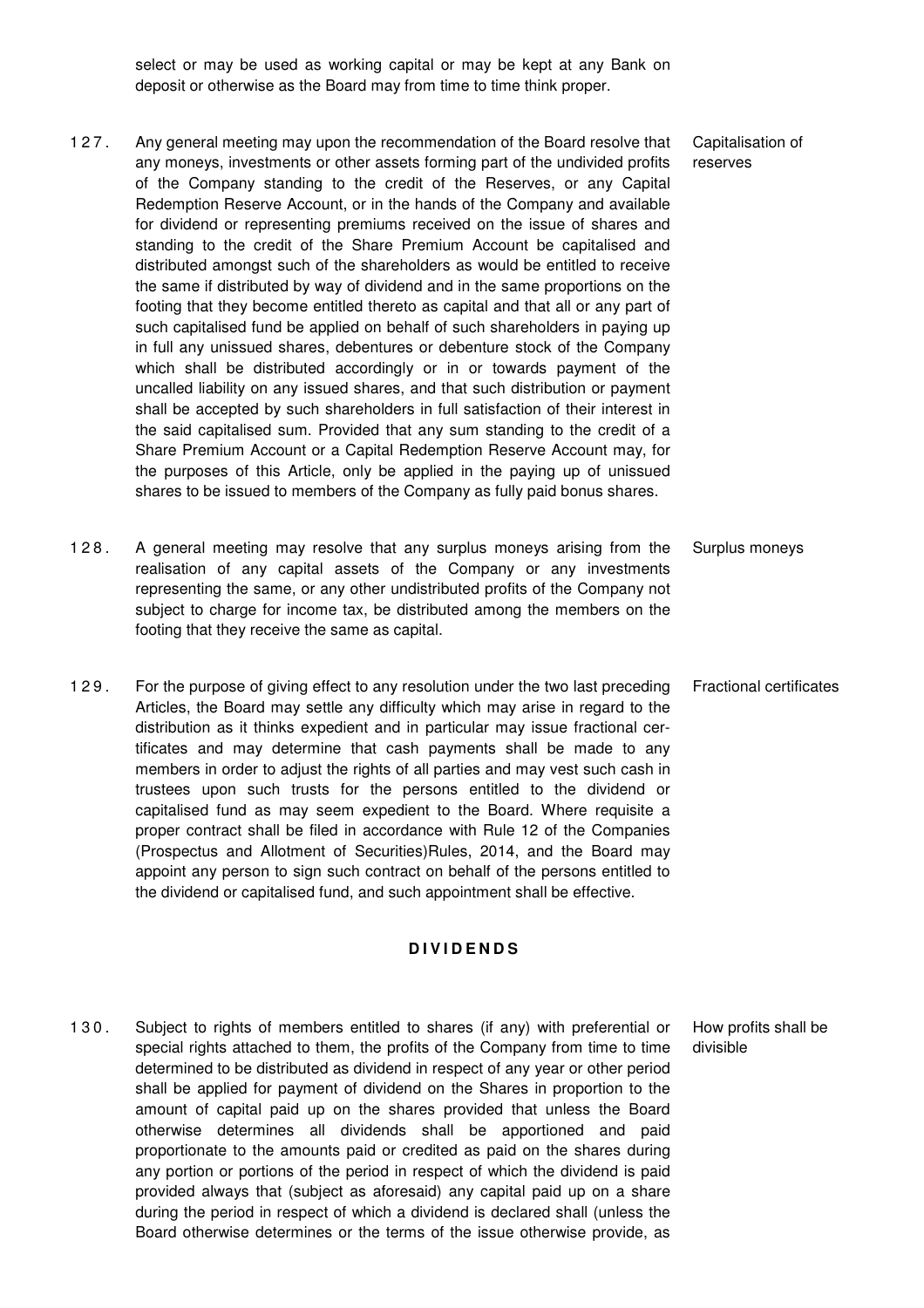select or may be used as working capital or may be kept at any Bank on deposit or otherwise as the Board may from time to time think proper.

**127.** *Capitalisation of reserves*

Any general meeting may upon the recommendation of the Board resolve that any moneys, investments or other assets forming part of the undivided profits of the Company standing to the credit of the Reserves, or any Capital Redemption Reserve Account, or in the hands of the Company and available for dividend or representing premiums received on the issue of shares and standing to the credit of the Share Premium Account be capitalised and distributed amongst such of the shareholders as would be entitled to receive the same if distributed by way of dividend and in the same proportions on the footing that they become entitled thereto as capital and that all or any part of such capitalised fund be applied on behalf of such shareholders in paying up in full any unissued shares, debentures or debenture stock of the Company which shall be distributed accordingly or in or towards payment of the uncalled liability on any issued shares, and that such distribution or payment shall be accepted by such shareholders in full satisfaction of their interest in the said capitalised sum. Provided that any sum standing to the credit of a Share Premium Account or a Capital Redemption Reserve Account may, for the purposes of this Article, only be applied in the paying up of unissued shares to be issued to members of the Company as fully paid bonus shares.

**128.** *Surplus moneys*

A general meeting may resolve that any surplus moneys arising from the realisation of any capital assets of the Company or any investments representing the same, or any other undistributed profits of the Company not subject to charge for income tax, be distributed among the members on the footing that they receive the same as capital.

**129.** *Fractional certificates*

For the purpose of giving effect to any resolution under the two last preceding Articles, the Board may settle any difficulty which may arise in regard to the distribution as it thinks expedient and in particular may issue fractional certificates and may determine that cash payments shall be made to any members in order to adjust the rights of all parties and may vest such cash in trustees upon such trusts for the persons entitled to the dividend or capitalised fund as may seem expedient to the Board. Where requisite a proper contract shall be filed in accordance with Rule 12 of the Companies (Prospectus and Allotment of Securities)Rules, 2014, and the Board may appoint any person to sign such contract on behalf of the persons entitled to the dividend or capitalised fund, and such appointment shall be effective.

## DIVIDENDS

**130.** *How profits shall be divisible*

Subject to rights of members entitled to shares (if any) with preferential or special rights attached to them, the profits of the Company from time to time determined to be distributed as dividend in respect of any year or other period shall be applied for payment of dividend on the Shares in proportion to the amount of capital paid up on the shares provided that unless the Board otherwise determines all dividends shall be apportioned and paid proportionate to the amounts paid or credited as paid on the shares during any portion or portions of the period in respect of which the dividend is paid provided always that (subject as aforesaid) any capital paid up on a share during the period in respect of which a dividend is declared shall (unless the Board otherwise determines or the terms of the issue otherwise provide, as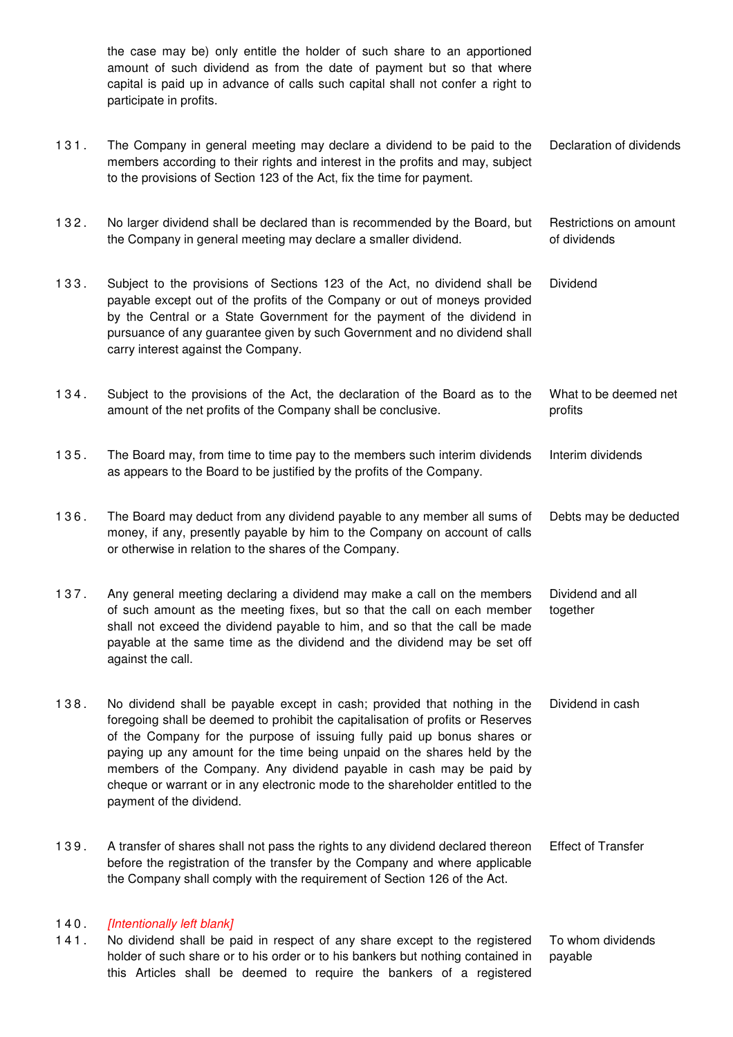the case may be) only entitle the holder of such share to an apportioned amount of such dividend as from the date of payment but so that where capital is paid up in advance of calls such capital shall not confer a right to participate in profits.

| | | |
|---|---|---|
| 131. | The Company in general meeting may declare a dividend to be paid to the members according to their rights and interest in the profits and may, subject to the provisions of Section 123 of the Act, fix the time for payment. | Declaration of dividends |
| 132. | No larger dividend shall be declared than is recommended by the Board, but the Company in general meeting may declare a smaller dividend. | Restrictions on amount of dividends |
| 133. | Subject to the provisions of Sections 123 of the Act, no dividend shall be payable except out of the profits of the Company or out of moneys provided by the Central or a State Government for the payment of the dividend in pursuance of any guarantee given by such Government and no dividend shall carry interest against the Company. | Dividend |
| 134. | Subject to the provisions of the Act, the declaration of the Board as to the amount of the net profits of the Company shall be conclusive. | What to be deemed net profits |
| 135. | The Board may, from time to time pay to the members such interim dividends as appears to the Board to be justified by the profits of the Company. | Interim dividends |
| 136. | The Board may deduct from any dividend payable to any member all sums of money, if any, presently payable by him to the Company on account of calls or otherwise in relation to the shares of the Company. | Debts may be deducted |
| 137. | Any general meeting declaring a dividend may make a call on the members of such amount as the meeting fixes, but so that the call on each member shall not exceed the dividend payable to him, and so that the call be made payable at the same time as the dividend and the dividend may be set off against the call. | Dividend and all together |
| 138. | No dividend shall be payable except in cash; provided that nothing in the foregoing shall be deemed to prohibit the capitalisation of profits or Reserves of the Company for the purpose of issuing fully paid up bonus shares or paying up any amount for the time being unpaid on the shares held by the members of the Company. Any dividend payable in cash may be paid by cheque or warrant or in any electronic mode to the shareholder entitled to the payment of the dividend. | Dividend in cash |
| 139. | A transfer of shares shall not pass the rights to any dividend declared thereon before the registration of the transfer by the Company and where applicable the Company shall comply with the requirement of Section 126 of the Act. | Effect of Transfer |
| 140. | *[Intentionally left blank]* | |
| 141. | No dividend shall be paid in respect of any share except to the registered holder of such share or to his order or to his bankers but nothing contained in this Articles shall be deemed to require the bankers of a registered | To whom dividends payable |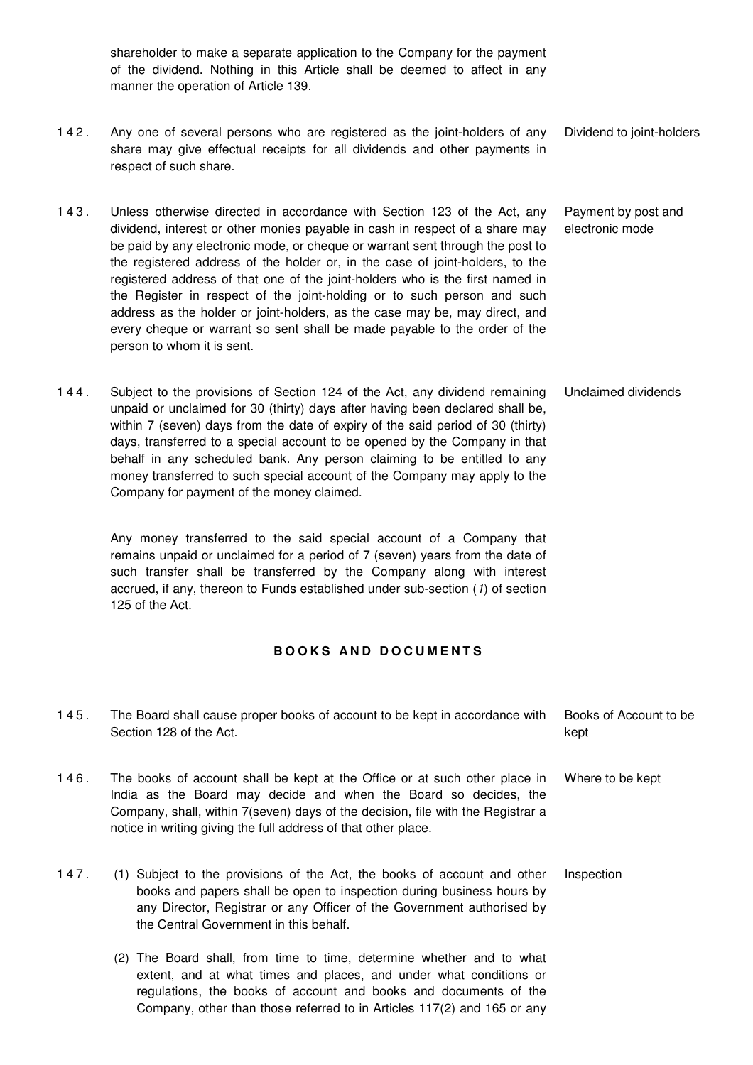shareholder to make a separate application to the Company for the payment of the dividend. Nothing in this Article shall be deemed to affect in any manner the operation of Article 139.

142. Any one of several persons who are registered as the joint-holders of any share may give effectual receipts for all dividends and other payments in respect of such share. *Dividend to joint-holders*

143. Unless otherwise directed in accordance with Section 123 of the Act, any dividend, interest or other monies payable in cash in respect of a share may be paid by any electronic mode, or cheque or warrant sent through the post to the registered address of the holder or, in the case of joint-holders, to the registered address of that one of the joint-holders who is the first named in the Register in respect of the joint-holding or to such person and such address as the holder or joint-holders, as the case may be, may direct, and every cheque or warrant so sent shall be made payable to the order of the person to whom it is sent. *Payment by post and electronic mode*

144. Subject to the provisions of Section 124 of the Act, any dividend remaining unpaid or unclaimed for 30 (thirty) days after having been declared shall be, within 7 (seven) days from the date of expiry of the said period of 30 (thirty) days, transferred to a special account to be opened by the Company in that behalf in any scheduled bank. Any person claiming to be entitled to any money transferred to such special account of the Company may apply to the Company for payment of the money claimed. *Unclaimed dividends*

Any money transferred to the said special account of a Company that remains unpaid or unclaimed for a period of 7 (seven) years from the date of such transfer shall be transferred by the Company along with interest accrued, if any, thereon to Funds established under sub-section (*1*) of section 125 of the Act.

## BOOKS AND DOCUMENTS

145. The Board shall cause proper books of account to be kept in accordance with Section 128 of the Act. *Books of Account to be kept*

146. The books of account shall be kept at the Office or at such other place in India as the Board may decide and when the Board so decides, the Company, shall, within 7(seven) days of the decision, file with the Registrar a notice in writing giving the full address of that other place. *Where to be kept*

147. *Inspection*

(1) Subject to the provisions of the Act, the books of account and other books and papers shall be open to inspection during business hours by any Director, Registrar or any Officer of the Government authorised by the Central Government in this behalf.

(2) The Board shall, from time to time, determine whether and to what extent, and at what times and places, and under what conditions or regulations, the books of account and books and documents of the Company, other than those referred to in Articles 117(2) and 165 or any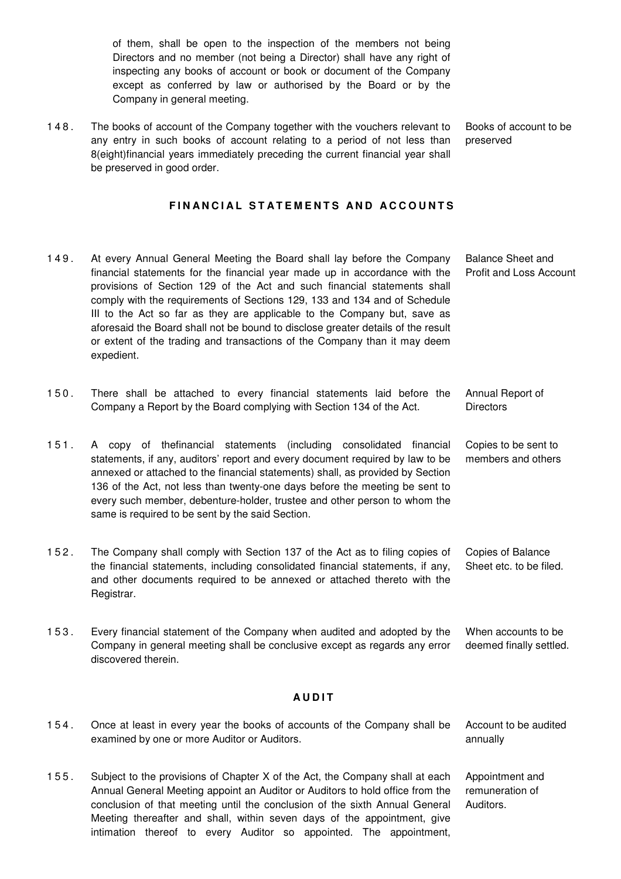of them, shall be open to the inspection of the members not being Directors and no member (not being a Director) shall have any right of inspecting any books of account or book or document of the Company except as conferred by law or authorised by the Board or by the Company in general meeting.

148. The books of account of the Company together with the vouchers relevant to any entry in such books of account relating to a period of not less than 8(eight)financial years immediately preceding the current financial year shall be preserved in good order. *Books of account to be preserved*

## FINANCIAL STATEMENTS AND ACCOUNTS

149. At every Annual General Meeting the Board shall lay before the Company financial statements for the financial year made up in accordance with the provisions of Section 129 of the Act and such financial statements shall comply with the requirements of Sections 129, 133 and 134 and of Schedule III to the Act so far as they are applicable to the Company but, save as aforesaid the Board shall not be bound to disclose greater details of the result or extent of the trading and transactions of the Company than it may deem expedient. *Balance Sheet and Profit and Loss Account*

150. There shall be attached to every financial statements laid before the Company a Report by the Board complying with Section 134 of the Act. *Annual Report of Directors*

151. A copy of thefinancial statements (including consolidated financial statements, if any, auditors' report and every document required by law to be annexed or attached to the financial statements) shall, as provided by Section 136 of the Act, not less than twenty-one days before the meeting be sent to every such member, debenture-holder, trustee and other person to whom the same is required to be sent by the said Section. *Copies to be sent to members and others*

152. The Company shall comply with Section 137 of the Act as to filing copies of the financial statements, including consolidated financial statements, if any, and other documents required to be annexed or attached thereto with the Registrar. *Copies of Balance Sheet etc. to be filed.*

153. Every financial statement of the Company when audited and adopted by the Company in general meeting shall be conclusive except as regards any error discovered therein. *When accounts to be deemed finally settled.*

## AUDIT

154. Once at least in every year the books of accounts of the Company shall be examined by one or more Auditor or Auditors. *Account to be audited annually*

155. Subject to the provisions of Chapter X of the Act, the Company shall at each Annual General Meeting appoint an Auditor or Auditors to hold office from the conclusion of that meeting until the conclusion of the sixth Annual General Meeting thereafter and shall, within seven days of the appointment, give intimation thereof to every Auditor so appointed. The appointment, *Appointment and remuneration of Auditors.*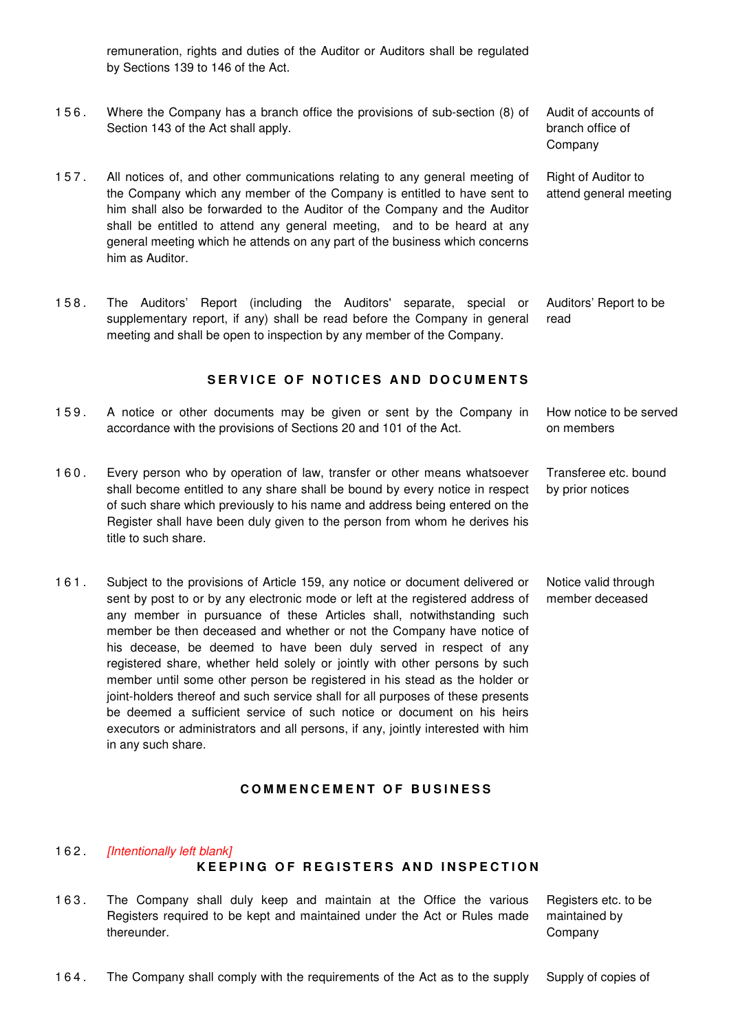remuneration, rights and duties of the Auditor or Auditors shall be regulated by Sections 139 to 146 of the Act.

156. Where the Company has a branch office the provisions of sub-section (8) of Section 143 of the Act shall apply. *Audit of accounts of branch office of Company*

157. All notices of, and other communications relating to any general meeting of the Company which any member of the Company is entitled to have sent to him shall also be forwarded to the Auditor of the Company and the Auditor shall be entitled to attend any general meeting, and to be heard at any general meeting which he attends on any part of the business which concerns him as Auditor. *Right of Auditor to attend general meeting*

158. The Auditors' Report (including the Auditors' separate, special or supplementary report, if any) shall be read before the Company in general meeting and shall be open to inspection by any member of the Company. *Auditors' Report to be read*

## SERVICE OF NOTICES AND DOCUMENTS

159. A notice or other documents may be given or sent by the Company in accordance with the provisions of Sections 20 and 101 of the Act. *How notice to be served on members*

160. Every person who by operation of law, transfer or other means whatsoever shall become entitled to any share shall be bound by every notice in respect of such share which previously to his name and address being entered on the Register shall have been duly given to the person from whom he derives his title to such share. *Transferee etc. bound by prior notices*

161. Subject to the provisions of Article 159, any notice or document delivered or sent by post to or by any electronic mode or left at the registered address of any member in pursuance of these Articles shall, notwithstanding such member be then deceased and whether or not the Company have notice of his decease, be deemed to have been duly served in respect of any registered share, whether held solely or jointly with other persons by such member until some other person be registered in his stead as the holder or joint-holders thereof and such service shall for all purposes of these presents be deemed a sufficient service of such notice or document on his heirs executors or administrators and all persons, if any, jointly interested with him in any such share. *Notice valid through member deceased*

## COMMENCEMENT OF BUSINESS

162. *[Intentionally left blank]*

## KEEPING OF REGISTERS AND INSPECTION

163. The Company shall duly keep and maintain at the Office the various Registers required to be kept and maintained under the Act or Rules made thereunder. *Registers etc. to be maintained by Company*

164. The Company shall comply with the requirements of the Act as to the supply *Supply of copies of*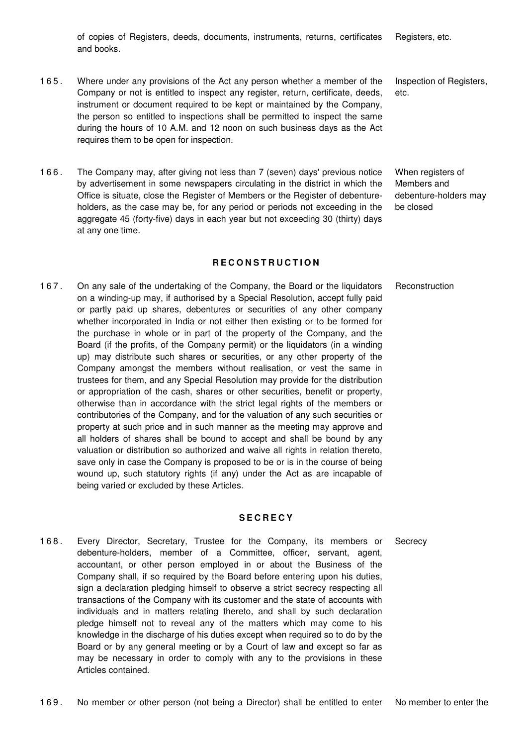of copies of Registers, deeds, documents, instruments, returns, certificates and books. — Registers, etc.

165. Where under any provisions of the Act any person whether a member of the Company or not is entitled to inspect any register, return, certificate, deeds, instrument or document required to be kept or maintained by the Company, the person so entitled to inspections shall be permitted to inspect the same during the hours of 10 A.M. and 12 noon on such business days as the Act requires them to be open for inspection. — Inspection of Registers, etc.

166. The Company may, after giving not less than 7 (seven) days' previous notice by advertisement in some newspapers circulating in the district in which the Office is situate, close the Register of Members or the Register of debenture-holders, as the case may be, for any period or periods not exceeding in the aggregate 45 (forty-five) days in each year but not exceeding 30 (thirty) days at any one time. — When registers of Members and debenture-holders may be closed

## RECONSTRUCTION

167. On any sale of the undertaking of the Company, the Board or the liquidators on a winding-up may, if authorised by a Special Resolution, accept fully paid or partly paid up shares, debentures or securities of any other company whether incorporated in India or not either then existing or to be formed for the purchase in whole or in part of the property of the Company, and the Board (if the profits, of the Company permit) or the liquidators (in a winding up) may distribute such shares or securities, or any other property of the Company amongst the members without realisation, or vest the same in trustees for them, and any Special Resolution may provide for the distribution or appropriation of the cash, shares or other securities, benefit or property, otherwise than in accordance with the strict legal rights of the members or contributories of the Company, and for the valuation of any such securities or property at such price and in such manner as the meeting may approve and all holders of shares shall be bound to accept and shall be bound by any valuation or distribution so authorized and waive all rights in relation thereto, save only in case the Company is proposed to be or is in the course of being wound up, such statutory rights (if any) under the Act as are incapable of being varied or excluded by these Articles. — Reconstruction

## SECRECY

168. Every Director, Secretary, Trustee for the Company, its members or debenture-holders, member of a Committee, officer, servant, agent, accountant, or other person employed in or about the Business of the Company shall, if so required by the Board before entering upon his duties, sign a declaration pledging himself to observe a strict secrecy respecting all transactions of the Company with its customer and the state of accounts with individuals and in matters relating thereto, and shall by such declaration pledge himself not to reveal any of the matters which may come to his knowledge in the discharge of his duties except when required so to do by the Board or by any general meeting or by a Court of law and except so far as may be necessary in order to comply with any to the provisions in these Articles contained. — Secrecy

169. No member or other person (not being a Director) shall be entitled to enter — No member to enter the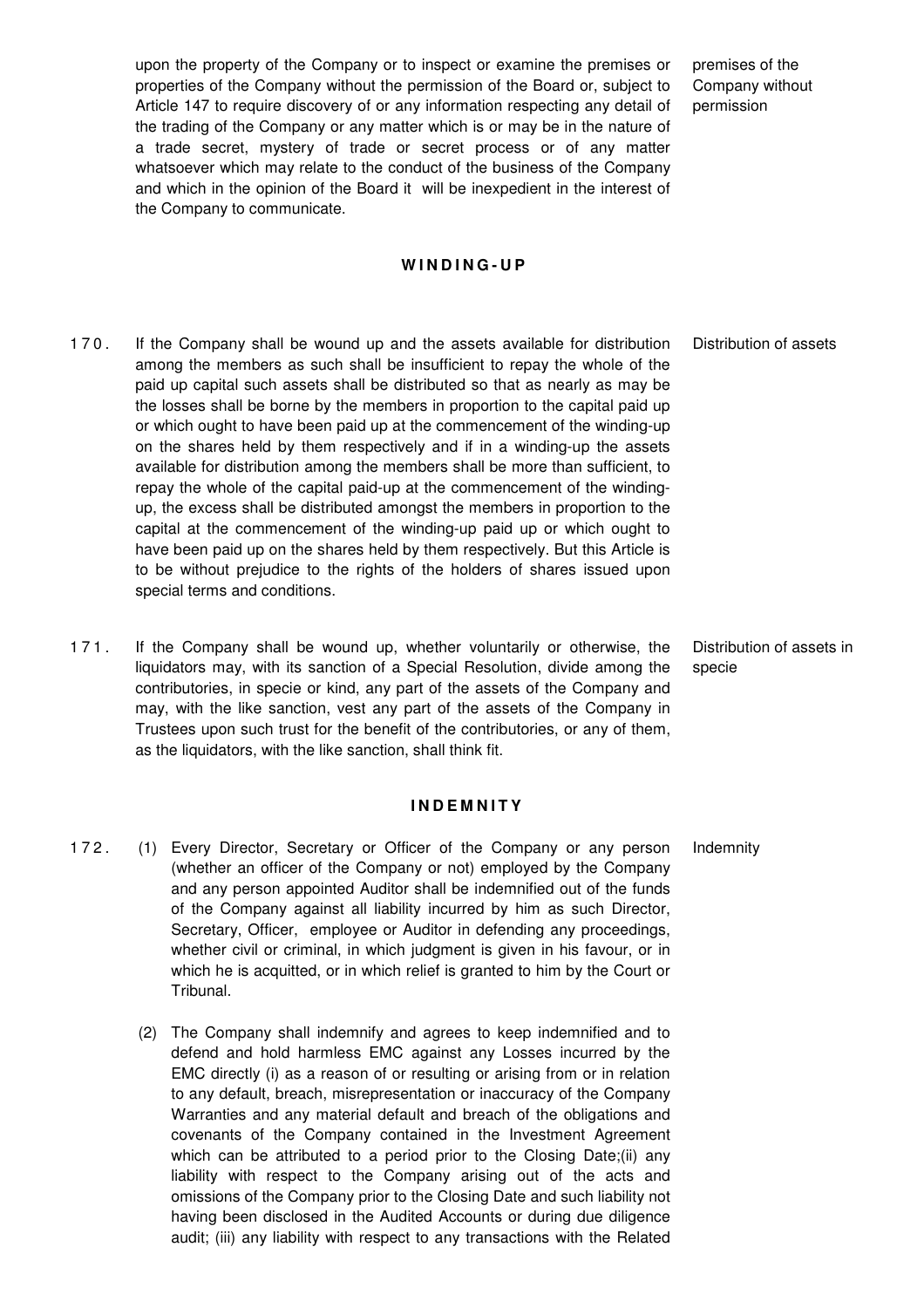upon the property of the Company or to inspect or examine the premises or properties of the Company without the permission of the Board or, subject to Article 147 to require discovery of or any information respecting any detail of the trading of the Company or any matter which is or may be in the nature of a trade secret, mystery of trade or secret process or of any matter whatsoever which may relate to the conduct of the business of the Company and which in the opinion of the Board it will be inexpedient in the interest of the Company to communicate.

premises of the Company without permission

## WINDING-UP

170. If the Company shall be wound up and the assets available for distribution among the members as such shall be insufficient to repay the whole of the paid up capital such assets shall be distributed so that as nearly as may be the losses shall be borne by the members in proportion to the capital paid up or which ought to have been paid up at the commencement of the winding-up on the shares held by them respectively and if in a winding-up the assets available for distribution among the members shall be more than sufficient, to repay the whole of the capital paid-up at the commencement of the winding-up, the excess shall be distributed amongst the members in proportion to the capital at the commencement of the winding-up paid up or which ought to have been paid up on the shares held by them respectively. But this Article is to be without prejudice to the rights of the holders of shares issued upon special terms and conditions.

Distribution of assets

171. If the Company shall be wound up, whether voluntarily or otherwise, the liquidators may, with its sanction of a Special Resolution, divide among the contributories, in specie or kind, any part of the assets of the Company and may, with the like sanction, vest any part of the assets of the Company in Trustees upon such trust for the benefit of the contributories, or any of them, as the liquidators, with the like sanction, shall think fit.

Distribution of assets in specie

## INDEMNITY

172. (1) Every Director, Secretary or Officer of the Company or any person (whether an officer of the Company or not) employed by the Company and any person appointed Auditor shall be indemnified out of the funds of the Company against all liability incurred by him as such Director, Secretary, Officer, employee or Auditor in defending any proceedings, whether civil or criminal, in which judgment is given in his favour, or in which he is acquitted, or in which relief is granted to him by the Court or Tribunal.

Indemnity

(2) The Company shall indemnify and agrees to keep indemnified and to defend and hold harmless EMC against any Losses incurred by the EMC directly (i) as a reason of or resulting or arising from or in relation to any default, breach, misrepresentation or inaccuracy of the Company Warranties and any material default and breach of the obligations and covenants of the Company contained in the Investment Agreement which can be attributed to a period prior to the Closing Date;(ii) any liability with respect to the Company arising out of the acts and omissions of the Company prior to the Closing Date and such liability not having been disclosed in the Audited Accounts or during due diligence audit; (iii) any liability with respect to any transactions with the Related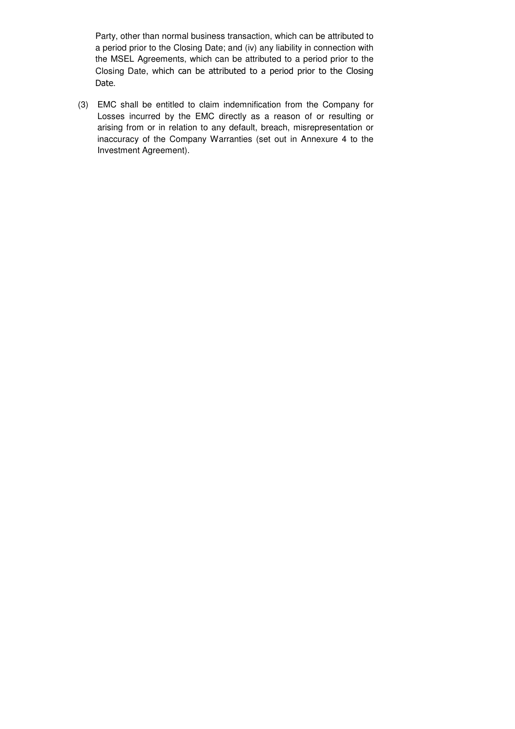Party, other than normal business transaction, which can be attributed to a period prior to the Closing Date; and (iv) any liability in connection with the MSEL Agreements, which can be attributed to a period prior to the Closing Date, which can be attributed to a period prior to the Closing Date.

(3) EMC shall be entitled to claim indemnification from the Company for Losses incurred by the EMC directly as a reason of or resulting or arising from or in relation to any default, breach, misrepresentation or inaccuracy of the Company Warranties (set out in Annexure 4 to the Investment Agreement).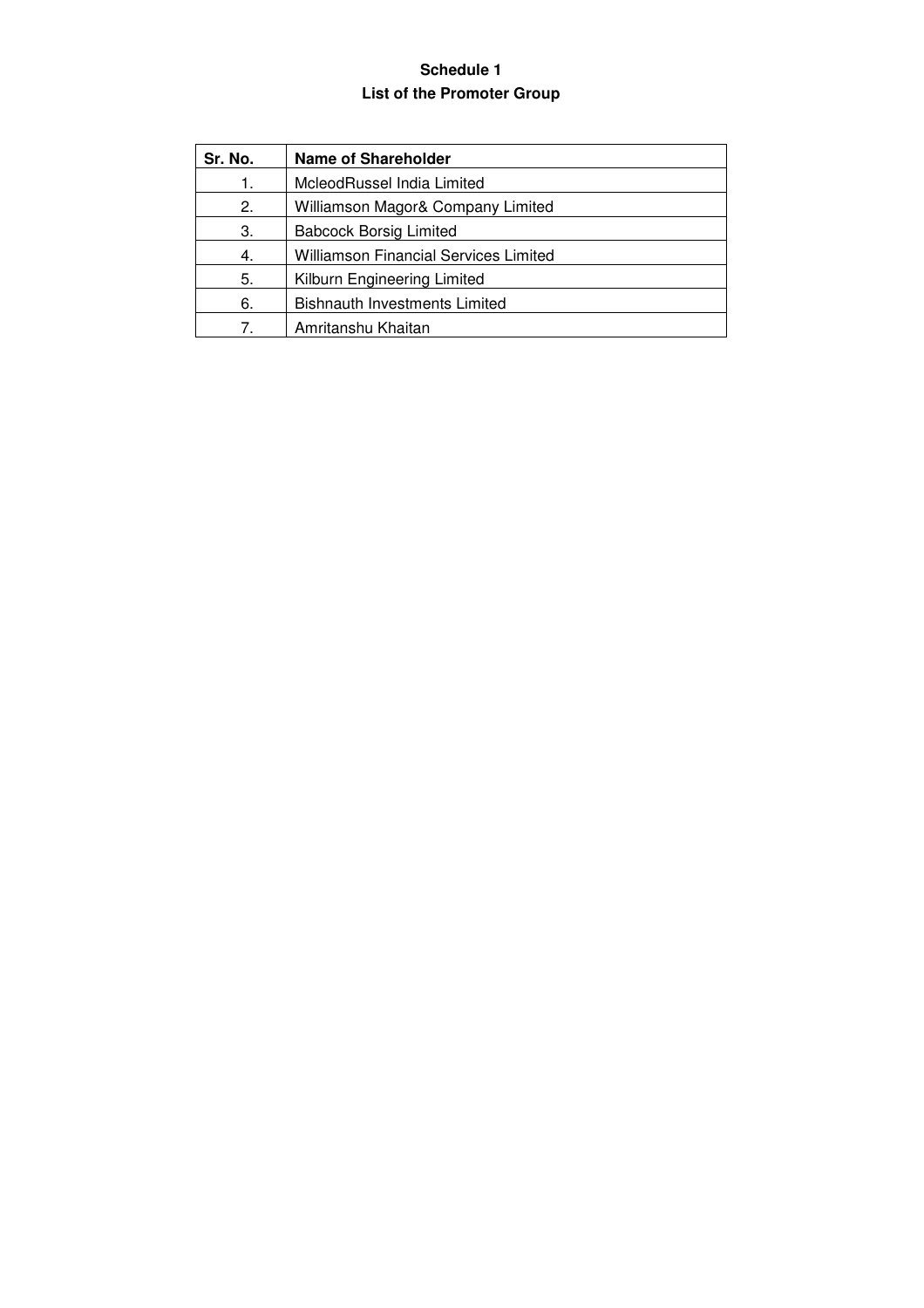**Schedule 1**

**List of the Promoter Group**

| Sr. No. | Name of Shareholder |
|---|---|
| 1. | McleodRussel India Limited |
| 2. | Williamson Magor& Company Limited |
| 3. | Babcock Borsig Limited |
| 4. | Williamson Financial Services Limited |
| 5. | Kilburn Engineering Limited |
| 6. | Bishnauth Investments Limited |
| 7. | Amritanshu Khaitan |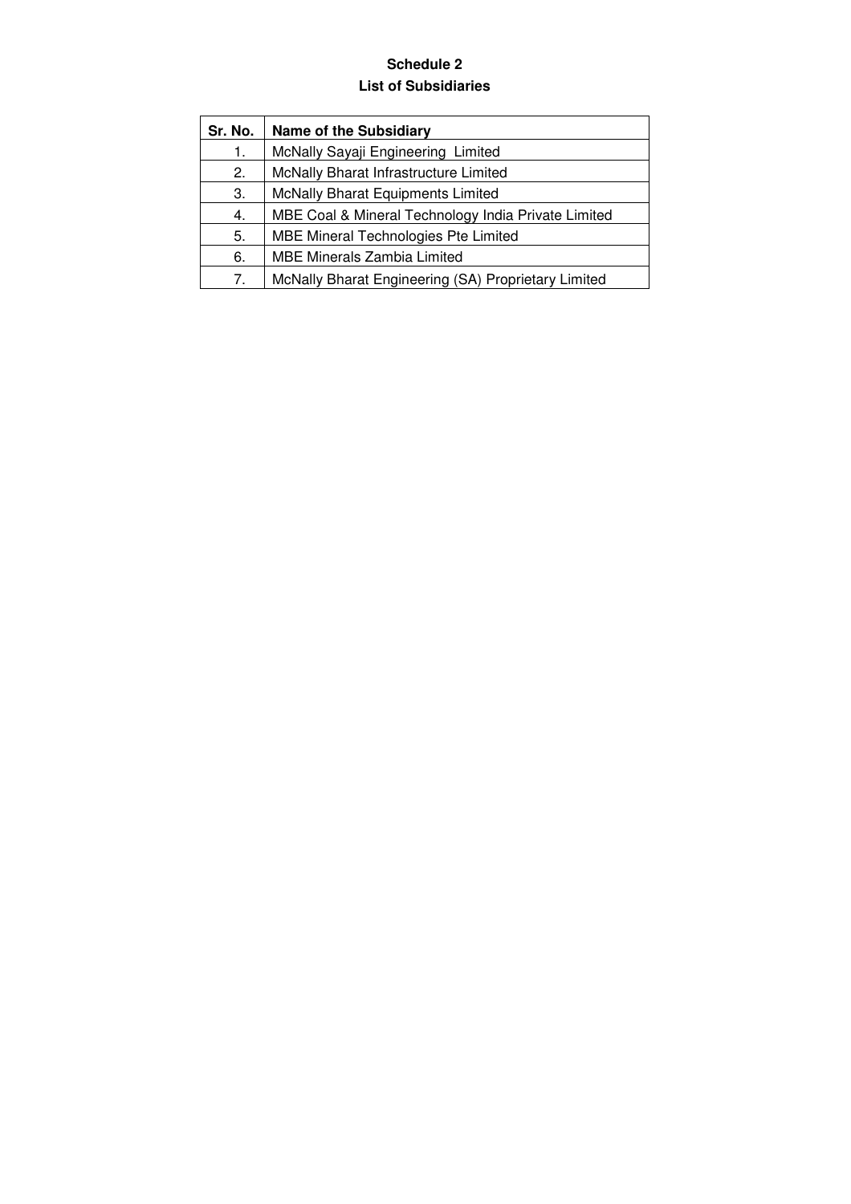# Schedule 2

## List of Subsidiaries

| Sr. No. | Name of the Subsidiary |
|---|---|
| 1. | McNally Sayaji Engineering Limited |
| 2. | McNally Bharat Infrastructure Limited |
| 3. | McNally Bharat Equipments Limited |
| 4. | MBE Coal & Mineral Technology India Private Limited |
| 5. | MBE Mineral Technologies Pte Limited |
| 6. | MBE Minerals Zambia Limited |
| 7. | McNally Bharat Engineering (SA) Proprietary Limited |